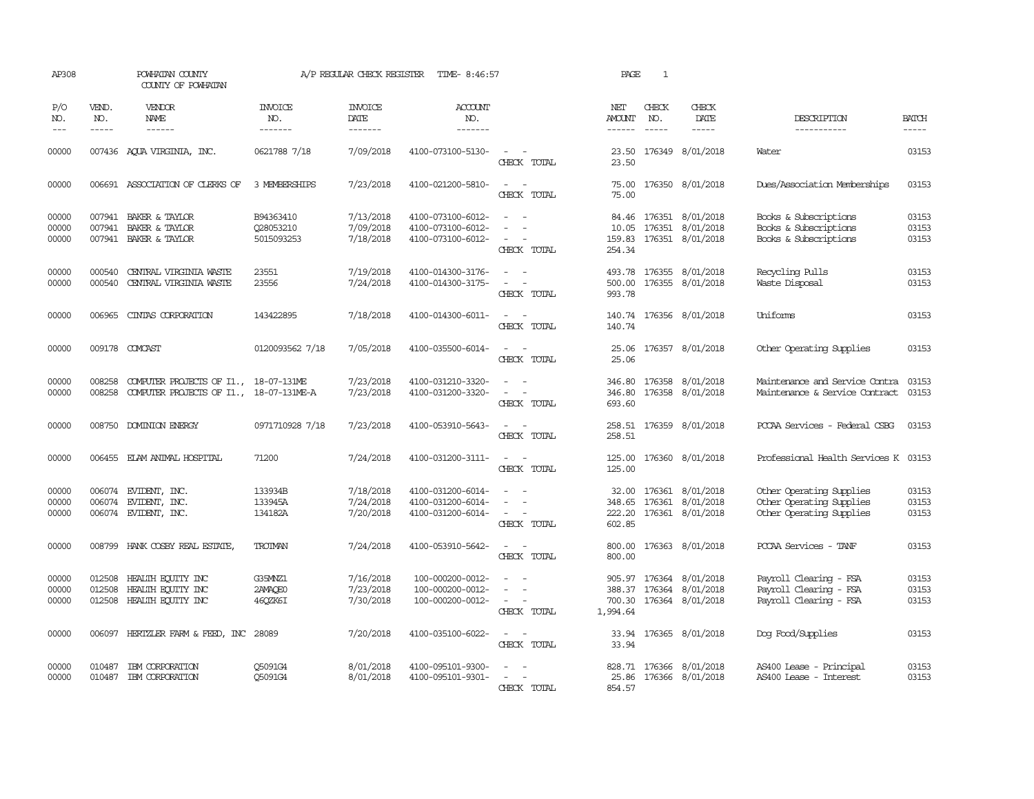AP308 POWHATAN COUNTY A/P REGULAR CHECK REGISTER TIME- 8:46:57 PAGE 1

COUNTY OF POWHATAN

| P/O NO. | VEND. NO. | VENDOR NAME | INVOICE NO. | INVOICE DATE | ACCOUNT NO. | | NET AMOUNT | CHECK NO. | CHECK DATE | DESCRIPTION | BATCH |
|---|---|---|---|---|---|---|---|---|---|---|---|
| 00000 | 007436 | AQUA VIRGINIA, INC. | 0621788 7/18 | 7/09/2018 | 4100-073100-5130- | - - | 23.50 | 176349 | 8/01/2018 | Water | 03153 |
| | | | | | | CHECK TOTAL | 23.50 | | | | |
| 00000 | 006691 | ASSOCIATION OF CLERKS OF | 3 MEMBERSHIPS | 7/23/2018 | 4100-021200-5810- | - - | 75.00 | 176350 | 8/01/2018 | Dues/Association Memberships | 03153 |
| | | | | | | CHECK TOTAL | 75.00 | | | | |
| 00000 | 007941 | BAKER & TAYLOR | B94363410 | 7/13/2018 | 4100-073100-6012- | - - | 84.46 | 176351 | 8/01/2018 | Books & Subscriptions | 03153 |
| 00000 | 007941 | BAKER & TAYLOR | Q28053210 | 7/09/2018 | 4100-073100-6012- | - - | 10.05 | 176351 | 8/01/2018 | Books & Subscriptions | 03153 |
| 00000 | 007941 | BAKER & TAYLOR | 5015093253 | 7/18/2018 | 4100-073100-6012- | - - | 159.83 | 176351 | 8/01/2018 | Books & Subscriptions | 03153 |
| | | | | | | CHECK TOTAL | 254.34 | | | | |
| 00000 | 000540 | CENTRAL VIRGINIA WASTE | 23551 | 7/19/2018 | 4100-014300-3176- | - - | 493.78 | 176355 | 8/01/2018 | Recycling Pulls | 03153 |
| 00000 | 000540 | CENTRAL VIRGINIA WASTE | 23556 | 7/24/2018 | 4100-014300-3175- | - - | 500.00 | 176355 | 8/01/2018 | Waste Disposal | 03153 |
| | | | | | | CHECK TOTAL | 993.78 | | | | |
| 00000 | 006965 | CINTAS CORPORATION | 143422895 | 7/18/2018 | 4100-014300-6011- | - - | 140.74 | 176356 | 8/01/2018 | Uniforms | 03153 |
| | | | | | | CHECK TOTAL | 140.74 | | | | |
| 00000 | 009178 | COMCAST | 0120093562 7/18 | 7/05/2018 | 4100-035500-6014- | - - | 25.06 | 176357 | 8/01/2018 | Other Operating Supplies | 03153 |
| | | | | | | CHECK TOTAL | 25.06 | | | | |
| 00000 | 008258 | COMPUTER PROJECTS OF Il., | 18-07-131ME | 7/23/2018 | 4100-031210-3320- | - - | 346.80 | 176358 | 8/01/2018 | Maintenance and Service Contra | 03153 |
| 00000 | 008258 | COMPUTER PROJECTS OF Il., | 18-07-131ME-A | 7/23/2018 | 4100-031200-3320- | - - | 346.80 | 176358 | 8/01/2018 | Maintenance & Service Contract | 03153 |
| | | | | | | CHECK TOTAL | 693.60 | | | | |
| 00000 | 008750 | DOMINION ENERGY | 0971710928 7/18 | 7/23/2018 | 4100-053910-5643- | - - | 258.51 | 176359 | 8/01/2018 | PCCAA Services - Federal CSBG | 03153 |
| | | | | | | CHECK TOTAL | 258.51 | | | | |
| 00000 | 006455 | ELAM ANIMAL HOSPITAL | 71200 | 7/24/2018 | 4100-031200-3111- | - - | 125.00 | 176360 | 8/01/2018 | Professional Health Services K | 03153 |
| | | | | | | CHECK TOTAL | 125.00 | | | | |
| 00000 | 006074 | EVIDENT, INC. | 133934B | 7/18/2018 | 4100-031200-6014- | - - | 32.00 | 176361 | 8/01/2018 | Other Operating Supplies | 03153 |
| 00000 | 006074 | EVIDENT, INC. | 133945A | 7/24/2018 | 4100-031200-6014- | - - | 348.65 | 176361 | 8/01/2018 | Other Operating Supplies | 03153 |
| 00000 | 006074 | EVIDENT, INC. | 134182A | 7/20/2018 | 4100-031200-6014- | - - | 222.20 | 176361 | 8/01/2018 | Other Operating Supplies | 03153 |
| | | | | | | CHECK TOTAL | 602.85 | | | | |
| 00000 | 008799 | HANK COSBY REAL ESTATE, | TROTMAN | 7/24/2018 | 4100-053910-5642- | - - | 800.00 | 176363 | 8/01/2018 | PCCAA Services - TANF | 03153 |
| | | | | | | CHECK TOTAL | 800.00 | | | | |
| 00000 | 012508 | HEALTH EQUITY INC | G35MNZ1 | 7/16/2018 | 100-000200-0012- | - - | 905.97 | 176364 | 8/01/2018 | Payroll Clearing - FSA | 03153 |
| 00000 | 012508 | HEALTH EQUITY INC | 2AMAQE0 | 7/23/2018 | 100-000200-0012- | - - | 388.37 | 176364 | 8/01/2018 | Payroll Clearing - FSA | 03153 |
| 00000 | 012508 | HEALTH EQUITY INC | 46QZK6I | 7/30/2018 | 100-000200-0012- | - - | 700.30 | 176364 | 8/01/2018 | Payroll Clearing - FSA | 03153 |
| | | | | | | CHECK TOTAL | 1,994.64 | | | | |
| 00000 | 006097 | HERTZLER FARM & FEED, INC | 28089 | 7/20/2018 | 4100-035100-6022- | - - | 33.94 | 176365 | 8/01/2018 | Dog Food/Supplies | 03153 |
| | | | | | | CHECK TOTAL | 33.94 | | | | |
| 00000 | 010487 | IBM CORPORATION | Q5091G4 | 8/01/2018 | 4100-095101-9300- | - - | 828.71 | 176366 | 8/01/2018 | AS400 Lease - Principal | 03153 |
| 00000 | 010487 | IBM CORPORATION | Q5091G4 | 8/01/2018 | 4100-095101-9301- | - - | 25.86 | 176366 | 8/01/2018 | AS400 Lease - Interest | 03153 |
| | | | | | | CHECK TOTAL | 854.57 | | | | |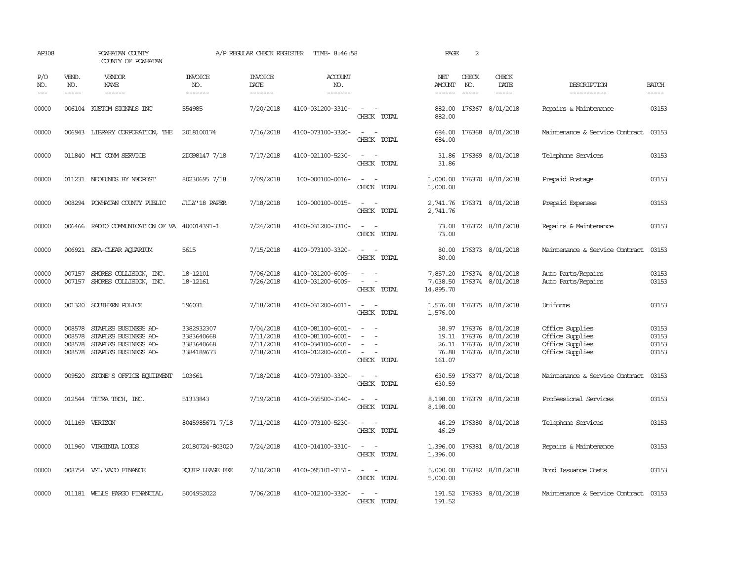AP308 POWHATAN COUNTY A/P REGULAR CHECK REGISTER TIME- 8:46:58 PAGE 2

COUNTY OF POWHATAN

| P/O NO. | VEND. NO. | VENDOR NAME | INVOICE NO. | INVOICE DATE | ACCOUNT NO. | | NET AMOUNT | CHECK NO. | CHECK DATE | DESCRIPTION | BATCH |
|---|---|---|---|---|---|---|---|---|---|---|---|
| 00000 | 006104 | KUSTOM SIGNALS INC | 554985 | 7/20/2018 | 4100-031200-3310- | - - | 882.00 | 176367 | 8/01/2018 | Repairs & Maintenance | 03153 |
| | | | | | | CHECK TOTAL | 882.00 | | | | |
| 00000 | 006943 | LIBRARY CORPORATION, THE | 2018100174 | 7/16/2018 | 4100-073100-3320- | - - | 684.00 | 176368 | 8/01/2018 | Maintenance & Service Contract | 03153 |
| | | | | | | CHECK TOTAL | 684.00 | | | | |
| 00000 | 011840 | MCI COMM SERVICE | 2DG98147 7/18 | 7/17/2018 | 4100-021100-5230- | - - | 31.86 | 176369 | 8/01/2018 | Telephone Services | 03153 |
| | | | | | | CHECK TOTAL | 31.86 | | | | |
| 00000 | 011231 | NEOFUNDS BY NEOPOST | 80230695 7/18 | 7/09/2018 | 100-000100-0016- | - - | 1,000.00 | 176370 | 8/01/2018 | Prepaid Postage | 03153 |
| | | | | | | CHECK TOTAL | 1,000.00 | | | | |
| 00000 | 008294 | POWHATAN COUNTY PUBLIC | JULY'18 PAPER | 7/18/2018 | 100-000100-0015- | - - | 2,741.76 | 176371 | 8/01/2018 | Prepaid Expenses | 03153 |
| | | | | | | CHECK TOTAL | 2,741.76 | | | | |
| 00000 | 006466 | RADIO COMMUNICATION OF VA | 400014391-1 | 7/24/2018 | 4100-031200-3310- | - - | 73.00 | 176372 | 8/01/2018 | Repairs & Maintenance | 03153 |
| | | | | | | CHECK TOTAL | 73.00 | | | | |
| 00000 | 006921 | SEA-CLEAR AQUARIUM | 5615 | 7/15/2018 | 4100-073100-3320- | - - | 80.00 | 176373 | 8/01/2018 | Maintenance & Service Contract | 03153 |
| | | | | | | CHECK TOTAL | 80.00 | | | | |
| 00000 | 007157 | SHORES COLLISION, INC. | 18-12101 | 7/06/2018 | 4100-031200-6009- | - - | 7,857.20 | 176374 | 8/01/2018 | Auto Parts/Repairs | 03153 |
| 00000 | 007157 | SHORES COLLISION, INC. | 18-12161 | 7/26/2018 | 4100-031200-6009- | - - | 7,038.50 | 176374 | 8/01/2018 | Auto Parts/Repairs | 03153 |
| | | | | | | CHECK TOTAL | 14,895.70 | | | | |
| 00000 | 001320 | SOUTHERN POLICE | 196031 | 7/18/2018 | 4100-031200-6011- | - - | 1,576.00 | 176375 | 8/01/2018 | Uniforms | 03153 |
| | | | | | | CHECK TOTAL | 1,576.00 | | | | |
| 00000 | 008578 | STAPLES BUSINESS AD- | 3382932307 | 7/04/2018 | 4100-081100-6001- | - - | 38.97 | 176376 | 8/01/2018 | Office Supplies | 03153 |
| 00000 | 008578 | STAPLES BUSINESS AD- | 3383640668 | 7/11/2018 | 4100-081100-6001- | - - | 19.11 | 176376 | 8/01/2018 | Office Supplies | 03153 |
| 00000 | 008578 | STAPLES BUSINESS AD- | 3383640668 | 7/11/2018 | 4100-034100-6001- | - - | 26.11 | 176376 | 8/01/2018 | Office Supplies | 03153 |
| 00000 | 008578 | STAPLES BUSINESS AD- | 3384189673 | 7/18/2018 | 4100-012200-6001- | - - | 76.88 | 176376 | 8/01/2018 | Office Supplies | 03153 |
| | | | | | | CHECK TOTAL | 161.07 | | | | |
| 00000 | 009520 | STONE'S OFFICE EQUIPMENT | 103661 | 7/18/2018 | 4100-073100-3320- | - - | 630.59 | 176377 | 8/01/2018 | Maintenance & Service Contract | 03153 |
| | | | | | | CHECK TOTAL | 630.59 | | | | |
| 00000 | 012544 | TETRA TECH, INC. | 51333843 | 7/19/2018 | 4100-035500-3140- | - - | 8,198.00 | 176379 | 8/01/2018 | Professional Services | 03153 |
| | | | | | | CHECK TOTAL | 8,198.00 | | | | |
| 00000 | 011169 | VERIZON | 8045985671 7/18 | 7/11/2018 | 4100-073100-5230- | - - | 46.29 | 176380 | 8/01/2018 | Telephone Services | 03153 |
| | | | | | | CHECK TOTAL | 46.29 | | | | |
| 00000 | 011960 | VIRGINIA LOGOS | 20180724-803020 | 7/24/2018 | 4100-014100-3310- | - - | 1,396.00 | 176381 | 8/01/2018 | Repairs & Maintenance | 03153 |
| | | | | | | CHECK TOTAL | 1,396.00 | | | | |
| 00000 | 008754 | VML VACO FINANCE | EQUIP LEASE FEE | 7/10/2018 | 4100-095101-9151- | - - | 5,000.00 | 176382 | 8/01/2018 | Bond Issuance Costs | 03153 |
| | | | | | | CHECK TOTAL | 5,000.00 | | | | |
| 00000 | 011181 | WELLS FARGO FINANCIAL | 5004952022 | 7/06/2018 | 4100-012100-3320- | - - | 191.52 | 176383 | 8/01/2018 | Maintenance & Service Contract | 03153 |
| | | | | | | CHECK TOTAL | 191.52 | | | | |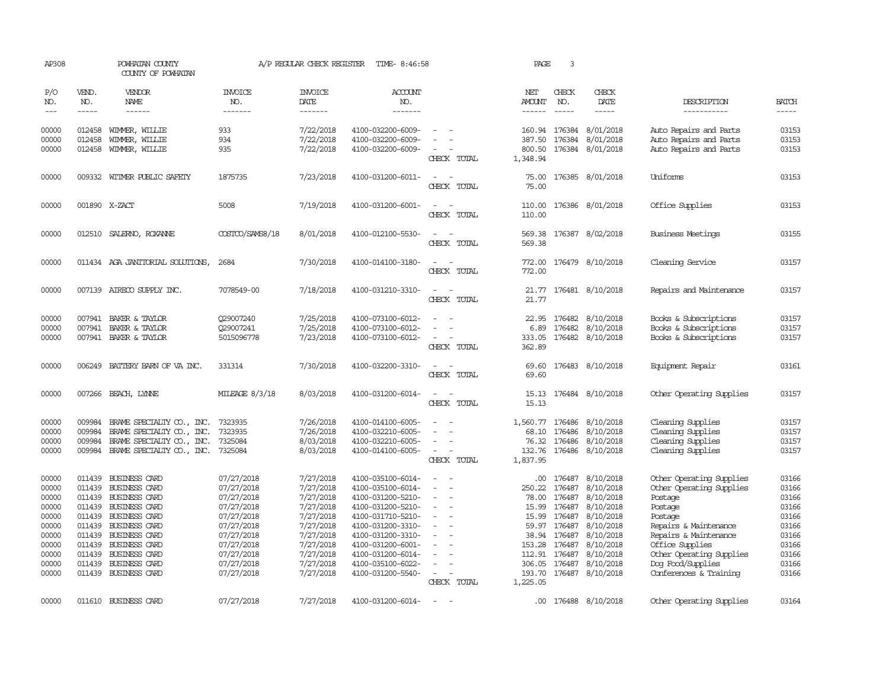AP308 POWHATAN COUNTY A/P REGULAR CHECK REGISTER TIME- 8:46:58 PAGE 3

COUNTY OF POWHATAN

| P/O NO. | VEND. NO. | VENDOR NAME | INVOICE NO. | INVOICE DATE | ACCOUNT NO. | | NET AMOUNT | CHECK NO. | CHECK DATE | DESCRIPTION | BATCH |
|---|---|---|---|---|---|---|---|---|---|---|---|
| 00000 | 012458 | WIMMER, WILLIE | 933 | 7/22/2018 | 4100-032200-6009- | - - | 160.94 | 176384 | 8/01/2018 | Auto Repairs and Parts | 03153 |
| 00000 | 012458 | WIMMER, WILLIE | 934 | 7/22/2018 | 4100-032200-6009- | - - | 387.50 | 176384 | 8/01/2018 | Auto Repairs and Parts | 03153 |
| 00000 | 012458 | WIMMER, WILLIE | 935 | 7/22/2018 | 4100-032200-6009- | - - | 800.50 | 176384 | 8/01/2018 | Auto Repairs and Parts | 03153 |
| | | | | | | CHECK TOTAL | 1,348.94 | | | | |
| 00000 | 009332 | WITMER PUBLIC SAFETY | 1875735 | 7/23/2018 | 4100-031200-6011- | - - | 75.00 | 176385 | 8/01/2018 | Uniforms | 03153 |
| | | | | | | CHECK TOTAL | 75.00 | | | | |
| 00000 | 001890 | X-ZACT | 5008 | 7/19/2018 | 4100-031200-6001- | - - | 110.00 | 176386 | 8/01/2018 | Office Supplies | 03153 |
| | | | | | | CHECK TOTAL | 110.00 | | | | |
| 00000 | 012510 | SALERNO, ROXANNE | COSTCO/SAMS8/18 | 8/01/2018 | 4100-012100-5530- | - - | 569.38 | 176387 | 8/02/2018 | Business Meetings | 03155 |
| | | | | | | CHECK TOTAL | 569.38 | | | | |
| 00000 | 011434 | AGA JANITORIAL SOLUTIONS, | 2684 | 7/30/2018 | 4100-014100-3180- | - - | 772.00 | 176479 | 8/10/2018 | Cleaning Service | 03157 |
| | | | | | | CHECK TOTAL | 772.00 | | | | |
| 00000 | 007139 | AIRECO SUPPLY INC. | 7078549-00 | 7/18/2018 | 4100-031210-3310- | - - | 21.77 | 176481 | 8/10/2018 | Repairs and Maintenance | 03157 |
| | | | | | | CHECK TOTAL | 21.77 | | | | |
| 00000 | 007941 | BAKER & TAYLOR | Q29007240 | 7/25/2018 | 4100-073100-6012- | - - | 22.95 | 176482 | 8/10/2018 | Books & Subscriptions | 03157 |
| 00000 | 007941 | BAKER & TAYLOR | Q29007241 | 7/25/2018 | 4100-073100-6012- | - - | 6.89 | 176482 | 8/10/2018 | Books & Subscriptions | 03157 |
| 00000 | 007941 | BAKER & TAYLOR | 5015096778 | 7/23/2018 | 4100-073100-6012- | - - | 333.05 | 176482 | 8/10/2018 | Books & Subscriptions | 03157 |
| | | | | | | CHECK TOTAL | 362.89 | | | | |
| 00000 | 006249 | BATTERY BARN OF VA INC. | 331314 | 7/30/2018 | 4100-032200-3310- | - - | 69.60 | 176483 | 8/10/2018 | Equipment Repair | 03161 |
| | | | | | | CHECK TOTAL | 69.60 | | | | |
| 00000 | 007266 | BEACH, LYNNE | MILEAGE 8/3/18 | 8/03/2018 | 4100-031200-6014- | - - | 15.13 | 176484 | 8/10/2018 | Other Operating Supplies | 03157 |
| | | | | | | CHECK TOTAL | 15.13 | | | | |
| 00000 | 009984 | BRAME SPECIALTY CO., INC. | 7323935 | 7/26/2018 | 4100-014100-6005- | - - | 1,560.77 | 176486 | 8/10/2018 | Cleaning Supplies | 03157 |
| 00000 | 009984 | BRAME SPECIALTY CO., INC. | 7323935 | 7/26/2018 | 4100-032210-6005- | - - | 68.10 | 176486 | 8/10/2018 | Cleaning Supplies | 03157 |
| 00000 | 009984 | BRAME SPECIALTY CO., INC. | 7325084 | 8/03/2018 | 4100-032210-6005- | - - | 76.32 | 176486 | 8/10/2018 | Cleaning Supplies | 03157 |
| 00000 | 009984 | BRAME SPECIALTY CO., INC. | 7325084 | 8/03/2018 | 4100-014100-6005- | - - | 132.76 | 176486 | 8/10/2018 | Cleaning Supplies | 03157 |
| | | | | | | CHECK TOTAL | 1,837.95 | | | | |
| 00000 | 011439 | BUSINESS CARD | 07/27/2018 | 7/27/2018 | 4100-035100-6014- | - - | .00 | 176487 | 8/10/2018 | Other Operating Supplies | 03166 |
| 00000 | 011439 | BUSINESS CARD | 07/27/2018 | 7/27/2018 | 4100-035100-6014- | - - | 250.22 | 176487 | 8/10/2018 | Other Operating Supplies | 03166 |
| 00000 | 011439 | BUSINESS CARD | 07/27/2018 | 7/27/2018 | 4100-031200-5210- | - - | 78.00 | 176487 | 8/10/2018 | Postage | 03166 |
| 00000 | 011439 | BUSINESS CARD | 07/27/2018 | 7/27/2018 | 4100-031200-5210- | - - | 15.99 | 176487 | 8/10/2018 | Postage | 03166 |
| 00000 | 011439 | BUSINESS CARD | 07/27/2018 | 7/27/2018 | 4100-031710-5210- | - - | 15.99 | 176487 | 8/10/2018 | Postage | 03166 |
| 00000 | 011439 | BUSINESS CARD | 07/27/2018 | 7/27/2018 | 4100-031200-3310- | - - | 59.97 | 176487 | 8/10/2018 | Repairs & Maintenance | 03166 |
| 00000 | 011439 | BUSINESS CARD | 07/27/2018 | 7/27/2018 | 4100-031200-3310- | - - | 38.94 | 176487 | 8/10/2018 | Repairs & Maintenance | 03166 |
| 00000 | 011439 | BUSINESS CARD | 07/27/2018 | 7/27/2018 | 4100-031200-6001- | - - | 153.28 | 176487 | 8/10/2018 | Office Supplies | 03166 |
| 00000 | 011439 | BUSINESS CARD | 07/27/2018 | 7/27/2018 | 4100-031200-6014- | - - | 112.91 | 176487 | 8/10/2018 | Other Operating Supplies | 03166 |
| 00000 | 011439 | BUSINESS CARD | 07/27/2018 | 7/27/2018 | 4100-035100-6022- | - - | 306.05 | 176487 | 8/10/2018 | Dog Food/Supplies | 03166 |
| 00000 | 011439 | BUSINESS CARD | 07/27/2018 | 7/27/2018 | 4100-031200-5540- | - - | 193.70 | 176487 | 8/10/2018 | Conferences & Training | 03166 |
| | | | | | | CHECK TOTAL | 1,225.05 | | | | |
| 00000 | 011610 | BUSINESS CARD | 07/27/2018 | 7/27/2018 | 4100-031200-6014- | - - | .00 | 176488 | 8/10/2018 | Other Operating Supplies | 03164 |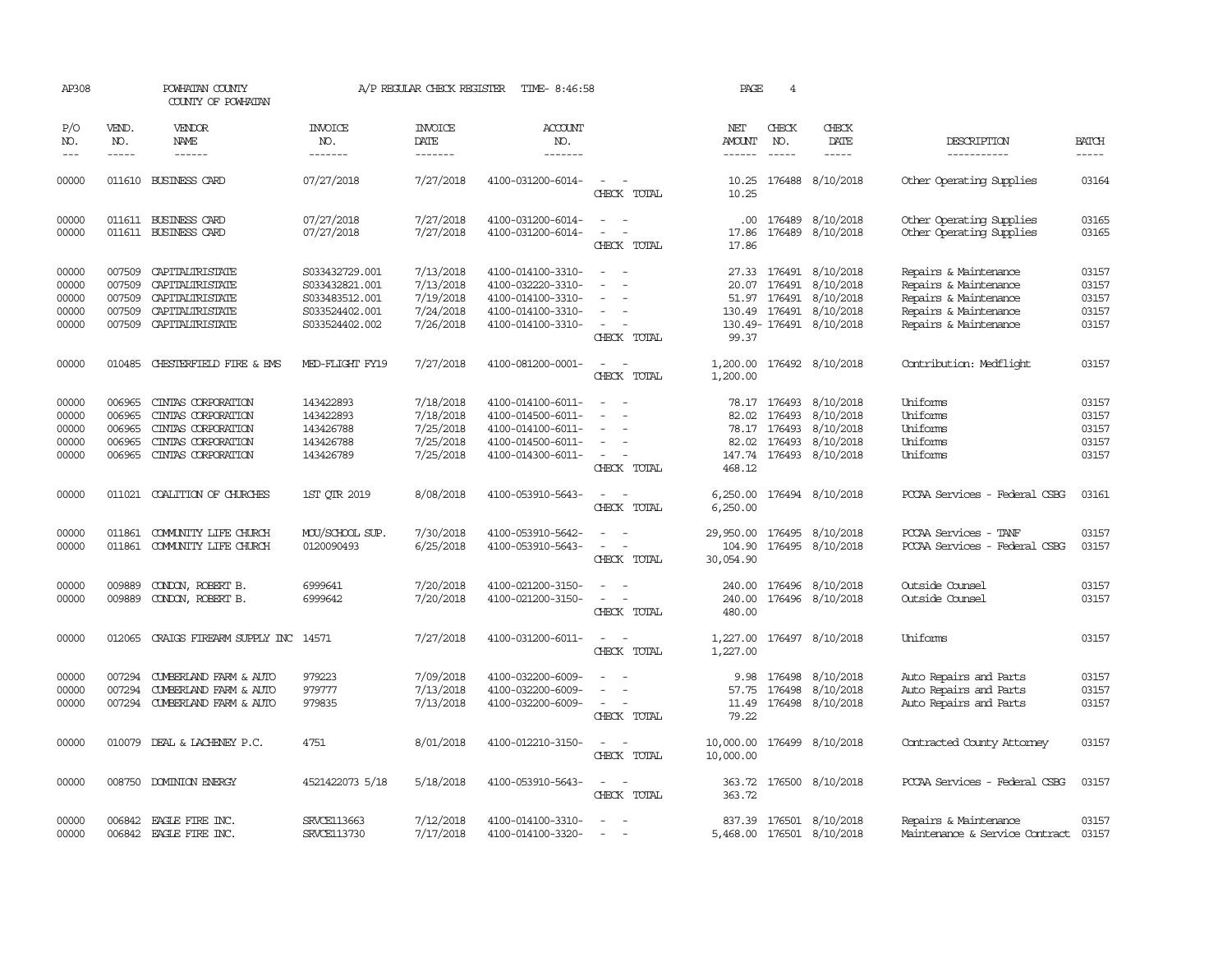AP308 POWHATAN COUNTY A/P REGULAR CHECK REGISTER TIME- 8:46:58 PAGE 4

COUNTY OF POWHATAN

| P/O NO. | VEND. NO. | VENDOR NAME | INVOICE NO. | INVOICE DATE | ACCOUNT NO. | | NET AMOUNT | CHECK NO. | CHECK DATE | DESCRIPTION | BATCH |
|---|---|---|---|---|---|---|---|---|---|---|---|
| 00000 | 011610 | BUSINESS CARD | 07/27/2018 | 7/27/2018 | 4100-031200-6014- | - - | 10.25 | 176488 | 8/10/2018 | Other Operating Supplies | 03164 |
| | | | | | | CHECK TOTAL | 10.25 | | | | |
| 00000 | 011611 | BUSINESS CARD | 07/27/2018 | 7/27/2018 | 4100-031200-6014- | - - | .00 | 176489 | 8/10/2018 | Other Operating Supplies | 03165 |
| 00000 | 011611 | BUSINESS CARD | 07/27/2018 | 7/27/2018 | 4100-031200-6014- | - - | 17.86 | 176489 | 8/10/2018 | Other Operating Supplies | 03165 |
| | | | | | | CHECK TOTAL | 17.86 | | | | |
| 00000 | 007509 | CAPITALTRISTATE | S033432729.001 | 7/13/2018 | 4100-014100-3310- | - - | 27.33 | 176491 | 8/10/2018 | Repairs & Maintenance | 03157 |
| 00000 | 007509 | CAPITALTRISTATE | S033432821.001 | 7/13/2018 | 4100-032220-3310- | - - | 20.07 | 176491 | 8/10/2018 | Repairs & Maintenance | 03157 |
| 00000 | 007509 | CAPITALTRISTATE | S033483512.001 | 7/19/2018 | 4100-014100-3310- | - - | 51.97 | 176491 | 8/10/2018 | Repairs & Maintenance | 03157 |
| 00000 | 007509 | CAPITALTRISTATE | S033524402.001 | 7/24/2018 | 4100-014100-3310- | - - | 130.49 | 176491 | 8/10/2018 | Repairs & Maintenance | 03157 |
| 00000 | 007509 | CAPITALTRISTATE | S033524402.002 | 7/26/2018 | 4100-014100-3310- | - - | 130.49- | 176491 | 8/10/2018 | Repairs & Maintenance | 03157 |
| | | | | | | CHECK TOTAL | 99.37 | | | | |
| 00000 | 010485 | CHESTERFIELD FIRE & EMS | MED-FLIGHT FY19 | 7/27/2018 | 4100-081200-0001- | - - | 1,200.00 | 176492 | 8/10/2018 | Contribution: Medflight | 03157 |
| | | | | | | CHECK TOTAL | 1,200.00 | | | | |
| 00000 | 006965 | CINTAS CORPORATION | 143422893 | 7/18/2018 | 4100-014100-6011- | - - | 78.17 | 176493 | 8/10/2018 | Uniforms | 03157 |
| 00000 | 006965 | CINTAS CORPORATION | 143422893 | 7/18/2018 | 4100-014500-6011- | - - | 82.02 | 176493 | 8/10/2018 | Uniforms | 03157 |
| 00000 | 006965 | CINTAS CORPORATION | 143426788 | 7/25/2018 | 4100-014100-6011- | - - | 78.17 | 176493 | 8/10/2018 | Uniforms | 03157 |
| 00000 | 006965 | CINTAS CORPORATION | 143426788 | 7/25/2018 | 4100-014500-6011- | - - | 82.02 | 176493 | 8/10/2018 | Uniforms | 03157 |
| 00000 | 006965 | CINTAS CORPORATION | 143426789 | 7/25/2018 | 4100-014300-6011- | - - | 147.74 | 176493 | 8/10/2018 | Uniforms | 03157 |
| | | | | | | CHECK TOTAL | 468.12 | | | | |
| 00000 | 011021 | COALITION OF CHURCHES | 1ST QTR 2019 | 8/08/2018 | 4100-053910-5643- | - - | 6,250.00 | 176494 | 8/10/2018 | PCCAA Services - Federal CSBG | 03161 |
| | | | | | | CHECK TOTAL | 6,250.00 | | | | |
| 00000 | 011861 | COMMUNITY LIFE CHURCH | MOU/SCHOOL SUP. | 7/30/2018 | 4100-053910-5642- | - - | 29,950.00 | 176495 | 8/10/2018 | PCCAA Services - TANF | 03157 |
| 00000 | 011861 | COMMUNITY LIFE CHURCH | 0120090493 | 6/25/2018 | 4100-053910-5643- | - - | 104.90 | 176495 | 8/10/2018 | PCCAA Services - Federal CSBG | 03157 |
| | | | | | | CHECK TOTAL | 30,054.90 | | | | |
| 00000 | 009889 | CONDON, ROBERT B. | 6999641 | 7/20/2018 | 4100-021200-3150- | - - | 240.00 | 176496 | 8/10/2018 | Outside Counsel | 03157 |
| 00000 | 009889 | CONDON, ROBERT B. | 6999642 | 7/20/2018 | 4100-021200-3150- | - - | 240.00 | 176496 | 8/10/2018 | Outside Counsel | 03157 |
| | | | | | | CHECK TOTAL | 480.00 | | | | |
| 00000 | 012065 | CRAIGS FIREARM SUPPLY INC | 14571 | 7/27/2018 | 4100-031200-6011- | - - | 1,227.00 | 176497 | 8/10/2018 | Uniforms | 03157 |
| | | | | | | CHECK TOTAL | 1,227.00 | | | | |
| 00000 | 007294 | CUMBERLAND FARM & AUTO | 979223 | 7/09/2018 | 4100-032200-6009- | - - | 9.98 | 176498 | 8/10/2018 | Auto Repairs and Parts | 03157 |
| 00000 | 007294 | CUMBERLAND FARM & AUTO | 979777 | 7/13/2018 | 4100-032200-6009- | - - | 57.75 | 176498 | 8/10/2018 | Auto Repairs and Parts | 03157 |
| 00000 | 007294 | CUMBERLAND FARM & AUTO | 979835 | 7/13/2018 | 4100-032200-6009- | - - | 11.49 | 176498 | 8/10/2018 | Auto Repairs and Parts | 03157 |
| | | | | | | CHECK TOTAL | 79.22 | | | | |
| 00000 | 010079 | DEAL & LACHENEY P.C. | 4751 | 8/01/2018 | 4100-012210-3150- | - - | 10,000.00 | 176499 | 8/10/2018 | Contracted County Attorney | 03157 |
| | | | | | | CHECK TOTAL | 10,000.00 | | | | |
| 00000 | 008750 | DOMINION ENERGY | 4521422073 5/18 | 5/18/2018 | 4100-053910-5643- | - - | 363.72 | 176500 | 8/10/2018 | PCCAA Services - Federal CSBG | 03157 |
| | | | | | | CHECK TOTAL | 363.72 | | | | |
| 00000 | 006842 | EAGLE FIRE INC. | SRVCE113663 | 7/12/2018 | 4100-014100-3310- | - - | 837.39 | 176501 | 8/10/2018 | Repairs & Maintenance | 03157 |
| 00000 | 006842 | EAGLE FIRE INC. | SRVCE113730 | 7/17/2018 | 4100-014100-3320- | - - | 5,468.00 | 176501 | 8/10/2018 | Maintenance & Service Contract | 03157 |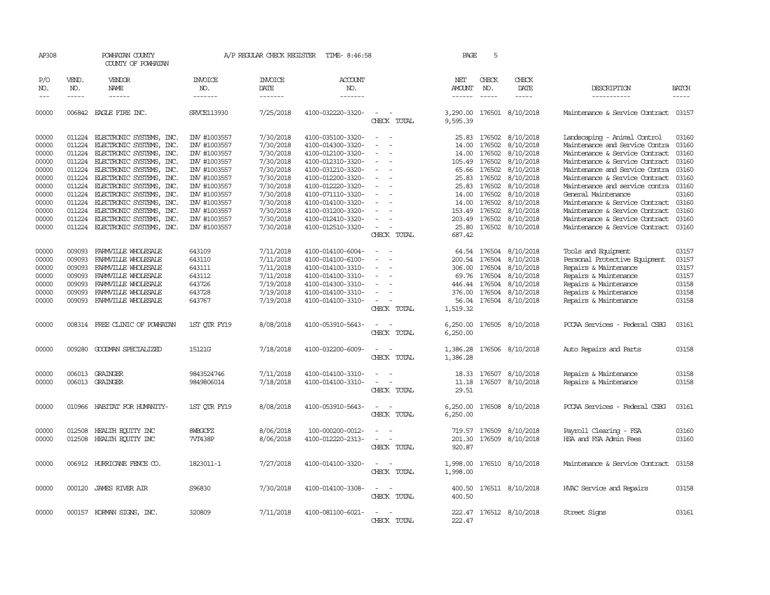AP308 POWHATAN COUNTY A/P REGULAR CHECK REGISTER TIME- 8:46:58

COUNTY OF POWHATAN

| P/O NO. | VEND. NO. | VENDOR NAME | INVOICE NO. | INVOICE DATE | ACCOUNT NO. | | NET AMOUNT | CHECK NO. | CHECK DATE | DESCRIPTION | BATCH |
|---|---|---|---|---|---|---|---|---|---|---|---|
| 00000 | 006842 | EAGLE FIRE INC. | SRVCE113930 | 7/25/2018 | 4100-032220-3320- | - - | 3,290.00 | 176501 | 8/10/2018 | Maintenance & Service Contract | 03157 |
| | | | | | | CHECK TOTAL | 9,595.39 | | | | |
| 00000 | 011224 | ELECTRONIC SYSTEMS, INC. | INV #1003557 | 7/30/2018 | 4100-035100-3320- | - - | 25.83 | 176502 | 8/10/2018 | Landscaping - Animal Control | 03160 |
| 00000 | 011224 | ELECTRONIC SYSTEMS, INC. | INV #1003557 | 7/30/2018 | 4100-014300-3320- | - - | 14.00 | 176502 | 8/10/2018 | Maintenance and Service Contra | 03160 |
| 00000 | 011224 | ELECTRONIC SYSTEMS, INC. | INV #1003557 | 7/30/2018 | 4100-012100-3320- | - - | 14.00 | 176502 | 8/10/2018 | Maintenance & Service Contract | 03160 |
| 00000 | 011224 | ELECTRONIC SYSTEMS, INC. | INV #1003557 | 7/30/2018 | 4100-012310-3320- | - - | 105.49 | 176502 | 8/10/2018 | Maintenance & Service Contract | 03160 |
| 00000 | 011224 | ELECTRONIC SYSTEMS, INC. | INV #1003557 | 7/30/2018 | 4100-031210-3320- | - - | 65.66 | 176502 | 8/10/2018 | Maintenance and Service Contra | 03160 |
| 00000 | 011224 | ELECTRONIC SYSTEMS, INC. | INV #1003557 | 7/30/2018 | 4100-012200-3320- | - - | 25.83 | 176502 | 8/10/2018 | Maintenance & Service Contract | 03160 |
| 00000 | 011224 | ELECTRONIC SYSTEMS, INC. | INV #1003557 | 7/30/2018 | 4100-012220-3320- | - - | 25.83 | 176502 | 8/10/2018 | Maintenance and service contra | 03160 |
| 00000 | 011224 | ELECTRONIC SYSTEMS, INC. | INV #1003557 | 7/30/2018 | 4100-071110-3320- | - - | 14.00 | 176502 | 8/10/2018 | General Maintenance | 03160 |
| 00000 | 011224 | ELECTRONIC SYSTEMS, INC. | INV #1003557 | 7/30/2018 | 4100-014100-3320- | - - | 14.00 | 176502 | 8/10/2018 | Maintenance & Service Contract | 03160 |
| 00000 | 011224 | ELECTRONIC SYSTEMS, INC. | INV #1003557 | 7/30/2018 | 4100-031200-3320- | - - | 153.49 | 176502 | 8/10/2018 | Maintenance & Service Contract | 03160 |
| 00000 | 011224 | ELECTRONIC SYSTEMS, INC. | INV #1003557 | 7/30/2018 | 4100-012410-3320- | - - | 203.49 | 176502 | 8/10/2018 | Maintenance & Service Contract | 03160 |
| 00000 | 011224 | ELECTRONIC SYSTEMS, INC. | INV #1003557 | 7/30/2018 | 4100-012510-3320- | - - | 25.80 | 176502 | 8/10/2018 | Maintenance & Service Contract | 03160 |
| | | | | | | CHECK TOTAL | 687.42 | | | | |
| 00000 | 009093 | FARMVILLE WHOLESALE | 643109 | 7/11/2018 | 4100-014100-6004- | - - | 64.54 | 176504 | 8/10/2018 | Tools and Equipment | 03157 |
| 00000 | 009093 | FARMVILLE WHOLESALE | 643110 | 7/11/2018 | 4100-014100-6100- | - - | 200.54 | 176504 | 8/10/2018 | Personal Protective Equipment | 03157 |
| 00000 | 009093 | FARMVILLE WHOLESALE | 643111 | 7/11/2018 | 4100-014100-3310- | - - | 306.00 | 176504 | 8/10/2018 | Repairs & Maintenance | 03157 |
| 00000 | 009093 | FARMVILLE WHOLESALE | 643112 | 7/11/2018 | 4100-014100-3310- | - - | 69.76 | 176504 | 8/10/2018 | Repairs & Maintenance | 03157 |
| 00000 | 009093 | FARMVILLE WHOLESALE | 643726 | 7/19/2018 | 4100-014300-3310- | - - | 446.44 | 176504 | 8/10/2018 | Repairs & Maintenance | 03158 |
| 00000 | 009093 | FARMVILLE WHOLESALE | 643728 | 7/19/2018 | 4100-014100-3310- | - - | 376.00 | 176504 | 8/10/2018 | Repairs & Maintenance | 03158 |
| 00000 | 009093 | FARMVILLE WHOLESALE | 643767 | 7/19/2018 | 4100-014100-3310- | - - | 56.04 | 176504 | 8/10/2018 | Repairs & Maintenance | 03158 |
| | | | | | | CHECK TOTAL | 1,519.32 | | | | |
| 00000 | 008314 | FREE CLINIC OF POWHATAN | 1ST QTR FY19 | 8/08/2018 | 4100-053910-5643- | - - | 6,250.00 | 176505 | 8/10/2018 | PCCAA Services - Federal CSBG | 03161 |
| | | | | | | CHECK TOTAL | 6,250.00 | | | | |
| 00000 | 009280 | GOODMAN SPECIALIZED | 15121G | 7/18/2018 | 4100-032200-6009- | - - | 1,386.28 | 176506 | 8/10/2018 | Auto Repairs and Parts | 03158 |
| | | | | | | CHECK TOTAL | 1,386.28 | | | | |
| 00000 | 006013 | GRAINGER | 9843524746 | 7/11/2018 | 4100-014100-3310- | - - | 18.33 | 176507 | 8/10/2018 | Repairs & Maintenance | 03158 |
| 00000 | 006013 | GRAINGER | 9849806014 | 7/18/2018 | 4100-014100-3310- | - - | 11.18 | 176507 | 8/10/2018 | Repairs & Maintenance | 03158 |
| | | | | | | CHECK TOTAL | 29.51 | | | | |
| 00000 | 010966 | HABITAT FOR HUMANITY- | 1ST QTR FY19 | 8/08/2018 | 4100-053910-5643- | - - | 6,250.00 | 176508 | 8/10/2018 | PCCAA Services - Federal CSBG | 03161 |
| | | | | | | CHECK TOTAL | 6,250.00 | | | | |
| 00000 | 012508 | HEALTH EQUITY INC | 8WBGCFZ | 8/06/2018 | 100-000200-0012- | - - | 719.57 | 176509 | 8/10/2018 | Payroll Clearing - FSA | 03160 |
| 00000 | 012508 | HEALTH EQUITY INC | 7VI438P | 8/06/2018 | 4100-012220-2313- | - - | 201.30 | 176509 | 8/10/2018 | HSA and FSA Admin Fees | 03160 |
| | | | | | | CHECK TOTAL | 920.87 | | | | |
| 00000 | 006912 | HURRICANE FENCE CO. | 1823011-1 | 7/27/2018 | 4100-014100-3320- | - - | 1,998.00 | 176510 | 8/10/2018 | Maintenance & Service Contract | 03158 |
| | | | | | | CHECK TOTAL | 1,998.00 | | | | |
| 00000 | 000120 | JAMES RIVER AIR | S96830 | 7/30/2018 | 4100-014100-3308- | - - | 400.50 | 176511 | 8/10/2018 | HVAC Service and Repairs | 03158 |
| | | | | | | CHECK TOTAL | 400.50 | | | | |
| 00000 | 000157 | KORMAN SIGNS, INC. | 320809 | 7/11/2018 | 4100-081100-6021- | - - | 222.47 | 176512 | 8/10/2018 | Street Signs | 03161 |
| | | | | | | CHECK TOTAL | 222.47 | | | | |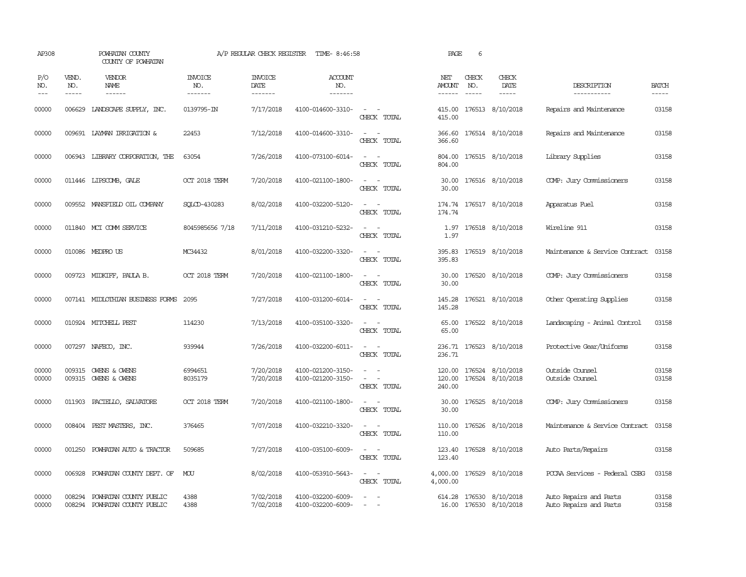AP308 POWHATAN COUNTY A/P REGULAR CHECK REGISTER TIME- 8:46:58 PAGE 6

COUNTY OF POWHATAN

| P/O NO. | VEND. NO. | VENDOR NAME | INVOICE NO. | INVOICE DATE | ACCOUNT NO. | | NET AMOUNT | CHECK NO. | CHECK DATE | DESCRIPTION | BATCH |
|---|---|---|---|---|---|---|---|---|---|---|---|
| --- | ----- | ------ | ------- | ------- | ------- | | ------ | ----- | ----- | ----------- | ----- |
| 00000 | 006629 | LANDSCAPE SUPPLY, INC. | 0139795-IN | 7/17/2018 | 4100-014600-3310- | - - | 415.00 | 176513 | 8/10/2018 | Repairs and Maintenance | 03158 |
| | | | | | | CHECK TOTAL | 415.00 | | | | |
| 00000 | 009691 | LAYMAN IRRIGATION & | 22453 | 7/12/2018 | 4100-014600-3310- | - - | 366.60 | 176514 | 8/10/2018 | Repairs and Maintenance | 03158 |
| | | | | | | CHECK TOTAL | 366.60 | | | | |
| 00000 | 006943 | LIBRARY CORPORATION, THE | 63054 | 7/26/2018 | 4100-073100-6014- | - - | 804.00 | 176515 | 8/10/2018 | Library Supplies | 03158 |
| | | | | | | CHECK TOTAL | 804.00 | | | | |
| 00000 | 011446 | LIPSCOMB, GALE | OCT 2018 TERM | 7/20/2018 | 4100-021100-1800- | - - | 30.00 | 176516 | 8/10/2018 | COMP: Jury Commissioners | 03158 |
| | | | | | | CHECK TOTAL | 30.00 | | | | |
| 00000 | 009552 | MANSFIELD OIL COMPANY | SQLCD-430283 | 8/02/2018 | 4100-032200-5120- | - - | 174.74 | 176517 | 8/10/2018 | Apparatus Fuel | 03158 |
| | | | | | | CHECK TOTAL | 174.74 | | | | |
| 00000 | 011840 | MCI COMM SERVICE | 8045985656 7/18 | 7/11/2018 | 4100-031210-5232- | - - | 1.97 | 176518 | 8/10/2018 | Wireline 911 | 03158 |
| | | | | | | CHECK TOTAL | 1.97 | | | | |
| 00000 | 010086 | MEDPRO US | MC34432 | 8/01/2018 | 4100-032200-3320- | - - | 395.83 | 176519 | 8/10/2018 | Maintenance & Service Contract | 03158 |
| | | | | | | CHECK TOTAL | 395.83 | | | | |
| 00000 | 009723 | MIDKIFF, PAULA B. | OCT 2018 TERM | 7/20/2018 | 4100-021100-1800- | - - | 30.00 | 176520 | 8/10/2018 | COMP: Jury Commissioners | 03158 |
| | | | | | | CHECK TOTAL | 30.00 | | | | |
| 00000 | 007141 | MIDLOTHIAN BUSINESS FORMS | 2095 | 7/27/2018 | 4100-031200-6014- | - - | 145.28 | 176521 | 8/10/2018 | Other Operating Supplies | 03158 |
| | | | | | | CHECK TOTAL | 145.28 | | | | |
| 00000 | 010924 | MITCHELL PEST | 114230 | 7/13/2018 | 4100-035100-3320- | - - | 65.00 | 176522 | 8/10/2018 | Landscaping - Animal Control | 03158 |
| | | | | | | CHECK TOTAL | 65.00 | | | | |
| 00000 | 007297 | NAFECO, INC. | 939944 | 7/26/2018 | 4100-032200-6011- | - - | 236.71 | 176523 | 8/10/2018 | Protective Gear/Uniforms | 03158 |
| | | | | | | CHECK TOTAL | 236.71 | | | | |
| 00000 | 009315 | OWENS & OWENS | 6994651 | 7/20/2018 | 4100-021200-3150- | - - | 120.00 | 176524 | 8/10/2018 | Outside Counsel | 03158 |
| 00000 | 009315 | OWENS & OWENS | 8035179 | 7/20/2018 | 4100-021200-3150- | - - | 120.00 | 176524 | 8/10/2018 | Outside Counsel | 03158 |
| | | | | | | CHECK TOTAL | 240.00 | | | | |
| 00000 | 011903 | PACIELLO, SALVATORE | OCT 2018 TERM | 7/20/2018 | 4100-021100-1800- | - - | 30.00 | 176525 | 8/10/2018 | COMP: Jury Commissioners | 03158 |
| | | | | | | CHECK TOTAL | 30.00 | | | | |
| 00000 | 008404 | PEST MASTERS, INC. | 376465 | 7/07/2018 | 4100-032210-3320- | - - | 110.00 | 176526 | 8/10/2018 | Maintenance & Service Contract | 03158 |
| | | | | | | CHECK TOTAL | 110.00 | | | | |
| 00000 | 001250 | POWHATAN AUTO & TRACTOR | 509685 | 7/27/2018 | 4100-035100-6009- | - - | 123.40 | 176528 | 8/10/2018 | Auto Parts/Repairs | 03158 |
| | | | | | | CHECK TOTAL | 123.40 | | | | |
| 00000 | 006928 | POWHATAN COUNTY DEPT. OF | MOU | 8/02/2018 | 4100-053910-5643- | - - | 4,000.00 | 176529 | 8/10/2018 | PCCAA Services - Federal CSBG | 03158 |
| | | | | | | CHECK TOTAL | 4,000.00 | | | | |
| 00000 | 008294 | POWHATAN COUNTY PUBLIC | 4388 | 7/02/2018 | 4100-032200-6009- | - - | 614.28 | 176530 | 8/10/2018 | Auto Repairs and Parts | 03158 |
| 00000 | 008294 | POWHATAN COUNTY PUBLIC | 4388 | 7/02/2018 | 4100-032200-6009- | - - | 16.00 | 176530 | 8/10/2018 | Auto Repairs and Parts | 03158 |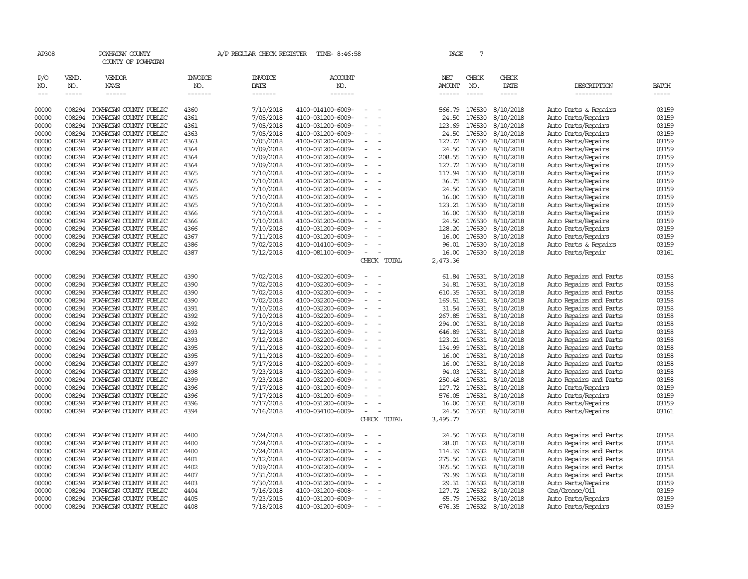AP308 POWHATAN COUNTY A/P REGULAR CHECK REGISTER TIME- 8:46:58 PAGE 7

COUNTY OF POWHATAN

| P/O NO. | VEND. NO. | VENDOR NAME | INVOICE NO. | INVOICE DATE | ACCOUNT NO. | | NET AMOUNT | CHECK NO. | CHECK DATE | DESCRIPTION | BATCH |
|---|---|---|---|---|---|---|---|---|---|---|---|
| 00000 | 008294 | POWHATAN COUNTY PUBLIC | 4360 | 7/10/2018 | 4100-014100-6009- | - - | 566.79 | 176530 | 8/10/2018 | Auto Parts & Repairs | 03159 |
| 00000 | 008294 | POWHATAN COUNTY PUBLIC | 4361 | 7/05/2018 | 4100-031200-6009- | - - | 24.50 | 176530 | 8/10/2018 | Auto Parts/Repairs | 03159 |
| 00000 | 008294 | POWHATAN COUNTY PUBLIC | 4361 | 7/05/2018 | 4100-031200-6009- | - - | 123.69 | 176530 | 8/10/2018 | Auto Parts/Repairs | 03159 |
| 00000 | 008294 | POWHATAN COUNTY PUBLIC | 4363 | 7/05/2018 | 4100-031200-6009- | - - | 24.50 | 176530 | 8/10/2018 | Auto Parts/Repairs | 03159 |
| 00000 | 008294 | POWHATAN COUNTY PUBLIC | 4363 | 7/05/2018 | 4100-031200-6009- | - - | 127.72 | 176530 | 8/10/2018 | Auto Parts/Repairs | 03159 |
| 00000 | 008294 | POWHATAN COUNTY PUBLIC | 4364 | 7/09/2018 | 4100-031200-6009- | - - | 24.50 | 176530 | 8/10/2018 | Auto Parts/Repairs | 03159 |
| 00000 | 008294 | POWHATAN COUNTY PUBLIC | 4364 | 7/09/2018 | 4100-031200-6009- | - - | 208.55 | 176530 | 8/10/2018 | Auto Parts/Repairs | 03159 |
| 00000 | 008294 | POWHATAN COUNTY PUBLIC | 4364 | 7/09/2018 | 4100-031200-6009- | - - | 127.72 | 176530 | 8/10/2018 | Auto Parts/Repairs | 03159 |
| 00000 | 008294 | POWHATAN COUNTY PUBLIC | 4365 | 7/10/2018 | 4100-031200-6009- | - - | 117.94 | 176530 | 8/10/2018 | Auto Parts/Repairs | 03159 |
| 00000 | 008294 | POWHATAN COUNTY PUBLIC | 4365 | 7/10/2018 | 4100-031200-6009- | - - | 36.75 | 176530 | 8/10/2018 | Auto Parts/Repairs | 03159 |
| 00000 | 008294 | POWHATAN COUNTY PUBLIC | 4365 | 7/10/2018 | 4100-031200-6009- | - - | 24.50 | 176530 | 8/10/2018 | Auto Parts/Repairs | 03159 |
| 00000 | 008294 | POWHATAN COUNTY PUBLIC | 4365 | 7/10/2018 | 4100-031200-6009- | - - | 16.00 | 176530 | 8/10/2018 | Auto Parts/Repairs | 03159 |
| 00000 | 008294 | POWHATAN COUNTY PUBLIC | 4365 | 7/10/2018 | 4100-031200-6009- | - - | 123.21 | 176530 | 8/10/2018 | Auto Parts/Repairs | 03159 |
| 00000 | 008294 | POWHATAN COUNTY PUBLIC | 4366 | 7/10/2018 | 4100-031200-6009- | - - | 16.00 | 176530 | 8/10/2018 | Auto Parts/Repairs | 03159 |
| 00000 | 008294 | POWHATAN COUNTY PUBLIC | 4366 | 7/10/2018 | 4100-031200-6009- | - - | 24.50 | 176530 | 8/10/2018 | Auto Parts/Repairs | 03159 |
| 00000 | 008294 | POWHATAN COUNTY PUBLIC | 4366 | 7/10/2018 | 4100-031200-6009- | - - | 128.20 | 176530 | 8/10/2018 | Auto Parts/Repairs | 03159 |
| 00000 | 008294 | POWHATAN COUNTY PUBLIC | 4367 | 7/11/2018 | 4100-031200-6009- | - - | 16.00 | 176530 | 8/10/2018 | Auto Parts/Repairs | 03159 |
| 00000 | 008294 | POWHATAN COUNTY PUBLIC | 4386 | 7/02/2018 | 4100-014100-6009- | - - | 96.01 | 176530 | 8/10/2018 | Auto Parts & Repairs | 03159 |
| 00000 | 008294 | POWHATAN COUNTY PUBLIC | 4387 | 7/12/2018 | 4100-081100-6009- | - - | 16.00 | 176530 | 8/10/2018 | Auto Parts/Repair | 03161 |
| | | | | | | CHECK TOTAL | 2,473.36 | | | | |
| 00000 | 008294 | POWHATAN COUNTY PUBLIC | 4390 | 7/02/2018 | 4100-032200-6009- | - - | 61.84 | 176531 | 8/10/2018 | Auto Repairs and Parts | 03158 |
| 00000 | 008294 | POWHATAN COUNTY PUBLIC | 4390 | 7/02/2018 | 4100-032200-6009- | - - | 34.81 | 176531 | 8/10/2018 | Auto Repairs and Parts | 03158 |
| 00000 | 008294 | POWHATAN COUNTY PUBLIC | 4390 | 7/02/2018 | 4100-032200-6009- | - - | 610.35 | 176531 | 8/10/2018 | Auto Repairs and Parts | 03158 |
| 00000 | 008294 | POWHATAN COUNTY PUBLIC | 4390 | 7/02/2018 | 4100-032200-6009- | - - | 169.51 | 176531 | 8/10/2018 | Auto Repairs and Parts | 03158 |
| 00000 | 008294 | POWHATAN COUNTY PUBLIC | 4391 | 7/10/2018 | 4100-032200-6009- | - - | 31.54 | 176531 | 8/10/2018 | Auto Repairs and Parts | 03158 |
| 00000 | 008294 | POWHATAN COUNTY PUBLIC | 4392 | 7/10/2018 | 4100-032200-6009- | - - | 267.85 | 176531 | 8/10/2018 | Auto Repairs and Parts | 03158 |
| 00000 | 008294 | POWHATAN COUNTY PUBLIC | 4392 | 7/10/2018 | 4100-032200-6009- | - - | 294.00 | 176531 | 8/10/2018 | Auto Repairs and Parts | 03158 |
| 00000 | 008294 | POWHATAN COUNTY PUBLIC | 4393 | 7/12/2018 | 4100-032200-6009- | - - | 646.89 | 176531 | 8/10/2018 | Auto Repairs and Parts | 03158 |
| 00000 | 008294 | POWHATAN COUNTY PUBLIC | 4393 | 7/12/2018 | 4100-032200-6009- | - - | 123.21 | 176531 | 8/10/2018 | Auto Repairs and Parts | 03158 |
| 00000 | 008294 | POWHATAN COUNTY PUBLIC | 4395 | 7/11/2018 | 4100-032200-6009- | - - | 134.99 | 176531 | 8/10/2018 | Auto Repairs and Parts | 03158 |
| 00000 | 008294 | POWHATAN COUNTY PUBLIC | 4395 | 7/11/2018 | 4100-032200-6009- | - - | 16.00 | 176531 | 8/10/2018 | Auto Repairs and Parts | 03158 |
| 00000 | 008294 | POWHATAN COUNTY PUBLIC | 4397 | 7/17/2018 | 4100-032200-6009- | - - | 16.00 | 176531 | 8/10/2018 | Auto Repairs and Parts | 03158 |
| 00000 | 008294 | POWHATAN COUNTY PUBLIC | 4398 | 7/23/2018 | 4100-032200-6009- | - - | 94.03 | 176531 | 8/10/2018 | Auto Repairs and Parts | 03158 |
| 00000 | 008294 | POWHATAN COUNTY PUBLIC | 4399 | 7/23/2018 | 4100-032200-6009- | - - | 250.48 | 176531 | 8/10/2018 | Auto Repairs and Parts | 03158 |
| 00000 | 008294 | POWHATAN COUNTY PUBLIC | 4396 | 7/17/2018 | 4100-031200-6009- | - - | 127.72 | 176531 | 8/10/2018 | Auto Parts/Repairs | 03159 |
| 00000 | 008294 | POWHATAN COUNTY PUBLIC | 4396 | 7/17/2018 | 4100-031200-6009- | - - | 576.05 | 176531 | 8/10/2018 | Auto Parts/Repairs | 03159 |
| 00000 | 008294 | POWHATAN COUNTY PUBLIC | 4396 | 7/17/2018 | 4100-031200-6009- | - - | 16.00 | 176531 | 8/10/2018 | Auto Parts/Repairs | 03159 |
| 00000 | 008294 | POWHATAN COUNTY PUBLIC | 4394 | 7/16/2018 | 4100-034100-6009- | - - | 24.50 | 176531 | 8/10/2018 | Auto Parts/Repairs | 03161 |
| | | | | | | CHECK TOTAL | 3,495.77 | | | | |
| 00000 | 008294 | POWHATAN COUNTY PUBLIC | 4400 | 7/24/2018 | 4100-032200-6009- | - - | 24.50 | 176532 | 8/10/2018 | Auto Repairs and Parts | 03158 |
| 00000 | 008294 | POWHATAN COUNTY PUBLIC | 4400 | 7/24/2018 | 4100-032200-6009- | - - | 28.01 | 176532 | 8/10/2018 | Auto Repairs and Parts | 03158 |
| 00000 | 008294 | POWHATAN COUNTY PUBLIC | 4400 | 7/24/2018 | 4100-032200-6009- | - - | 114.39 | 176532 | 8/10/2018 | Auto Repairs and Parts | 03158 |
| 00000 | 008294 | POWHATAN COUNTY PUBLIC | 4401 | 7/12/2018 | 4100-032200-6009- | - - | 275.50 | 176532 | 8/10/2018 | Auto Repairs and Parts | 03158 |
| 00000 | 008294 | POWHATAN COUNTY PUBLIC | 4402 | 7/09/2018 | 4100-032200-6009- | - - | 365.50 | 176532 | 8/10/2018 | Auto Repairs and Parts | 03158 |
| 00000 | 008294 | POWHATAN COUNTY PUBLIC | 4407 | 7/31/2018 | 4100-032200-6009- | - - | 79.99 | 176532 | 8/10/2018 | Auto Repairs and Parts | 03158 |
| 00000 | 008294 | POWHATAN COUNTY PUBLIC | 4403 | 7/30/2018 | 4100-031200-6009- | - - | 29.31 | 176532 | 8/10/2018 | Auto Parts/Repairs | 03159 |
| 00000 | 008294 | POWHATAN COUNTY PUBLIC | 4404 | 7/16/2018 | 4100-031200-6008- | - - | 127.72 | 176532 | 8/10/2018 | Gas/Grease/Oil | 03159 |
| 00000 | 008294 | POWHATAN COUNTY PUBLIC | 4405 | 7/23/2015 | 4100-031200-6009- | - - | 65.79 | 176532 | 8/10/2018 | Auto Parts/Repairs | 03159 |
| 00000 | 008294 | POWHATAN COUNTY PUBLIC | 4408 | 7/18/2018 | 4100-031200-6009- | - - | 676.35 | 176532 | 8/10/2018 | Auto Parts/Repairs | 03159 |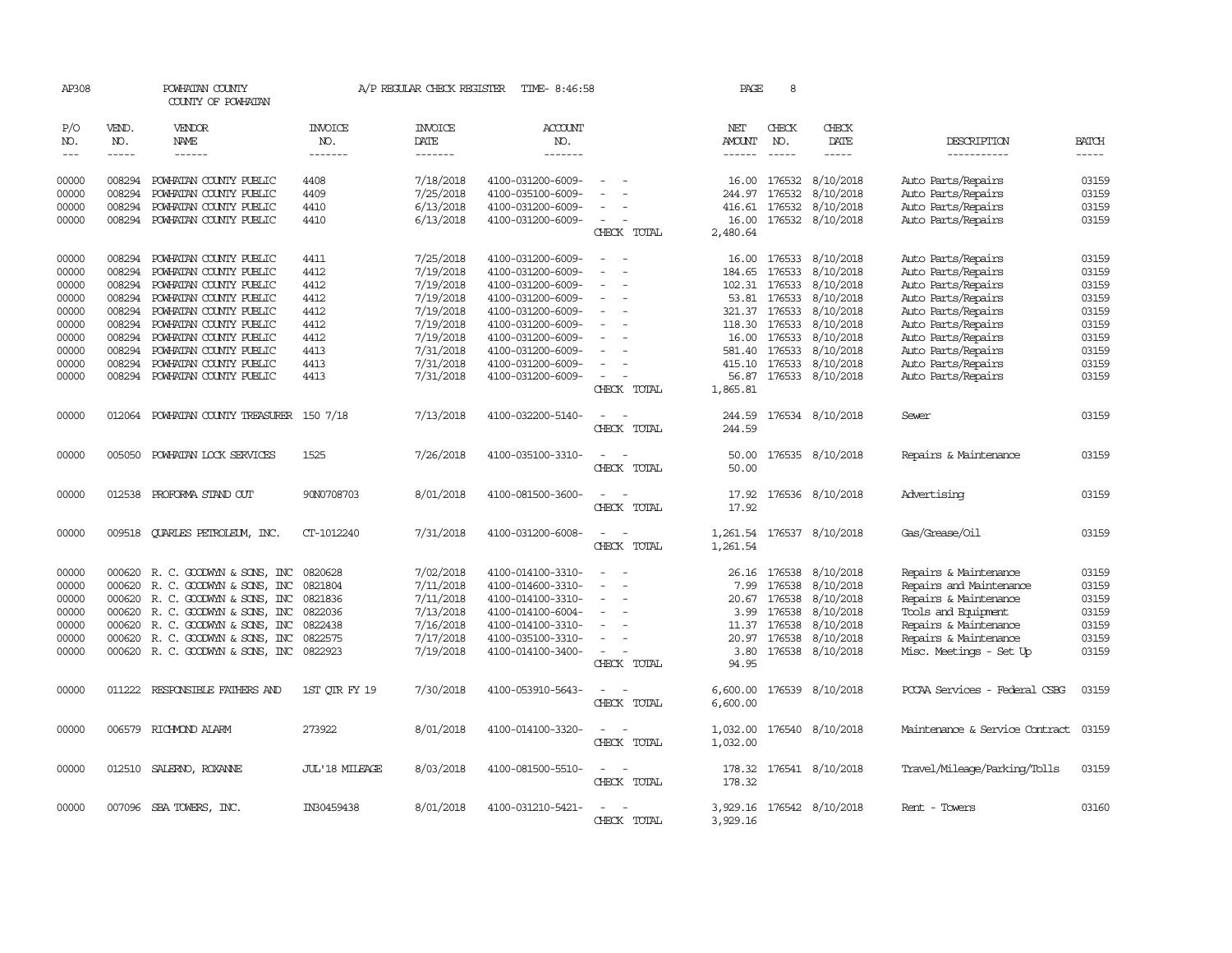AP308 POWHATAN COUNTY A/P REGULAR CHECK REGISTER TIME- 8:46:58

COUNTY OF POWHATAN

| P/O NO. | VEND. NO. | VENDOR NAME | INVOICE NO. | INVOICE DATE | ACCOUNT NO. | | NET AMOUNT | CHECK NO. | CHECK DATE | DESCRIPTION | BATCH |
|---|---|---|---|---|---|---|---|---|---|---|---|
| 00000 | 008294 | POWHATAN COUNTY PUBLIC | 4408 | 7/18/2018 | 4100-031200-6009- | - - | 16.00 | 176532 | 8/10/2018 | Auto Parts/Repairs | 03159 |
| 00000 | 008294 | POWHATAN COUNTY PUBLIC | 4409 | 7/25/2018 | 4100-035100-6009- | - - | 244.97 | 176532 | 8/10/2018 | Auto Parts/Repairs | 03159 |
| 00000 | 008294 | POWHATAN COUNTY PUBLIC | 4410 | 6/13/2018 | 4100-031200-6009- | - - | 416.61 | 176532 | 8/10/2018 | Auto Parts/Repairs | 03159 |
| 00000 | 008294 | POWHATAN COUNTY PUBLIC | 4410 | 6/13/2018 | 4100-031200-6009- | - - | 16.00 | 176532 | 8/10/2018 | Auto Parts/Repairs | 03159 |
| | | | | | | CHECK TOTAL | 2,480.64 | | | | |
| 00000 | 008294 | POWHATAN COUNTY PUBLIC | 4411 | 7/25/2018 | 4100-031200-6009- | - - | 16.00 | 176533 | 8/10/2018 | Auto Parts/Repairs | 03159 |
| 00000 | 008294 | POWHATAN COUNTY PUBLIC | 4412 | 7/19/2018 | 4100-031200-6009- | - - | 184.65 | 176533 | 8/10/2018 | Auto Parts/Repairs | 03159 |
| 00000 | 008294 | POWHATAN COUNTY PUBLIC | 4412 | 7/19/2018 | 4100-031200-6009- | - - | 102.31 | 176533 | 8/10/2018 | Auto Parts/Repairs | 03159 |
| 00000 | 008294 | POWHATAN COUNTY PUBLIC | 4412 | 7/19/2018 | 4100-031200-6009- | - - | 53.81 | 176533 | 8/10/2018 | Auto Parts/Repairs | 03159 |
| 00000 | 008294 | POWHATAN COUNTY PUBLIC | 4412 | 7/19/2018 | 4100-031200-6009- | - - | 321.37 | 176533 | 8/10/2018 | Auto Parts/Repairs | 03159 |
| 00000 | 008294 | POWHATAN COUNTY PUBLIC | 4412 | 7/19/2018 | 4100-031200-6009- | - - | 118.30 | 176533 | 8/10/2018 | Auto Parts/Repairs | 03159 |
| 00000 | 008294 | POWHATAN COUNTY PUBLIC | 4412 | 7/19/2018 | 4100-031200-6009- | - - | 16.00 | 176533 | 8/10/2018 | Auto Parts/Repairs | 03159 |
| 00000 | 008294 | POWHATAN COUNTY PUBLIC | 4413 | 7/31/2018 | 4100-031200-6009- | - - | 581.40 | 176533 | 8/10/2018 | Auto Parts/Repairs | 03159 |
| 00000 | 008294 | POWHATAN COUNTY PUBLIC | 4413 | 7/31/2018 | 4100-031200-6009- | - - | 415.10 | 176533 | 8/10/2018 | Auto Parts/Repairs | 03159 |
| 00000 | 008294 | POWHATAN COUNTY PUBLIC | 4413 | 7/31/2018 | 4100-031200-6009- | - - | 56.87 | 176533 | 8/10/2018 | Auto Parts/Repairs | 03159 |
| | | | | | | CHECK TOTAL | 1,865.81 | | | | |
| 00000 | 012064 | POWHATAN COUNTY TREASURER | 150 7/18 | 7/13/2018 | 4100-032200-5140- | - - | 244.59 | 176534 | 8/10/2018 | Sewer | 03159 |
| | | | | | | CHECK TOTAL | 244.59 | | | | |
| 00000 | 005050 | POWHATAN LOCK SERVICES | 1525 | 7/26/2018 | 4100-035100-3310- | - - | 50.00 | 176535 | 8/10/2018 | Repairs & Maintenance | 03159 |
| | | | | | | CHECK TOTAL | 50.00 | | | | |
| 00000 | 012538 | PROFORMA STAND OUT | 90N0708703 | 8/01/2018 | 4100-081500-3600- | - - | 17.92 | 176536 | 8/10/2018 | Advertising | 03159 |
| | | | | | | CHECK TOTAL | 17.92 | | | | |
| 00000 | 009518 | QUARLES PETROLEUM, INC. | CT-1012240 | 7/31/2018 | 4100-031200-6008- | - - | 1,261.54 | 176537 | 8/10/2018 | Gas/Grease/Oil | 03159 |
| | | | | | | CHECK TOTAL | 1,261.54 | | | | |
| 00000 | 000620 | R. C. GOODWYN & SONS, INC | 0820628 | 7/02/2018 | 4100-014100-3310- | - - | 26.16 | 176538 | 8/10/2018 | Repairs & Maintenance | 03159 |
| 00000 | 000620 | R. C. GOODWYN & SONS, INC | 0821804 | 7/11/2018 | 4100-014600-3310- | - - | 7.99 | 176538 | 8/10/2018 | Repairs and Maintenance | 03159 |
| 00000 | 000620 | R. C. GOODWYN & SONS, INC | 0821836 | 7/11/2018 | 4100-014100-3310- | - - | 20.67 | 176538 | 8/10/2018 | Repairs & Maintenance | 03159 |
| 00000 | 000620 | R. C. GOODWYN & SONS, INC | 0822036 | 7/13/2018 | 4100-014100-6004- | - - | 3.99 | 176538 | 8/10/2018 | Tools and Equipment | 03159 |
| 00000 | 000620 | R. C. GOODWYN & SONS, INC | 0822438 | 7/16/2018 | 4100-014100-3310- | - - | 11.37 | 176538 | 8/10/2018 | Repairs & Maintenance | 03159 |
| 00000 | 000620 | R. C. GOODWYN & SONS, INC | 0822575 | 7/17/2018 | 4100-035100-3310- | - - | 20.97 | 176538 | 8/10/2018 | Repairs & Maintenance | 03159 |
| 00000 | 000620 | R. C. GOODWYN & SONS, INC | 0822923 | 7/19/2018 | 4100-014100-3400- | - - | 3.80 | 176538 | 8/10/2018 | Misc. Meetings - Set Up | 03159 |
| | | | | | | CHECK TOTAL | 94.95 | | | | |
| 00000 | 011222 | RESPONSIBLE FATHERS AND | 1ST QTR FY 19 | 7/30/2018 | 4100-053910-5643- | - - | 6,600.00 | 176539 | 8/10/2018 | PCCAA Services - Federal CSBG | 03159 |
| | | | | | | CHECK TOTAL | 6,600.00 | | | | |
| 00000 | 006579 | RICHMOND ALARM | 273922 | 8/01/2018 | 4100-014100-3320- | - - | 1,032.00 | 176540 | 8/10/2018 | Maintenance & Service Contract | 03159 |
| | | | | | | CHECK TOTAL | 1,032.00 | | | | |
| 00000 | 012510 | SALERNO, ROXANNE | JUL'18 MILEAGE | 8/03/2018 | 4100-081500-5510- | - - | 178.32 | 176541 | 8/10/2018 | Travel/Mileage/Parking/Tolls | 03159 |
| | | | | | | CHECK TOTAL | 178.32 | | | | |
| 00000 | 007096 | SBA TOWERS, INC. | IN30459438 | 8/01/2018 | 4100-031210-5421- | - - | 3,929.16 | 176542 | 8/10/2018 | Rent - Towers | 03160 |
| | | | | | | CHECK TOTAL | 3,929.16 | | | | |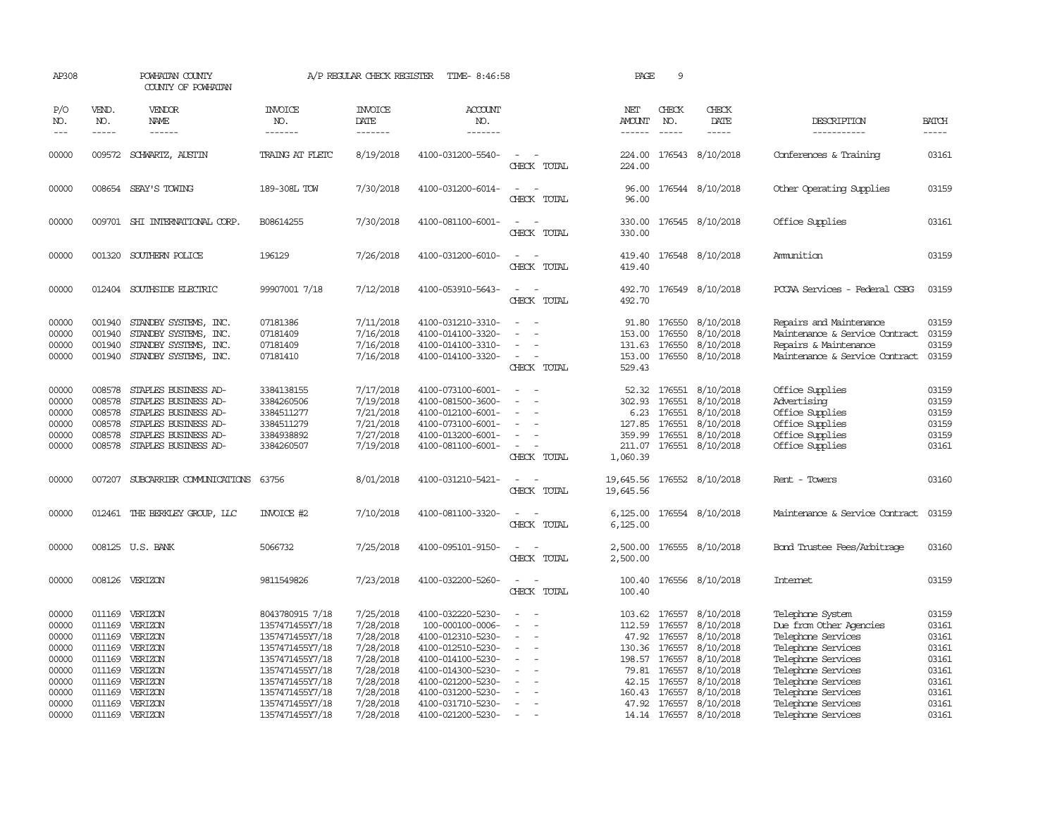AP308 POWHATAN COUNTY A/P REGULAR CHECK REGISTER TIME- 8:46:58 PAGE 9

COUNTY OF POWHATAN

| P/O NO. | VEND. NO. | VENDOR NAME | INVOICE NO. | INVOICE DATE | ACCOUNT NO. | | NET AMOUNT | CHECK NO. | CHECK DATE | DESCRIPTION | BATCH |
|---|---|---|---|---|---|---|---|---|---|---|---|
| 00000 | 009572 | SCHWARTZ, AUSTIN | TRAING AT FLETC | 8/19/2018 | 4100-031200-5540- | - - | 224.00 | 176543 | 8/10/2018 | Conferences & Training | 03161 |
| | | | | | | CHECK TOTAL | 224.00 | | | | |
| 00000 | 008654 | SEAY'S TOWING | 189-308L TOW | 7/30/2018 | 4100-031200-6014- | - - | 96.00 | 176544 | 8/10/2018 | Other Operating Supplies | 03159 |
| | | | | | | CHECK TOTAL | 96.00 | | | | |
| 00000 | 009701 | SHI INTERNATIONAL CORP. | B08614255 | 7/30/2018 | 4100-081100-6001- | - - | 330.00 | 176545 | 8/10/2018 | Office Supplies | 03161 |
| | | | | | | CHECK TOTAL | 330.00 | | | | |
| 00000 | 001320 | SOUTHERN POLICE | 196129 | 7/26/2018 | 4100-031200-6010- | - - | 419.40 | 176548 | 8/10/2018 | Ammunition | 03159 |
| | | | | | | CHECK TOTAL | 419.40 | | | | |
| 00000 | 012404 | SOUTHSIDE ELECTRIC | 99907001 7/18 | 7/12/2018 | 4100-053910-5643- | - - | 492.70 | 176549 | 8/10/2018 | PCCAA Services - Federal CSBG | 03159 |
| | | | | | | CHECK TOTAL | 492.70 | | | | |
| 00000 | 001940 | STANDBY SYSTEMS, INC. | 07181386 | 7/11/2018 | 4100-031210-3310- | - - | 91.80 | 176550 | 8/10/2018 | Repairs and Maintenance | 03159 |
| 00000 | 001940 | STANDBY SYSTEMS, INC. | 07181409 | 7/16/2018 | 4100-014100-3320- | - - | 153.00 | 176550 | 8/10/2018 | Maintenance & Service Contract | 03159 |
| 00000 | 001940 | STANDBY SYSTEMS, INC. | 07181409 | 7/16/2018 | 4100-014100-3310- | - - | 131.63 | 176550 | 8/10/2018 | Repairs & Maintenance | 03159 |
| 00000 | 001940 | STANDBY SYSTEMS, INC. | 07181410 | 7/16/2018 | 4100-014100-3320- | - - | 153.00 | 176550 | 8/10/2018 | Maintenance & Service Contract | 03159 |
| | | | | | | CHECK TOTAL | 529.43 | | | | |
| 00000 | 008578 | STAPLES BUSINESS AD- | 3384138155 | 7/17/2018 | 4100-073100-6001- | - - | 52.32 | 176551 | 8/10/2018 | Office Supplies | 03159 |
| 00000 | 008578 | STAPLES BUSINESS AD- | 3384260506 | 7/19/2018 | 4100-081500-3600- | - - | 302.93 | 176551 | 8/10/2018 | Advertising | 03159 |
| 00000 | 008578 | STAPLES BUSINESS AD- | 3384511277 | 7/21/2018 | 4100-012100-6001- | - - | 6.23 | 176551 | 8/10/2018 | Office Supplies | 03159 |
| 00000 | 008578 | STAPLES BUSINESS AD- | 3384511279 | 7/21/2018 | 4100-073100-6001- | - - | 127.85 | 176551 | 8/10/2018 | Office Supplies | 03159 |
| 00000 | 008578 | STAPLES BUSINESS AD- | 3384938892 | 7/27/2018 | 4100-013200-6001- | - - | 359.99 | 176551 | 8/10/2018 | Office Supplies | 03159 |
| 00000 | 008578 | STAPLES BUSINESS AD- | 3384260507 | 7/19/2018 | 4100-081100-6001- | - - | 211.07 | 176551 | 8/10/2018 | Office Supplies | 03161 |
| | | | | | | CHECK TOTAL | 1,060.39 | | | | |
| 00000 | 007207 | SUBCARRIER COMMUNICATIONS | 63756 | 8/01/2018 | 4100-031210-5421- | - - | 19,645.56 | 176552 | 8/10/2018 | Rent - Towers | 03160 |
| | | | | | | CHECK TOTAL | 19,645.56 | | | | |
| 00000 | 012461 | THE BERKLEY GROUP, LLC | INVOICE #2 | 7/10/2018 | 4100-081100-3320- | - - | 6,125.00 | 176554 | 8/10/2018 | Maintenance & Service Contract | 03159 |
| | | | | | | CHECK TOTAL | 6,125.00 | | | | |
| 00000 | 008125 | U.S. BANK | 5066732 | 7/25/2018 | 4100-095101-9150- | - - | 2,500.00 | 176555 | 8/10/2018 | Bond Trustee Fees/Arbitrage | 03160 |
| | | | | | | CHECK TOTAL | 2,500.00 | | | | |
| 00000 | 008126 | VERIZON | 9811549826 | 7/23/2018 | 4100-032200-5260- | - - | 100.40 | 176556 | 8/10/2018 | Internet | 03159 |
| | | | | | | CHECK TOTAL | 100.40 | | | | |
| 00000 | 011169 | VERIZON | 8043780915 7/18 | 7/25/2018 | 4100-032220-5230- | - - | 103.62 | 176557 | 8/10/2018 | Telephone System | 03159 |
| 00000 | 011169 | VERIZON | 1357471455Y7/18 | 7/28/2018 | 100-000100-0006- | - - | 112.59 | 176557 | 8/10/2018 | Due from Other Agencies | 03161 |
| 00000 | 011169 | VERIZON | 1357471455Y7/18 | 7/28/2018 | 4100-012310-5230- | - - | 47.92 | 176557 | 8/10/2018 | Telephone Services | 03161 |
| 00000 | 011169 | VERIZON | 1357471455Y7/18 | 7/28/2018 | 4100-012510-5230- | - - | 130.36 | 176557 | 8/10/2018 | Telephone Services | 03161 |
| 00000 | 011169 | VERIZON | 1357471455Y7/18 | 7/28/2018 | 4100-014100-5230- | - - | 198.57 | 176557 | 8/10/2018 | Telephone Services | 03161 |
| 00000 | 011169 | VERIZON | 1357471455Y7/18 | 7/28/2018 | 4100-014300-5230- | - - | 79.81 | 176557 | 8/10/2018 | Telephone Services | 03161 |
| 00000 | 011169 | VERIZON | 1357471455Y7/18 | 7/28/2018 | 4100-021200-5230- | - - | 42.15 | 176557 | 8/10/2018 | Telephone Services | 03161 |
| 00000 | 011169 | VERIZON | 1357471455Y7/18 | 7/28/2018 | 4100-031200-5230- | - - | 160.43 | 176557 | 8/10/2018 | Telephone Services | 03161 |
| 00000 | 011169 | VERIZON | 1357471455Y7/18 | 7/28/2018 | 4100-031710-5230- | - - | 47.92 | 176557 | 8/10/2018 | Telephone Services | 03161 |
| 00000 | 011169 | VERIZON | 1357471455Y7/18 | 7/28/2018 | 4100-021200-5230- | - - | 14.14 | 176557 | 8/10/2018 | Telephone Services | 03161 |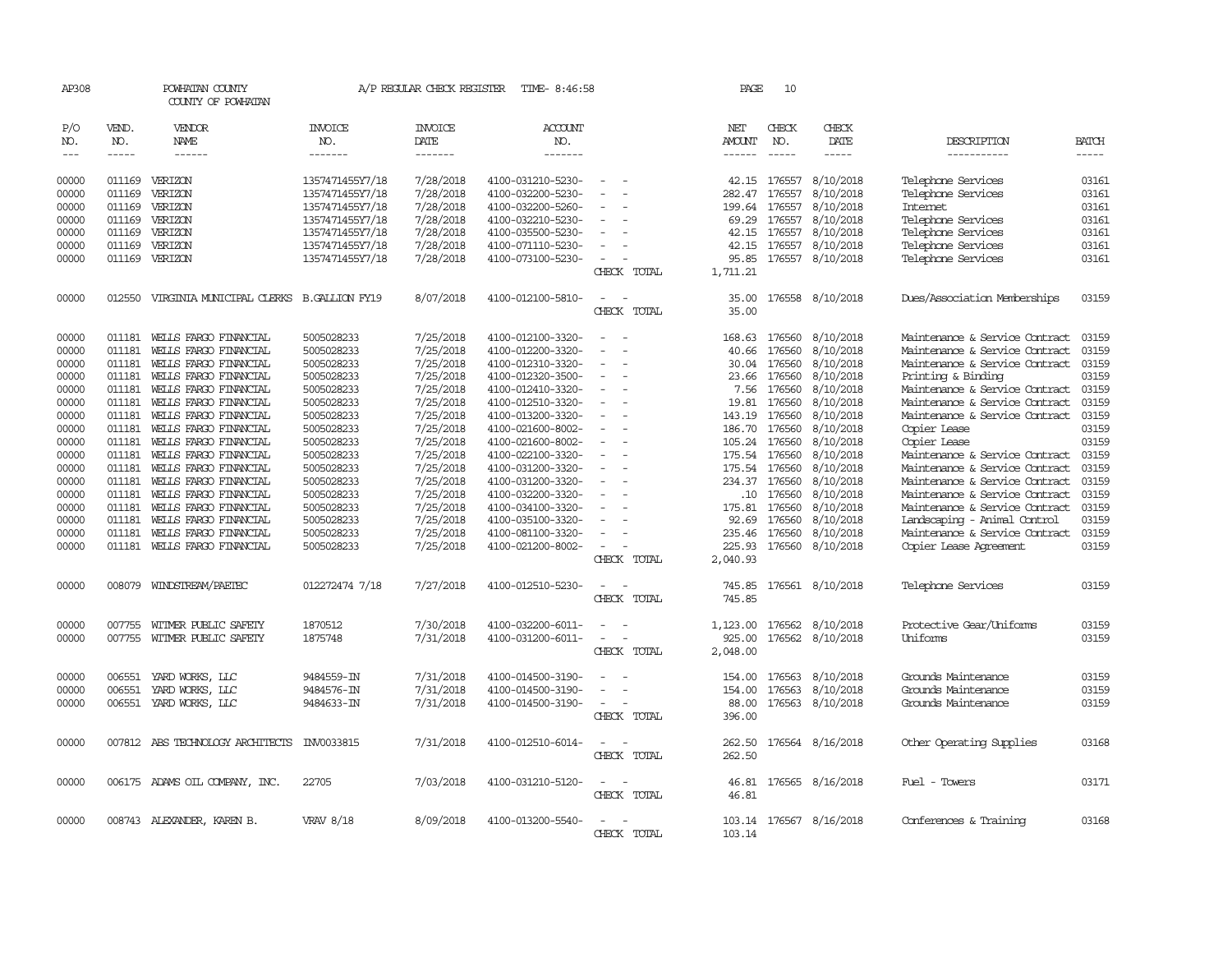AP308 POWHATAN COUNTY A/P REGULAR CHECK REGISTER TIME- 8:46:58 PAGE 10

COUNTY OF POWHATAN

| P/O NO. | VEND. NO. | VENDOR NAME | INVOICE NO. | INVOICE DATE | ACCOUNT NO. | | NET AMOUNT | CHECK NO. | CHECK DATE | DESCRIPTION | BATCH |
|---|---|---|---|---|---|---|---|---|---|---|---|
| 00000 | 011169 | VERIZON | 1357471455Y7/18 | 7/28/2018 | 4100-031210-5230- | - - | 42.15 | 176557 | 8/10/2018 | Telephone Services | 03161 |
| 00000 | 011169 | VERIZON | 1357471455Y7/18 | 7/28/2018 | 4100-032200-5230- | - - | 282.47 | 176557 | 8/10/2018 | Telephone Services | 03161 |
| 00000 | 011169 | VERIZON | 1357471455Y7/18 | 7/28/2018 | 4100-032200-5260- | - - | 199.64 | 176557 | 8/10/2018 | Internet | 03161 |
| 00000 | 011169 | VERIZON | 1357471455Y7/18 | 7/28/2018 | 4100-032210-5230- | - - | 69.29 | 176557 | 8/10/2018 | Telephone Services | 03161 |
| 00000 | 011169 | VERIZON | 1357471455Y7/18 | 7/28/2018 | 4100-035500-5230- | - - | 42.15 | 176557 | 8/10/2018 | Telephone Services | 03161 |
| 00000 | 011169 | VERIZON | 1357471455Y7/18 | 7/28/2018 | 4100-071110-5230- | - - | 42.15 | 176557 | 8/10/2018 | Telephone Services | 03161 |
| 00000 | 011169 | VERIZON | 1357471455Y7/18 | 7/28/2018 | 4100-073100-5230- | - - | 95.85 | 176557 | 8/10/2018 | Telephone Services | 03161 |
| | | | | | | CHECK TOTAL | 1,711.21 | | | | |
| 00000 | 012550 | VIRGINIA MUNICIPAL CLERKS | B.GALLION FY19 | 8/07/2018 | 4100-012100-5810- | - - | 35.00 | 176558 | 8/10/2018 | Dues/Association Memberships | 03159 |
| | | | | | | CHECK TOTAL | 35.00 | | | | |
| 00000 | 011181 | WELLS FARGO FINANCIAL | 5005028233 | 7/25/2018 | 4100-012100-3320- | - - | 168.63 | 176560 | 8/10/2018 | Maintenance & Service Contract | 03159 |
| 00000 | 011181 | WELLS FARGO FINANCIAL | 5005028233 | 7/25/2018 | 4100-012200-3320- | - - | 40.66 | 176560 | 8/10/2018 | Maintenance & Service Contract | 03159 |
| 00000 | 011181 | WELLS FARGO FINANCIAL | 5005028233 | 7/25/2018 | 4100-012310-3320- | - - | 30.04 | 176560 | 8/10/2018 | Maintenance & Service Contract | 03159 |
| 00000 | 011181 | WELLS FARGO FINANCIAL | 5005028233 | 7/25/2018 | 4100-012320-3500- | - - | 23.66 | 176560 | 8/10/2018 | Printing & Binding | 03159 |
| 00000 | 011181 | WELLS FARGO FINANCIAL | 5005028233 | 7/25/2018 | 4100-012410-3320- | - - | 7.56 | 176560 | 8/10/2018 | Maintenance & Service Contract | 03159 |
| 00000 | 011181 | WELLS FARGO FINANCIAL | 5005028233 | 7/25/2018 | 4100-012510-3320- | - - | 19.81 | 176560 | 8/10/2018 | Maintenance & Service Contract | 03159 |
| 00000 | 011181 | WELLS FARGO FINANCIAL | 5005028233 | 7/25/2018 | 4100-013200-3320- | - - | 143.19 | 176560 | 8/10/2018 | Maintenance & Service Contract | 03159 |
| 00000 | 011181 | WELLS FARGO FINANCIAL | 5005028233 | 7/25/2018 | 4100-021600-8002- | - - | 186.70 | 176560 | 8/10/2018 | Copier Lease | 03159 |
| 00000 | 011181 | WELLS FARGO FINANCIAL | 5005028233 | 7/25/2018 | 4100-021600-8002- | - - | 105.24 | 176560 | 8/10/2018 | Copier Lease | 03159 |
| 00000 | 011181 | WELLS FARGO FINANCIAL | 5005028233 | 7/25/2018 | 4100-022100-3320- | - - | 175.54 | 176560 | 8/10/2018 | Maintenance & Service Contract | 03159 |
| 00000 | 011181 | WELLS FARGO FINANCIAL | 5005028233 | 7/25/2018 | 4100-031200-3320- | - - | 175.54 | 176560 | 8/10/2018 | Maintenance & Service Contract | 03159 |
| 00000 | 011181 | WELLS FARGO FINANCIAL | 5005028233 | 7/25/2018 | 4100-031200-3320- | - - | 234.37 | 176560 | 8/10/2018 | Maintenance & Service Contract | 03159 |
| 00000 | 011181 | WELLS FARGO FINANCIAL | 5005028233 | 7/25/2018 | 4100-032200-3320- | - - | .10 | 176560 | 8/10/2018 | Maintenance & Service Contract | 03159 |
| 00000 | 011181 | WELLS FARGO FINANCIAL | 5005028233 | 7/25/2018 | 4100-034100-3320- | - - | 175.81 | 176560 | 8/10/2018 | Maintenance & Service Contract | 03159 |
| 00000 | 011181 | WELLS FARGO FINANCIAL | 5005028233 | 7/25/2018 | 4100-035100-3320- | - - | 92.69 | 176560 | 8/10/2018 | Landscaping - Animal Control | 03159 |
| 00000 | 011181 | WELLS FARGO FINANCIAL | 5005028233 | 7/25/2018 | 4100-081100-3320- | - - | 235.46 | 176560 | 8/10/2018 | Maintenance & Service Contract | 03159 |
| 00000 | 011181 | WELLS FARGO FINANCIAL | 5005028233 | 7/25/2018 | 4100-021200-8002- | - - | 225.93 | 176560 | 8/10/2018 | Copier Lease Agreement | 03159 |
| | | | | | | CHECK TOTAL | 2,040.93 | | | | |
| 00000 | 008079 | WINDSTREAM/PAETEC | 012272474 7/18 | 7/27/2018 | 4100-012510-5230- | - - | 745.85 | 176561 | 8/10/2018 | Telephone Services | 03159 |
| | | | | | | CHECK TOTAL | 745.85 | | | | |
| 00000 | 007755 | WITMER PUBLIC SAFETY | 1870512 | 7/30/2018 | 4100-032200-6011- | - - | 1,123.00 | 176562 | 8/10/2018 | Protective Gear/Uniforms | 03159 |
| 00000 | 007755 | WITMER PUBLIC SAFETY | 1875748 | 7/31/2018 | 4100-031200-6011- | - - | 925.00 | 176562 | 8/10/2018 | Uniforms | 03159 |
| | | | | | | CHECK TOTAL | 2,048.00 | | | | |
| 00000 | 006551 | YARD WORKS, LLC | 9484559-IN | 7/31/2018 | 4100-014500-3190- | - - | 154.00 | 176563 | 8/10/2018 | Grounds Maintenance | 03159 |
| 00000 | 006551 | YARD WORKS, LLC | 9484576-IN | 7/31/2018 | 4100-014500-3190- | - - | 154.00 | 176563 | 8/10/2018 | Grounds Maintenance | 03159 |
| 00000 | 006551 | YARD WORKS, LLC | 9484633-IN | 7/31/2018 | 4100-014500-3190- | - - | 88.00 | 176563 | 8/10/2018 | Grounds Maintenance | 03159 |
| | | | | | | CHECK TOTAL | 396.00 | | | | |
| 00000 | 007812 | ABS TECHNOLOGY ARCHITECTS | INV0033815 | 7/31/2018 | 4100-012510-6014- | - - | 262.50 | 176564 | 8/16/2018 | Other Operating Supplies | 03168 |
| | | | | | | CHECK TOTAL | 262.50 | | | | |
| 00000 | 006175 | ADAMS OIL COMPANY, INC. | 22705 | 7/03/2018 | 4100-031210-5120- | - - | 46.81 | 176565 | 8/16/2018 | Fuel - Towers | 03171 |
| | | | | | | CHECK TOTAL | 46.81 | | | | |
| 00000 | 008743 | ALEXANDER, KAREN B. | VRAV 8/18 | 8/09/2018 | 4100-013200-5540- | - - | 103.14 | 176567 | 8/16/2018 | Conferences & Training | 03168 |
| | | | | | | CHECK TOTAL | 103.14 | | | | |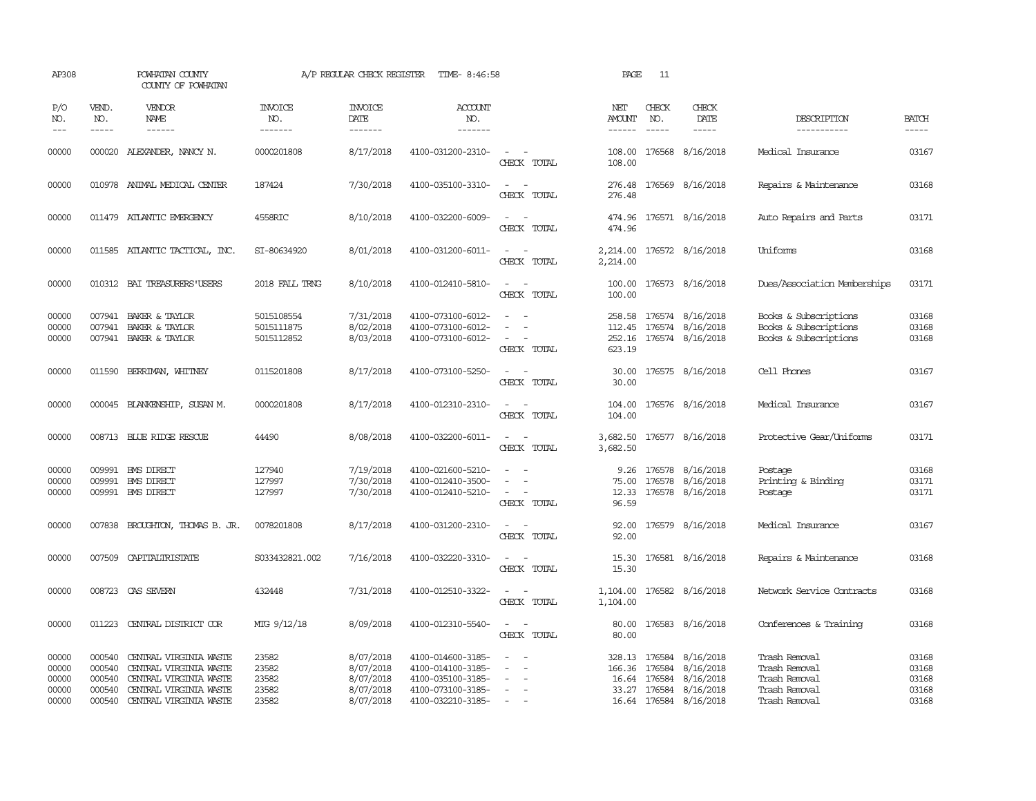AP308 POWHATAN COUNTY A/P REGULAR CHECK REGISTER TIME- 8:46:58 PAGE 11
COUNTY OF POWHATAN

| P/O NO. | VEND. NO. | VENDOR NAME | INVOICE NO. | INVOICE DATE | ACCOUNT NO. | | NET AMOUNT | CHECK NO. | CHECK DATE | DESCRIPTION | BATCH |
|---|---|---|---|---|---|---|---|---|---|---|---|
| 00000 | 000020 | ALEXANDER, NANCY N. | 0000201808 | 8/17/2018 | 4100-031200-2310- | - - | 108.00 | 176568 | 8/16/2018 | Medical Insurance | 03167 |
| | | | | | | CHECK TOTAL | 108.00 | | | | |
| 00000 | 010978 | ANIMAL MEDICAL CENTER | 187424 | 7/30/2018 | 4100-035100-3310- | - - | 276.48 | 176569 | 8/16/2018 | Repairs & Maintenance | 03168 |
| | | | | | | CHECK TOTAL | 276.48 | | | | |
| 00000 | 011479 | ATLANTIC EMERGENCY | 4558RIC | 8/10/2018 | 4100-032200-6009- | - - | 474.96 | 176571 | 8/16/2018 | Auto Repairs and Parts | 03171 |
| | | | | | | CHECK TOTAL | 474.96 | | | | |
| 00000 | 011585 | ATLANTIC TACTICAL, INC. | SI-80634920 | 8/01/2018 | 4100-031200-6011- | - - | 2,214.00 | 176572 | 8/16/2018 | Uniforms | 03168 |
| | | | | | | CHECK TOTAL | 2,214.00 | | | | |
| 00000 | 010312 | BAI TREASURERS'USERS | 2018 FALL TRNG | 8/10/2018 | 4100-012410-5810- | - - | 100.00 | 176573 | 8/16/2018 | Dues/Association Memberships | 03171 |
| | | | | | | CHECK TOTAL | 100.00 | | | | |
| 00000 | 007941 | BAKER & TAYLOR | 5015108554 | 7/31/2018 | 4100-073100-6012- | - - | 258.58 | 176574 | 8/16/2018 | Books & Subscriptions | 03168 |
| 00000 | 007941 | BAKER & TAYLOR | 5015111875 | 8/02/2018 | 4100-073100-6012- | - - | 112.45 | 176574 | 8/16/2018 | Books & Subscriptions | 03168 |
| 00000 | 007941 | BAKER & TAYLOR | 5015112852 | 8/03/2018 | 4100-073100-6012- | - - | 252.16 | 176574 | 8/16/2018 | Books & Subscriptions | 03168 |
| | | | | | | CHECK TOTAL | 623.19 | | | | |
| 00000 | 011590 | BERRIMAN, WHITNEY | 0115201808 | 8/17/2018 | 4100-073100-5250- | - - | 30.00 | 176575 | 8/16/2018 | Cell Phones | 03167 |
| | | | | | | CHECK TOTAL | 30.00 | | | | |
| 00000 | 000045 | BLANKENSHIP, SUSAN M. | 0000201808 | 8/17/2018 | 4100-012310-2310- | - - | 104.00 | 176576 | 8/16/2018 | Medical Insurance | 03167 |
| | | | | | | CHECK TOTAL | 104.00 | | | | |
| 00000 | 008713 | BLUE RIDGE RESCUE | 44490 | 8/08/2018 | 4100-032200-6011- | - - | 3,682.50 | 176577 | 8/16/2018 | Protective Gear/Uniforms | 03171 |
| | | | | | | CHECK TOTAL | 3,682.50 | | | | |
| 00000 | 009991 | BMS DIRECT | 127940 | 7/19/2018 | 4100-021600-5210- | - - | 9.26 | 176578 | 8/16/2018 | Postage | 03168 |
| 00000 | 009991 | BMS DIRECT | 127997 | 7/30/2018 | 4100-012410-3500- | - - | 75.00 | 176578 | 8/16/2018 | Printing & Binding | 03171 |
| 00000 | 009991 | BMS DIRECT | 127997 | 7/30/2018 | 4100-012410-5210- | - - | 12.33 | 176578 | 8/16/2018 | Postage | 03171 |
| | | | | | | CHECK TOTAL | 96.59 | | | | |
| 00000 | 007838 | BROUGHTON, THOMAS B. JR. | 0078201808 | 8/17/2018 | 4100-031200-2310- | - - | 92.00 | 176579 | 8/16/2018 | Medical Insurance | 03167 |
| | | | | | | CHECK TOTAL | 92.00 | | | | |
| 00000 | 007509 | CAPITALTRISTATE | S033432821.002 | 7/16/2018 | 4100-032220-3310- | - - | 15.30 | 176581 | 8/16/2018 | Repairs & Maintenance | 03168 |
| | | | | | | CHECK TOTAL | 15.30 | | | | |
| 00000 | 008723 | CAS SEVERN | 432448 | 7/31/2018 | 4100-012510-3322- | - - | 1,104.00 | 176582 | 8/16/2018 | Network Service Contracts | 03168 |
| | | | | | | CHECK TOTAL | 1,104.00 | | | | |
| 00000 | 011223 | CENTRAL DISTRICT COR | MTG 9/12/18 | 8/09/2018 | 4100-012310-5540- | - - | 80.00 | 176583 | 8/16/2018 | Conferences & Training | 03168 |
| | | | | | | CHECK TOTAL | 80.00 | | | | |
| 00000 | 000540 | CENTRAL VIRGINIA WASTE | 23582 | 8/07/2018 | 4100-014600-3185- | - - | 328.13 | 176584 | 8/16/2018 | Trash Removal | 03168 |
| 00000 | 000540 | CENTRAL VIRGINIA WASTE | 23582 | 8/07/2018 | 4100-014100-3185- | - - | 166.36 | 176584 | 8/16/2018 | Trash Removal | 03168 |
| 00000 | 000540 | CENTRAL VIRGINIA WASTE | 23582 | 8/07/2018 | 4100-035100-3185- | - - | 16.64 | 176584 | 8/16/2018 | Trash Removal | 03168 |
| 00000 | 000540 | CENTRAL VIRGINIA WASTE | 23582 | 8/07/2018 | 4100-073100-3185- | - - | 33.27 | 176584 | 8/16/2018 | Trash Removal | 03168 |
| 00000 | 000540 | CENTRAL VIRGINIA WASTE | 23582 | 8/07/2018 | 4100-032210-3185- | - - | 16.64 | 176584 | 8/16/2018 | Trash Removal | 03168 |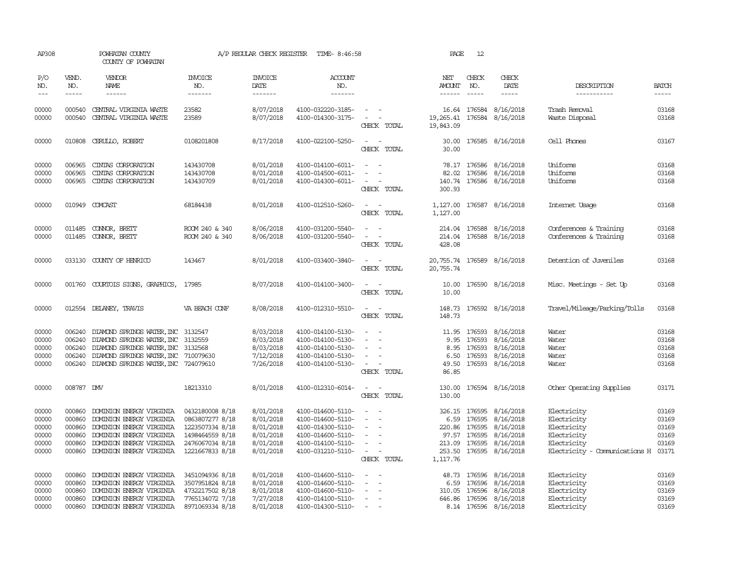AP308 POWHATAN COUNTY A/P REGULAR CHECK REGISTER TIME- 8:46:58 PAGE 12

COUNTY OF POWHATAN

| P/O NO. | VEND. NO. | VENDOR NAME | INVOICE NO. | INVOICE DATE | ACCOUNT NO. | | NET AMOUNT | CHECK NO. | CHECK DATE | DESCRIPTION | BATCH |
|---|---|---|---|---|---|---|---|---|---|---|---|
| 00000 | 000540 | CENTRAL VIRGINIA WASTE | 23582 | 8/07/2018 | 4100-032220-3185- | - - | 16.64 | 176584 | 8/16/2018 | Trash Removal | 03168 |
| 00000 | 000540 | CENTRAL VIRGINIA WASTE | 23589 | 8/07/2018 | 4100-014300-3175- | - - | 19,265.41 | 176584 | 8/16/2018 | Waste Disposal | 03168 |
| | | | | | | CHECK TOTAL | 19,843.09 | | | | |
| 00000 | 010808 | CERULLO, ROBERT | 0108201808 | 8/17/2018 | 4100-022100-5250- | - - | 30.00 | 176585 | 8/16/2018 | Cell Phones | 03167 |
| | | | | | | CHECK TOTAL | 30.00 | | | | |
| 00000 | 006965 | CINTAS CORPORATION | 143430708 | 8/01/2018 | 4100-014100-6011- | - - | 78.17 | 176586 | 8/16/2018 | Uniforms | 03168 |
| 00000 | 006965 | CINTAS CORPORATION | 143430708 | 8/01/2018 | 4100-014500-6011- | - - | 82.02 | 176586 | 8/16/2018 | Uniforms | 03168 |
| 00000 | 006965 | CINTAS CORPORATION | 143430709 | 8/01/2018 | 4100-014300-6011- | - - | 140.74 | 176586 | 8/16/2018 | Uniforms | 03168 |
| | | | | | | CHECK TOTAL | 300.93 | | | | |
| 00000 | 010949 | COMCAST | 68184438 | 8/01/2018 | 4100-012510-5260- | - - | 1,127.00 | 176587 | 8/16/2018 | Internet Usage | 03168 |
| | | | | | | CHECK TOTAL | 1,127.00 | | | | |
| 00000 | 011485 | CONNOR, BRETT | ROOM 240 & 340 | 8/06/2018 | 4100-031200-5540- | - - | 214.04 | 176588 | 8/16/2018 | Conferences & Training | 03168 |
| 00000 | 011485 | CONNOR, BRETT | ROOM 240 & 340 | 8/06/2018 | 4100-031200-5540- | - - | 214.04 | 176588 | 8/16/2018 | Conferences & Training | 03168 |
| | | | | | | CHECK TOTAL | 428.08 | | | | |
| 00000 | 033130 | COUNTY OF HENRICO | 143467 | 8/01/2018 | 4100-033400-3840- | - - | 20,755.74 | 176589 | 8/16/2018 | Detention of Juveniles | 03168 |
| | | | | | | CHECK TOTAL | 20,755.74 | | | | |
| 00000 | 001760 | COURTOIS SIGNS, GRAPHICS, | 17985 | 8/07/2018 | 4100-014100-3400- | - - | 10.00 | 176590 | 8/16/2018 | Misc. Meetings - Set Up | 03168 |
| | | | | | | CHECK TOTAL | 10.00 | | | | |
| 00000 | 012554 | DELANEY, TRAVIS | VA BEACH CONF | 8/08/2018 | 4100-012310-5510- | - - | 148.73 | 176592 | 8/16/2018 | Travel/Mileage/Parking/Tolls | 03168 |
| | | | | | | CHECK TOTAL | 148.73 | | | | |
| 00000 | 006240 | DIAMOND SPRINGS WATER,INC | 3132547 | 8/03/2018 | 4100-014100-5130- | - - | 11.95 | 176593 | 8/16/2018 | Water | 03168 |
| 00000 | 006240 | DIAMOND SPRINGS WATER,INC | 3132559 | 8/03/2018 | 4100-014100-5130- | - - | 9.95 | 176593 | 8/16/2018 | Water | 03168 |
| 00000 | 006240 | DIAMOND SPRINGS WATER,INC | 3132568 | 8/03/2018 | 4100-014100-5130- | - - | 8.95 | 176593 | 8/16/2018 | Water | 03168 |
| 00000 | 006240 | DIAMOND SPRINGS WATER,INC | 710079630 | 7/12/2018 | 4100-014100-5130- | - - | 6.50 | 176593 | 8/16/2018 | Water | 03168 |
| 00000 | 006240 | DIAMOND SPRINGS WATER,INC | 724079610 | 7/26/2018 | 4100-014100-5130- | - - | 49.50 | 176593 | 8/16/2018 | Water | 03168 |
| | | | | | | CHECK TOTAL | 86.85 | | | | |
| 00000 | 008787 | DMV | 18213310 | 8/01/2018 | 4100-012310-6014- | - - | 130.00 | 176594 | 8/16/2018 | Other Operating Supplies | 03171 |
| | | | | | | CHECK TOTAL | 130.00 | | | | |
| 00000 | 000860 | DOMINION ENERGY VIRGINIA | 0432180008 8/18 | 8/01/2018 | 4100-014600-5110- | - - | 326.15 | 176595 | 8/16/2018 | Electricity | 03169 |
| 00000 | 000860 | DOMINION ENERGY VIRGINIA | 0863807277 8/18 | 8/01/2018 | 4100-014600-5110- | - - | 6.59 | 176595 | 8/16/2018 | Electricity | 03169 |
| 00000 | 000860 | DOMINION ENERGY VIRGINIA | 1223507334 8/18 | 8/01/2018 | 4100-014300-5110- | - - | 220.86 | 176595 | 8/16/2018 | Electricity | 03169 |
| 00000 | 000860 | DOMINION ENERGY VIRGINIA | 1498464559 8/18 | 8/01/2018 | 4100-014600-5110- | - - | 97.57 | 176595 | 8/16/2018 | Electricity | 03169 |
| 00000 | 000860 | DOMINION ENERGY VIRGINIA | 2476067034 8/18 | 8/01/2018 | 4100-014100-5110- | - - | 213.09 | 176595 | 8/16/2018 | Electricity | 03169 |
| 00000 | 000860 | DOMINION ENERGY VIRGINIA | 1221667833 8/18 | 8/01/2018 | 4100-031210-5110- | - - | 253.50 | 176595 | 8/16/2018 | Electricity - Communications H | 03171 |
| | | | | | | CHECK TOTAL | 1,117.76 | | | | |
| 00000 | 000860 | DOMINION ENERGY VIRGINIA | 3451094936 8/18 | 8/01/2018 | 4100-014600-5110- | - - | 48.73 | 176596 | 8/16/2018 | Electricity | 03169 |
| 00000 | 000860 | DOMINION ENERGY VIRGINIA | 3507951824 8/18 | 8/01/2018 | 4100-014600-5110- | - - | 6.59 | 176596 | 8/16/2018 | Electricity | 03169 |
| 00000 | 000860 | DOMINION ENERGY VIRGINIA | 4732217502 8/18 | 8/01/2018 | 4100-014600-5110- | - - | 310.05 | 176596 | 8/16/2018 | Electricity | 03169 |
| 00000 | 000860 | DOMINION ENERGY VIRGINIA | 7765134072 7/18 | 7/27/2018 | 4100-014100-5110- | - - | 646.86 | 176596 | 8/16/2018 | Electricity | 03169 |
| 00000 | 000860 | DOMINION ENERGY VIRGINIA | 8971069334 8/18 | 8/01/2018 | 4100-014300-5110- | - - | 8.14 | 176596 | 8/16/2018 | Electricity | 03169 |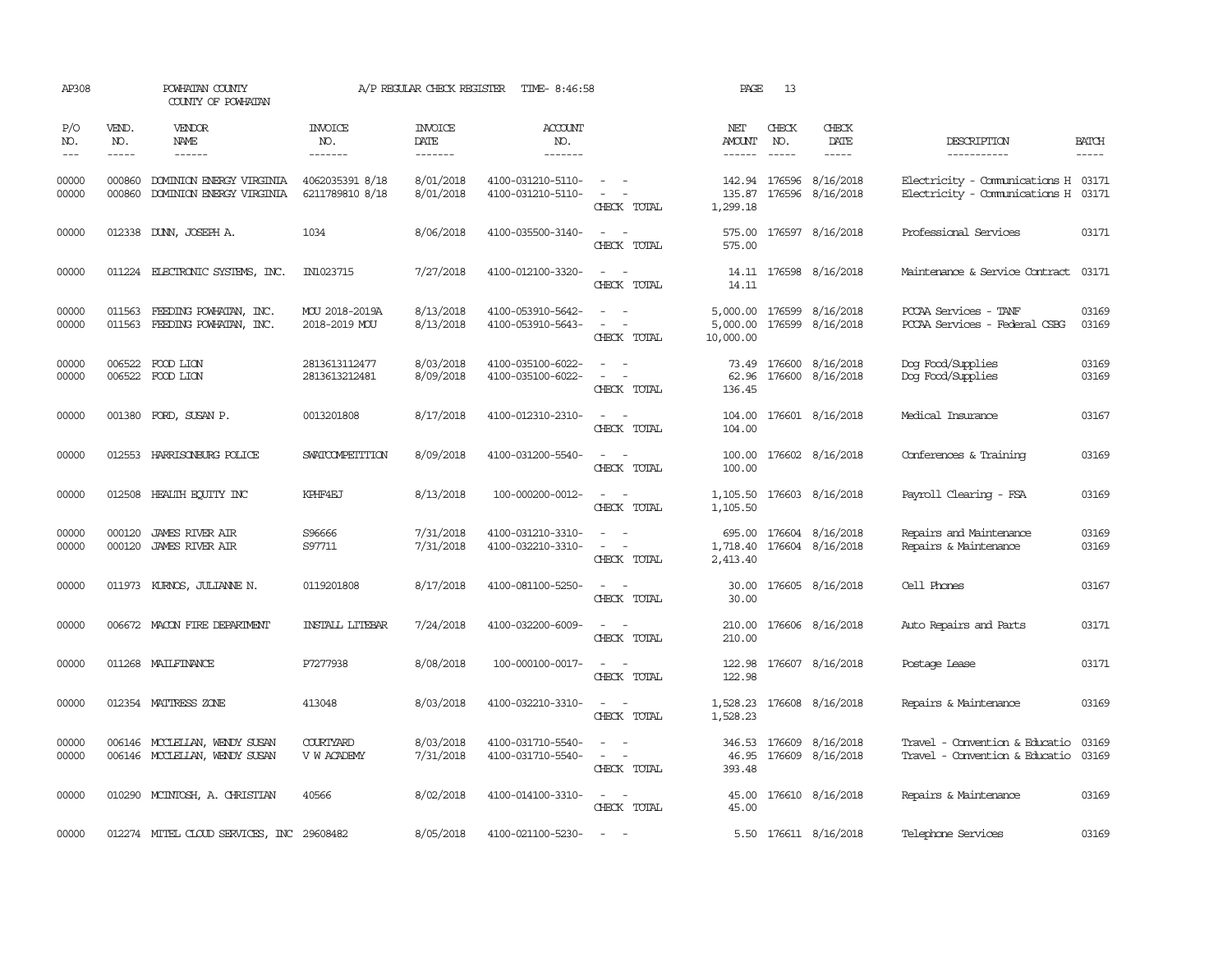AP308 POWHATAN COUNTY A/P REGULAR CHECK REGISTER TIME- 8:46:58 PAGE 13

COUNTY OF POWHATAN

| P/O NO. | VEND. NO. | VENDOR NAME | INVOICE NO. | INVOICE DATE | ACCOUNT NO. | | NET AMOUNT | CHECK NO. | CHECK DATE | DESCRIPTION | BATCH |
|---|---|---|---|---|---|---|---|---|---|---|---|
| --- | ----- | ------ | ------- | ------- | ------- | | ------ | ----- | ----- | ----------- | ----- |
| 00000 | 000860 | DOMINION ENERGY VIRGINIA | 4062035391 8/18 | 8/01/2018 | 4100-031210-5110- | - - | 142.94 | 176596 | 8/16/2018 | Electricity - Communications H | 03171 |
| 00000 | 000860 | DOMINION ENERGY VIRGINIA | 6211789810 8/18 | 8/01/2018 | 4100-031210-5110- | - - | 135.87 | 176596 | 8/16/2018 | Electricity - Communications H | 03171 |
| | | | | | | CHECK TOTAL | 1,299.18 | | | | |
| 00000 | 012338 | DUNN, JOSEPH A. | 1034 | 8/06/2018 | 4100-035500-3140- | - - | 575.00 | 176597 | 8/16/2018 | Professional Services | 03171 |
| | | | | | | CHECK TOTAL | 575.00 | | | | |
| 00000 | 011224 | ELECTRONIC SYSTEMS, INC. | IN1023715 | 7/27/2018 | 4100-012100-3320- | - - | 14.11 | 176598 | 8/16/2018 | Maintenance & Service Contract | 03171 |
| | | | | | | CHECK TOTAL | 14.11 | | | | |
| 00000 | 011563 | FEEDING POWHATAN, INC. | MOU 2018-2019A | 8/13/2018 | 4100-053910-5642- | - - | 5,000.00 | 176599 | 8/16/2018 | PCCAA Services - TANF | 03169 |
| 00000 | 011563 | FEEDING POWHATAN, INC. | 2018-2019 MOU | 8/13/2018 | 4100-053910-5643- | - - | 5,000.00 | 176599 | 8/16/2018 | PCCAA Services - Federal CSBG | 03169 |
| | | | | | | CHECK TOTAL | 10,000.00 | | | | |
| 00000 | 006522 | FOOD LION | 2813613112477 | 8/03/2018 | 4100-035100-6022- | - - | 73.49 | 176600 | 8/16/2018 | Dog Food/Supplies | 03169 |
| 00000 | 006522 | FOOD LION | 2813613212481 | 8/09/2018 | 4100-035100-6022- | - - | 62.96 | 176600 | 8/16/2018 | Dog Food/Supplies | 03169 |
| | | | | | | CHECK TOTAL | 136.45 | | | | |
| 00000 | 001380 | FORD, SUSAN P. | 0013201808 | 8/17/2018 | 4100-012310-2310- | - - | 104.00 | 176601 | 8/16/2018 | Medical Insurance | 03167 |
| | | | | | | CHECK TOTAL | 104.00 | | | | |
| 00000 | 012553 | HARRISONBURG POLICE | SWATCOMPETITION | 8/09/2018 | 4100-031200-5540- | - - | 100.00 | 176602 | 8/16/2018 | Conferences & Training | 03169 |
| | | | | | | CHECK TOTAL | 100.00 | | | | |
| 00000 | 012508 | HEALTH EQUITY INC | KPHF4EJ | 8/13/2018 | 100-000200-0012- | - - | 1,105.50 | 176603 | 8/16/2018 | Payroll Clearing - FSA | 03169 |
| | | | | | | CHECK TOTAL | 1,105.50 | | | | |
| 00000 | 000120 | JAMES RIVER AIR | S96666 | 7/31/2018 | 4100-031210-3310- | - - | 695.00 | 176604 | 8/16/2018 | Repairs and Maintenance | 03169 |
| 00000 | 000120 | JAMES RIVER AIR | S97711 | 7/31/2018 | 4100-032210-3310- | - - | 1,718.40 | 176604 | 8/16/2018 | Repairs & Maintenance | 03169 |
| | | | | | | CHECK TOTAL | 2,413.40 | | | | |
| 00000 | 011973 | KURNOS, JULIANNE N. | 0119201808 | 8/17/2018 | 4100-081100-5250- | - - | 30.00 | 176605 | 8/16/2018 | Cell Phones | 03167 |
| | | | | | | CHECK TOTAL | 30.00 | | | | |
| 00000 | 006672 | MACON FIRE DEPARTMENT | INSTALL LITEBAR | 7/24/2018 | 4100-032200-6009- | - - | 210.00 | 176606 | 8/16/2018 | Auto Repairs and Parts | 03171 |
| | | | | | | CHECK TOTAL | 210.00 | | | | |
| 00000 | 011268 | MAILFINANCE | P7277938 | 8/08/2018 | 100-000100-0017- | - - | 122.98 | 176607 | 8/16/2018 | Postage Lease | 03171 |
| | | | | | | CHECK TOTAL | 122.98 | | | | |
| 00000 | 012354 | MATTRESS ZONE | 413048 | 8/03/2018 | 4100-032210-3310- | - - | 1,528.23 | 176608 | 8/16/2018 | Repairs & Maintenance | 03169 |
| | | | | | | CHECK TOTAL | 1,528.23 | | | | |
| 00000 | 006146 | MCCLELLAN, WENDY SUSAN | COURTYARD | 8/03/2018 | 4100-031710-5540- | - - | 346.53 | 176609 | 8/16/2018 | Travel - Convention & Educatio | 03169 |
| 00000 | 006146 | MCCLELLAN, WENDY SUSAN | V W ACADEMY | 7/31/2018 | 4100-031710-5540- | - - | 46.95 | 176609 | 8/16/2018 | Travel - Convention & Educatio | 03169 |
| | | | | | | CHECK TOTAL | 393.48 | | | | |
| 00000 | 010290 | MCINTOSH, A. CHRISTIAN | 40566 | 8/02/2018 | 4100-014100-3310- | - - | 45.00 | 176610 | 8/16/2018 | Repairs & Maintenance | 03169 |
| | | | | | | CHECK TOTAL | 45.00 | | | | |
| 00000 | 012274 | MITEL CLOUD SERVICES, INC | 29608482 | 8/05/2018 | 4100-021100-5230- | - - | 5.50 | 176611 | 8/16/2018 | Telephone Services | 03169 |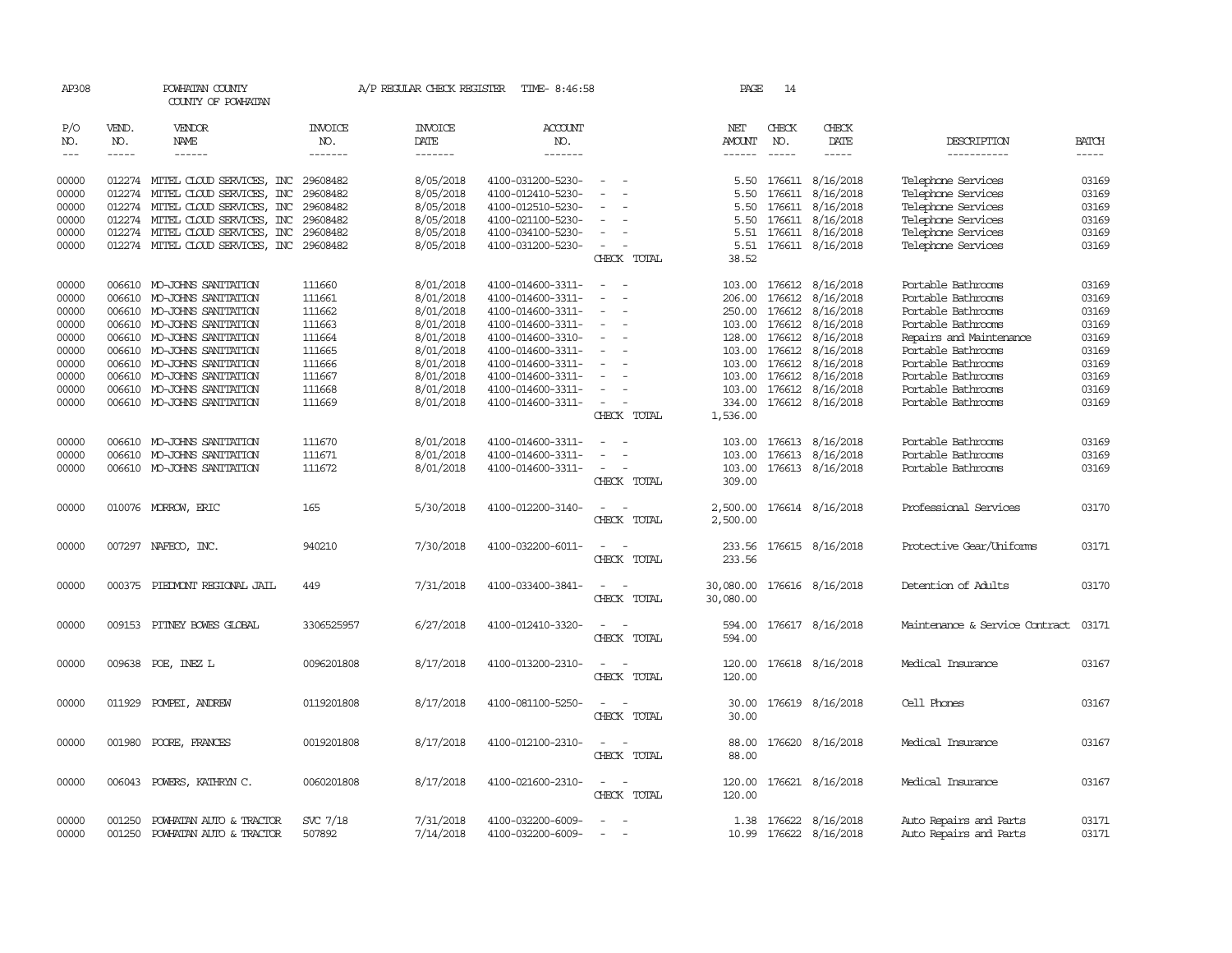AP308 POWHATAN COUNTY A/P REGULAR CHECK REGISTER TIME- 8:46:58 PAGE 14

COUNTY OF POWHATAN

| P/O NO. | VEND. NO. | VENDOR NAME | INVOICE NO. | INVOICE DATE | ACCOUNT NO. | | NET AMOUNT | CHECK NO. | CHECK DATE | DESCRIPTION | BATCH |
|---|---|---|---|---|---|---|---|---|---|---|---|
| --- | ----- | ------ | ------- | ------- | ------- | | ------ | ----- | ----- | ----------- | ----- |
| 00000 | 012274 | MITEL CLOUD SERVICES, INC | 29608482 | 8/05/2018 | 4100-031200-5230- | - - | 5.50 | 176611 | 8/16/2018 | Telephone Services | 03169 |
| 00000 | 012274 | MITEL CLOUD SERVICES, INC | 29608482 | 8/05/2018 | 4100-012410-5230- | - - | 5.50 | 176611 | 8/16/2018 | Telephone Services | 03169 |
| 00000 | 012274 | MITEL CLOUD SERVICES, INC | 29608482 | 8/05/2018 | 4100-012510-5230- | - - | 5.50 | 176611 | 8/16/2018 | Telephone Services | 03169 |
| 00000 | 012274 | MITEL CLOUD SERVICES, INC | 29608482 | 8/05/2018 | 4100-021100-5230- | - - | 5.50 | 176611 | 8/16/2018 | Telephone Services | 03169 |
| 00000 | 012274 | MITEL CLOUD SERVICES, INC | 29608482 | 8/05/2018 | 4100-034100-5230- | - - | 5.51 | 176611 | 8/16/2018 | Telephone Services | 03169 |
| 00000 | 012274 | MITEL CLOUD SERVICES, INC | 29608482 | 8/05/2018 | 4100-031200-5230- | - - | 5.51 | 176611 | 8/16/2018 | Telephone Services | 03169 |
| | | | | | | CHECK TOTAL | 38.52 | | | | |
| 00000 | 006610 | MO-JOHNS SANITATION | 111660 | 8/01/2018 | 4100-014600-3311- | - - | 103.00 | 176612 | 8/16/2018 | Portable Bathrooms | 03169 |
| 00000 | 006610 | MO-JOHNS SANITATION | 111661 | 8/01/2018 | 4100-014600-3311- | - - | 206.00 | 176612 | 8/16/2018 | Portable Bathrooms | 03169 |
| 00000 | 006610 | MO-JOHNS SANITATION | 111662 | 8/01/2018 | 4100-014600-3311- | - - | 250.00 | 176612 | 8/16/2018 | Portable Bathrooms | 03169 |
| 00000 | 006610 | MO-JOHNS SANITATION | 111663 | 8/01/2018 | 4100-014600-3311- | - - | 103.00 | 176612 | 8/16/2018 | Portable Bathrooms | 03169 |
| 00000 | 006610 | MO-JOHNS SANITATION | 111664 | 8/01/2018 | 4100-014600-3310- | - - | 128.00 | 176612 | 8/16/2018 | Repairs and Maintenance | 03169 |
| 00000 | 006610 | MO-JOHNS SANITATION | 111665 | 8/01/2018 | 4100-014600-3311- | - - | 103.00 | 176612 | 8/16/2018 | Portable Bathrooms | 03169 |
| 00000 | 006610 | MO-JOHNS SANITATION | 111666 | 8/01/2018 | 4100-014600-3311- | - - | 103.00 | 176612 | 8/16/2018 | Portable Bathrooms | 03169 |
| 00000 | 006610 | MO-JOHNS SANITATION | 111667 | 8/01/2018 | 4100-014600-3311- | - - | 103.00 | 176612 | 8/16/2018 | Portable Bathrooms | 03169 |
| 00000 | 006610 | MO-JOHNS SANITATION | 111668 | 8/01/2018 | 4100-014600-3311- | - - | 103.00 | 176612 | 8/16/2018 | Portable Bathrooms | 03169 |
| 00000 | 006610 | MO-JOHNS SANITATION | 111669 | 8/01/2018 | 4100-014600-3311- | - - | 334.00 | 176612 | 8/16/2018 | Portable Bathrooms | 03169 |
| | | | | | | CHECK TOTAL | 1,536.00 | | | | |
| 00000 | 006610 | MO-JOHNS SANITATION | 111670 | 8/01/2018 | 4100-014600-3311- | - - | 103.00 | 176613 | 8/16/2018 | Portable Bathrooms | 03169 |
| 00000 | 006610 | MO-JOHNS SANITATION | 111671 | 8/01/2018 | 4100-014600-3311- | - - | 103.00 | 176613 | 8/16/2018 | Portable Bathrooms | 03169 |
| 00000 | 006610 | MO-JOHNS SANITATION | 111672 | 8/01/2018 | 4100-014600-3311- | - - | 103.00 | 176613 | 8/16/2018 | Portable Bathrooms | 03169 |
| | | | | | | CHECK TOTAL | 309.00 | | | | |
| 00000 | 010076 | MORROW, ERIC | 165 | 5/30/2018 | 4100-012200-3140- | - - | 2,500.00 | 176614 | 8/16/2018 | Professional Services | 03170 |
| | | | | | | CHECK TOTAL | 2,500.00 | | | | |
| 00000 | 007297 | NAFECO, INC. | 940210 | 7/30/2018 | 4100-032200-6011- | - - | 233.56 | 176615 | 8/16/2018 | Protective Gear/Uniforms | 03171 |
| | | | | | | CHECK TOTAL | 233.56 | | | | |
| 00000 | 000375 | PIEDMONT REGIONAL JAIL | 449 | 7/31/2018 | 4100-033400-3841- | - - | 30,080.00 | 176616 | 8/16/2018 | Detention of Adults | 03170 |
| | | | | | | CHECK TOTAL | 30,080.00 | | | | |
| 00000 | 009153 | PITNEY BOWES GLOBAL | 3306525957 | 6/27/2018 | 4100-012410-3320- | - - | 594.00 | 176617 | 8/16/2018 | Maintenance & Service Contract | 03171 |
| | | | | | | CHECK TOTAL | 594.00 | | | | |
| 00000 | 009638 | POE, INEZ L | 0096201808 | 8/17/2018 | 4100-013200-2310- | - - | 120.00 | 176618 | 8/16/2018 | Medical Insurance | 03167 |
| | | | | | | CHECK TOTAL | 120.00 | | | | |
| 00000 | 011929 | POMPEI, ANDREW | 0119201808 | 8/17/2018 | 4100-081100-5250- | - - | 30.00 | 176619 | 8/16/2018 | Cell Phones | 03167 |
| | | | | | | CHECK TOTAL | 30.00 | | | | |
| 00000 | 001980 | POORE, FRANCES | 0019201808 | 8/17/2018 | 4100-012100-2310- | - - | 88.00 | 176620 | 8/16/2018 | Medical Insurance | 03167 |
| | | | | | | CHECK TOTAL | 88.00 | | | | |
| 00000 | 006043 | POWERS, KATHRYN C. | 0060201808 | 8/17/2018 | 4100-021600-2310- | - - | 120.00 | 176621 | 8/16/2018 | Medical Insurance | 03167 |
| | | | | | | CHECK TOTAL | 120.00 | | | | |
| 00000 | 001250 | POWHATAN AUTO & TRACTOR | SVC 7/18 | 7/31/2018 | 4100-032200-6009- | - - | 1.38 | 176622 | 8/16/2018 | Auto Repairs and Parts | 03171 |
| 00000 | 001250 | POWHATAN AUTO & TRACTOR | 507892 | 7/14/2018 | 4100-032200-6009- | - - | 10.99 | 176622 | 8/16/2018 | Auto Repairs and Parts | 03171 |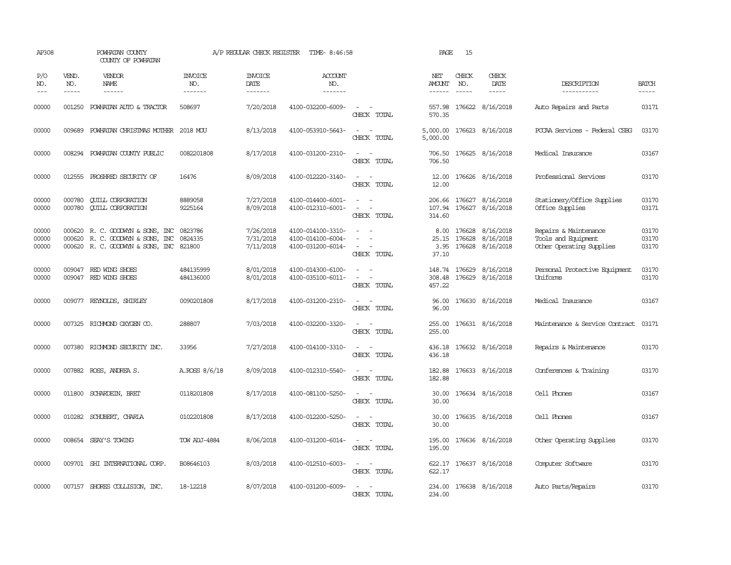AP308 POWHATAN COUNTY A/P REGULAR CHECK REGISTER TIME- 8:46:58 PAGE 15

COUNTY OF POWHATAN

| P/O NO. | VEND. NO. | VENDOR NAME | INVOICE NO. | INVOICE DATE | ACCOUNT NO. | | NET AMOUNT | CHECK NO. | CHECK DATE | DESCRIPTION | BATCH |
|---|---|---|---|---|---|---|---|---|---|---|---|
| 00000 | 001250 | POWHATAN AUTO & TRACTOR | 508697 | 7/20/2018 | 4100-032200-6009- | - - | 557.98 | 176622 | 8/16/2018 | Auto Repairs and Parts | 03171 |
| | | | | | | CHECK TOTAL | 570.35 | | | | |
| 00000 | 009689 | POWHATAN CHRISTMAS MOTHER | 2018 MOU | 8/13/2018 | 4100-053910-5643- | - - | 5,000.00 | 176623 | 8/16/2018 | PCCAA Services - Federal CSBG | 03170 |
| | | | | | | CHECK TOTAL | 5,000.00 | | | | |
| 00000 | 008294 | POWHATAN COUNTY PUBLIC | 0082201808 | 8/17/2018 | 4100-031200-2310- | - - | 706.50 | 176625 | 8/16/2018 | Medical Insurance | 03167 |
| | | | | | | CHECK TOTAL | 706.50 | | | | |
| 00000 | 012555 | PROSHRED SECURITY OF | 16476 | 8/09/2018 | 4100-012220-3140- | - - | 12.00 | 176626 | 8/16/2018 | Professional Services | 03170 |
| | | | | | | CHECK TOTAL | 12.00 | | | | |
| 00000 | 000780 | QUILL CORPORATION | 8889058 | 7/27/2018 | 4100-014400-6001- | - - | 206.66 | 176627 | 8/16/2018 | Stationery/Office Supplies | 03170 |
| 00000 | 000780 | QUILL CORPORATION | 9225164 | 8/09/2018 | 4100-012310-6001- | - - | 107.94 | 176627 | 8/16/2018 | Office Supplies | 03171 |
| | | | | | | CHECK TOTAL | 314.60 | | | | |
| 00000 | 000620 | R. C. GOODWYN & SONS, INC | 0823786 | 7/26/2018 | 4100-014100-3310- | - - | 8.00 | 176628 | 8/16/2018 | Repairs & Maintenance | 03170 |
| 00000 | 000620 | R. C. GOODWYN & SONS, INC | 0824335 | 7/31/2018 | 4100-014100-6004- | - - | 25.15 | 176628 | 8/16/2018 | Tools and Equipment | 03170 |
| 00000 | 000620 | R. C. GOODWYN & SONS, INC | 821800 | 7/11/2018 | 4100-031200-6014- | - - | 3.95 | 176628 | 8/16/2018 | Other Operating Supplies | 03170 |
| | | | | | | CHECK TOTAL | 37.10 | | | | |
| 00000 | 009047 | RED WING SHOES | 484135999 | 8/01/2018 | 4100-014300-6100- | - - | 148.74 | 176629 | 8/16/2018 | Personal Protective Equipment | 03170 |
| 00000 | 009047 | RED WING SHOES | 484136000 | 8/01/2018 | 4100-035100-6011- | - - | 308.48 | 176629 | 8/16/2018 | Uniforms | 03170 |
| | | | | | | CHECK TOTAL | 457.22 | | | | |
| 00000 | 009077 | REYNOLDS, SHIRLEY | 0090201808 | 8/17/2018 | 4100-031200-2310- | - - | 96.00 | 176630 | 8/16/2018 | Medical Insurance | 03167 |
| | | | | | | CHECK TOTAL | 96.00 | | | | |
| 00000 | 007325 | RICHMOND OXYGEN CO. | 288807 | 7/03/2018 | 4100-032200-3320- | - - | 255.00 | 176631 | 8/16/2018 | Maintenance & Service Contract | 03171 |
| | | | | | | CHECK TOTAL | 255.00 | | | | |
| 00000 | 007380 | RICHMOND SECURITY INC. | 33956 | 7/27/2018 | 4100-014100-3310- | - - | 436.18 | 176632 | 8/16/2018 | Repairs & Maintenance | 03170 |
| | | | | | | CHECK TOTAL | 436.18 | | | | |
| 00000 | 007882 | ROSS, ANDREA S. | A.ROSS 8/6/18 | 8/09/2018 | 4100-012310-5540- | - - | 182.88 | 176633 | 8/16/2018 | Conferences & Training | 03170 |
| | | | | | | CHECK TOTAL | 182.88 | | | | |
| 00000 | 011800 | SCHARDEIN, BRET | 0118201808 | 8/17/2018 | 4100-081100-5250- | - - | 30.00 | 176634 | 8/16/2018 | Cell Phones | 03167 |
| | | | | | | CHECK TOTAL | 30.00 | | | | |
| 00000 | 010282 | SCHUBERT, CHARLA | 0102201808 | 8/17/2018 | 4100-012200-5250- | - - | 30.00 | 176635 | 8/16/2018 | Cell Phones | 03167 |
| | | | | | | CHECK TOTAL | 30.00 | | | | |
| 00000 | 008654 | SEAY'S TOWING | TOW ADJ-4884 | 8/06/2018 | 4100-031200-6014- | - - | 195.00 | 176636 | 8/16/2018 | Other Operating Supplies | 03170 |
| | | | | | | CHECK TOTAL | 195.00 | | | | |
| 00000 | 009701 | SHI INTERNATIONAL CORP. | B08646103 | 8/03/2018 | 4100-012510-6003- | - - | 622.17 | 176637 | 8/16/2018 | Computer Software | 03170 |
| | | | | | | CHECK TOTAL | 622.17 | | | | |
| 00000 | 007157 | SHORES COLLISION, INC. | 18-12218 | 8/07/2018 | 4100-031200-6009- | - - | 234.00 | 176638 | 8/16/2018 | Auto Parts/Repairs | 03170 |
| | | | | | | CHECK TOTAL | 234.00 | | | | |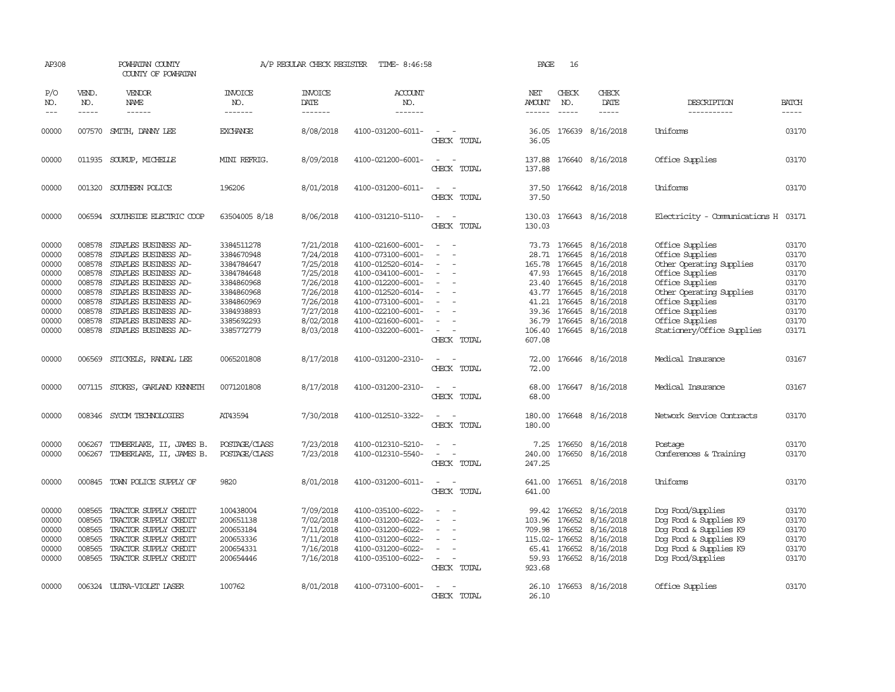AP308 POWHATAN COUNTY A/P REGULAR CHECK REGISTER TIME- 8:46:58 PAGE 16

COUNTY OF POWHATAN

| P/O NO. | VEND. NO. | VENDOR NAME | INVOICE NO. | INVOICE DATE | ACCOUNT NO. | | NET AMOUNT | CHECK NO. | CHECK DATE | DESCRIPTION | BATCH |
|---|---|---|---|---|---|---|---|---|---|---|---|
| 00000 | 007570 | SMITH, DANNY LEE | EXCHANGE | 8/08/2018 | 4100-031200-6011- | - - | 36.05 | 176639 | 8/16/2018 | Uniforms | 03170 |
| | | | | | | CHECK TOTAL | 36.05 | | | | |
| 00000 | 011935 | SOUKUP, MICHELLE | MINI REFRIG. | 8/09/2018 | 4100-021200-6001- | - - | 137.88 | 176640 | 8/16/2018 | Office Supplies | 03170 |
| | | | | | | CHECK TOTAL | 137.88 | | | | |
| 00000 | 001320 | SOUTHERN POLICE | 196206 | 8/01/2018 | 4100-031200-6011- | - - | 37.50 | 176642 | 8/16/2018 | Uniforms | 03170 |
| | | | | | | CHECK TOTAL | 37.50 | | | | |
| 00000 | 006594 | SOUTHSIDE ELECTRIC COOP | 63504005 8/18 | 8/06/2018 | 4100-031210-5110- | - - | 130.03 | 176643 | 8/16/2018 | Electricity - Communications H | 03171 |
| | | | | | | CHECK TOTAL | 130.03 | | | | |
| 00000 | 008578 | STAPLES BUSINESS AD- | 3384511278 | 7/21/2018 | 4100-021600-6001- | - - | 73.73 | 176645 | 8/16/2018 | Office Supplies | 03170 |
| 00000 | 008578 | STAPLES BUSINESS AD- | 3384670948 | 7/24/2018 | 4100-073100-6001- | - - | 28.71 | 176645 | 8/16/2018 | Office Supplies | 03170 |
| 00000 | 008578 | STAPLES BUSINESS AD- | 3384784647 | 7/25/2018 | 4100-012520-6014- | - - | 165.78 | 176645 | 8/16/2018 | Other Operating Supplies | 03170 |
| 00000 | 008578 | STAPLES BUSINESS AD- | 3384784648 | 7/25/2018 | 4100-034100-6001- | - - | 47.93 | 176645 | 8/16/2018 | Office Supplies | 03170 |
| 00000 | 008578 | STAPLES BUSINESS AD- | 3384860968 | 7/26/2018 | 4100-012200-6001- | - - | 23.40 | 176645 | 8/16/2018 | Office Supplies | 03170 |
| 00000 | 008578 | STAPLES BUSINESS AD- | 3384860968 | 7/26/2018 | 4100-012520-6014- | - - | 43.77 | 176645 | 8/16/2018 | Other Operating Supplies | 03170 |
| 00000 | 008578 | STAPLES BUSINESS AD- | 3384860969 | 7/26/2018 | 4100-073100-6001- | - - | 41.21 | 176645 | 8/16/2018 | Office Supplies | 03170 |
| 00000 | 008578 | STAPLES BUSINESS AD- | 3384938893 | 7/27/2018 | 4100-022100-6001- | - - | 39.36 | 176645 | 8/16/2018 | Office Supplies | 03170 |
| 00000 | 008578 | STAPLES BUSINESS AD- | 3385692293 | 8/02/2018 | 4100-021600-6001- | - - | 36.79 | 176645 | 8/16/2018 | Office Supplies | 03170 |
| 00000 | 008578 | STAPLES BUSINESS AD- | 3385772779 | 8/03/2018 | 4100-032200-6001- | - - | 106.40 | 176645 | 8/16/2018 | Stationery/Office Supplies | 03171 |
| | | | | | | CHECK TOTAL | 607.08 | | | | |
| 00000 | 006569 | STICKELS, RANDAL LEE | 0065201808 | 8/17/2018 | 4100-031200-2310- | - - | 72.00 | 176646 | 8/16/2018 | Medical Insurance | 03167 |
| | | | | | | CHECK TOTAL | 72.00 | | | | |
| 00000 | 007115 | STOKES, GARLAND KENNETH | 0071201808 | 8/17/2018 | 4100-031200-2310- | - - | 68.00 | 176647 | 8/16/2018 | Medical Insurance | 03167 |
| | | | | | | CHECK TOTAL | 68.00 | | | | |
| 00000 | 008346 | SYCOM TECHNOLOGIES | AT43594 | 7/30/2018 | 4100-012510-3322- | - - | 180.00 | 176648 | 8/16/2018 | Network Service Contracts | 03170 |
| | | | | | | CHECK TOTAL | 180.00 | | | | |
| 00000 | 006267 | TIMBERLAKE, II, JAMES B. | POSTAGE/CLASS | 7/23/2018 | 4100-012310-5210- | - - | 7.25 | 176650 | 8/16/2018 | Postage | 03170 |
| 00000 | 006267 | TIMBERLAKE, II, JAMES B. | POSTAGE/CLASS | 7/23/2018 | 4100-012310-5540- | - - | 240.00 | 176650 | 8/16/2018 | Conferences & Training | 03170 |
| | | | | | | CHECK TOTAL | 247.25 | | | | |
| 00000 | 000845 | TOWN POLICE SUPPLY OF | 9820 | 8/01/2018 | 4100-031200-6011- | - - | 641.00 | 176651 | 8/16/2018 | Uniforms | 03170 |
| | | | | | | CHECK TOTAL | 641.00 | | | | |
| 00000 | 008565 | TRACTOR SUPPLY CREDIT | 100438004 | 7/09/2018 | 4100-035100-6022- | - - | 99.42 | 176652 | 8/16/2018 | Dog Food/Supplies | 03170 |
| 00000 | 008565 | TRACTOR SUPPLY CREDIT | 200651138 | 7/02/2018 | 4100-031200-6022- | - - | 103.96 | 176652 | 8/16/2018 | Dog Food & Supplies K9 | 03170 |
| 00000 | 008565 | TRACTOR SUPPLY CREDIT | 200653184 | 7/11/2018 | 4100-031200-6022- | - - | 709.98 | 176652 | 8/16/2018 | Dog Food & Supplies K9 | 03170 |
| 00000 | 008565 | TRACTOR SUPPLY CREDIT | 200653336 | 7/11/2018 | 4100-031200-6022- | - - | 115.02- | 176652 | 8/16/2018 | Dog Food & Supplies K9 | 03170 |
| 00000 | 008565 | TRACTOR SUPPLY CREDIT | 200654331 | 7/16/2018 | 4100-031200-6022- | - - | 65.41 | 176652 | 8/16/2018 | Dog Food & Supplies K9 | 03170 |
| 00000 | 008565 | TRACTOR SUPPLY CREDIT | 200654446 | 7/16/2018 | 4100-035100-6022- | - - | 59.93 | 176652 | 8/16/2018 | Dog Food/Supplies | 03170 |
| | | | | | | CHECK TOTAL | 923.68 | | | | |
| 00000 | 006324 | ULTRA-VIOLET LASER | 100762 | 8/01/2018 | 4100-073100-6001- | - - | 26.10 | 176653 | 8/16/2018 | Office Supplies | 03170 |
| | | | | | | CHECK TOTAL | 26.10 | | | | |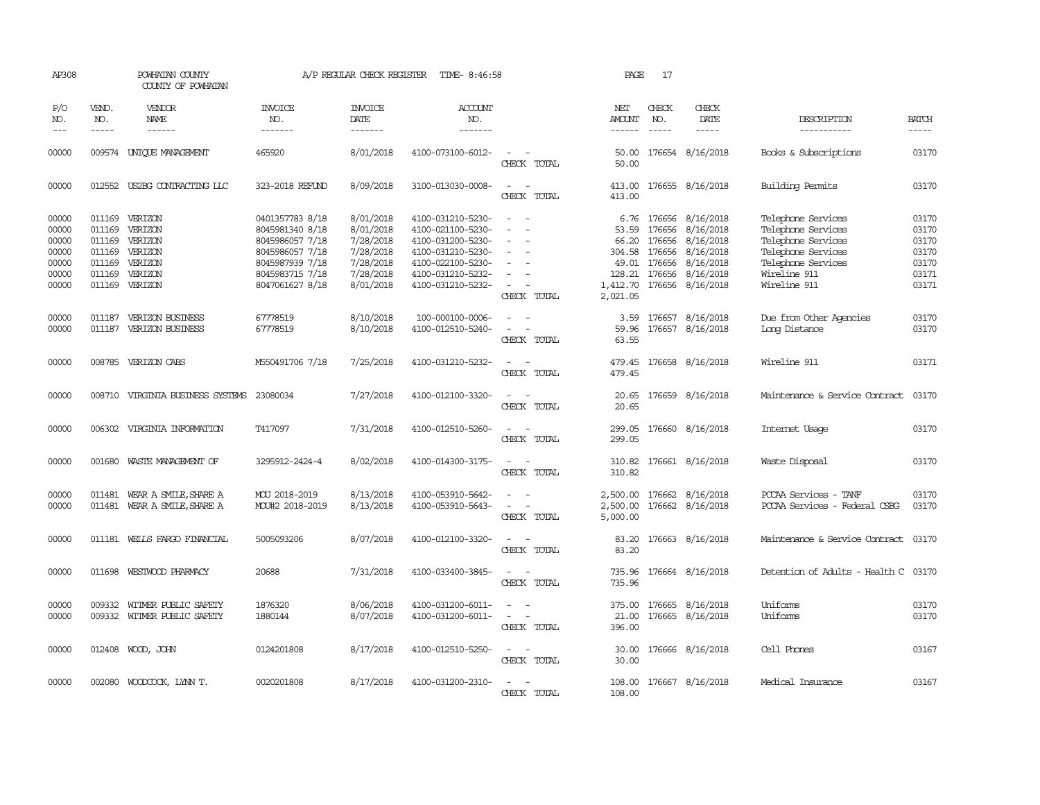AP308 POWHATAN COUNTY COUNTY OF POWHATAN A/P REGULAR CHECK REGISTER TIME- 8:46:58 PAGE 17

| P/O NO. | VEND. NO. | VENDOR NAME | INVOICE NO. | INVOICE DATE | ACCOUNT NO. | | NET AMOUNT | CHECK NO. | CHECK DATE | DESCRIPTION | BATCH |
|---|---|---|---|---|---|---|---|---|---|---|---|
| 00000 | 009574 | UNIQUE MANAGEMENT | 465920 | 8/01/2018 | 4100-073100-6012- | - - | 50.00 | 176654 | 8/16/2018 | Books & Subscriptions | 03170 |
| | | | | | | CHECK TOTAL | 50.00 | | | | |
| 00000 | 012552 | US2BG CONTRACTING LLC | 323-2018 REFUND | 8/09/2018 | 3100-013030-0008- | - - | 413.00 | 176655 | 8/16/2018 | Building Permits | 03170 |
| | | | | | | CHECK TOTAL | 413.00 | | | | |
| 00000 | 011169 | VERIZON | 0401357783 8/18 | 8/01/2018 | 4100-031210-5230- | - - | 6.76 | 176656 | 8/16/2018 | Telephone Services | 03170 |
| 00000 | 011169 | VERIZON | 8045981340 8/18 | 8/01/2018 | 4100-021100-5230- | - - | 53.59 | 176656 | 8/16/2018 | Telephone Services | 03170 |
| 00000 | 011169 | VERIZON | 8045986057 7/18 | 7/28/2018 | 4100-031200-5230- | - - | 66.20 | 176656 | 8/16/2018 | Telephone Services | 03170 |
| 00000 | 011169 | VERIZON | 8045986057 7/18 | 7/28/2018 | 4100-031210-5230- | - - | 304.58 | 176656 | 8/16/2018 | Telephone Services | 03170 |
| 00000 | 011169 | VERIZON | 8045987939 7/18 | 7/28/2018 | 4100-022100-5230- | - - | 49.01 | 176656 | 8/16/2018 | Telephone Services | 03170 |
| 00000 | 011169 | VERIZON | 8045983715 7/18 | 7/28/2018 | 4100-031210-5232- | - - | 128.21 | 176656 | 8/16/2018 | Wireline 911 | 03171 |
| 00000 | 011169 | VERIZON | 8047061627 8/18 | 8/01/2018 | 4100-031210-5232- | - - | 1,412.70 | 176656 | 8/16/2018 | Wireline 911 | 03171 |
| | | | | | | CHECK TOTAL | 2,021.05 | | | | |
| 00000 | 011187 | VERIZON BUSINESS | 67778519 | 8/10/2018 | 100-000100-0006- | - - | 3.59 | 176657 | 8/16/2018 | Due from Other Agencies | 03170 |
| 00000 | 011187 | VERIZON BUSINESS | 67778519 | 8/10/2018 | 4100-012510-5240- | - - | 59.96 | 176657 | 8/16/2018 | Long Distance | 03170 |
| | | | | | | CHECK TOTAL | 63.55 | | | | |
| 00000 | 008785 | VERIZON CABS | M550491706 7/18 | 7/25/2018 | 4100-031210-5232- | - - | 479.45 | 176658 | 8/16/2018 | Wireline 911 | 03171 |
| | | | | | | CHECK TOTAL | 479.45 | | | | |
| 00000 | 008710 | VIRGINIA BUSINESS SYSTEMS | 23080034 | 7/27/2018 | 4100-012100-3320- | - - | 20.65 | 176659 | 8/16/2018 | Maintenance & Service Contract | 03170 |
| | | | | | | CHECK TOTAL | 20.65 | | | | |
| 00000 | 006302 | VIRGINIA INFORMATION | T417097 | 7/31/2018 | 4100-012510-5260- | - - | 299.05 | 176660 | 8/16/2018 | Internet Usage | 03170 |
| | | | | | | CHECK TOTAL | 299.05 | | | | |
| 00000 | 001680 | WASTE MANAGEMENT OF | 3295912-2424-4 | 8/02/2018 | 4100-014300-3175- | - - | 310.82 | 176661 | 8/16/2018 | Waste Disposal | 03170 |
| | | | | | | CHECK TOTAL | 310.82 | | | | |
| 00000 | 011481 | WEAR A SMILE,SHARE A | MOU 2018-2019 | 8/13/2018 | 4100-053910-5642- | - - | 2,500.00 | 176662 | 8/16/2018 | PCCAA Services - TANF | 03170 |
| 00000 | 011481 | WEAR A SMILE,SHARE A | MOU#2 2018-2019 | 8/13/2018 | 4100-053910-5643- | - - | 2,500.00 | 176662 | 8/16/2018 | PCCAA Services - Federal CSBG | 03170 |
| | | | | | | CHECK TOTAL | 5,000.00 | | | | |
| 00000 | 011181 | WELLS FARGO FINANCIAL | 5005093206 | 8/07/2018 | 4100-012100-3320- | - - | 83.20 | 176663 | 8/16/2018 | Maintenance & Service Contract | 03170 |
| | | | | | | CHECK TOTAL | 83.20 | | | | |
| 00000 | 011698 | WESTWOOD PHARMACY | 20688 | 7/31/2018 | 4100-033400-3845- | - - | 735.96 | 176664 | 8/16/2018 | Detention of Adults - Health C | 03170 |
| | | | | | | CHECK TOTAL | 735.96 | | | | |
| 00000 | 009332 | WITMER PUBLIC SAFETY | 1876320 | 8/06/2018 | 4100-031200-6011- | - - | 375.00 | 176665 | 8/16/2018 | Uniforms | 03170 |
| 00000 | 009332 | WITMER PUBLIC SAFETY | 1880144 | 8/07/2018 | 4100-031200-6011- | - - | 21.00 | 176665 | 8/16/2018 | Uniforms | 03170 |
| | | | | | | CHECK TOTAL | 396.00 | | | | |
| 00000 | 012408 | WOOD, JOHN | 0124201808 | 8/17/2018 | 4100-012510-5250- | - - | 30.00 | 176666 | 8/16/2018 | Cell Phones | 03167 |
| | | | | | | CHECK TOTAL | 30.00 | | | | |
| 00000 | 002080 | WOODCOCK, LYNN T. | 0020201808 | 8/17/2018 | 4100-031200-2310- | - - | 108.00 | 176667 | 8/16/2018 | Medical Insurance | 03167 |
| | | | | | | CHECK TOTAL | 108.00 | | | | |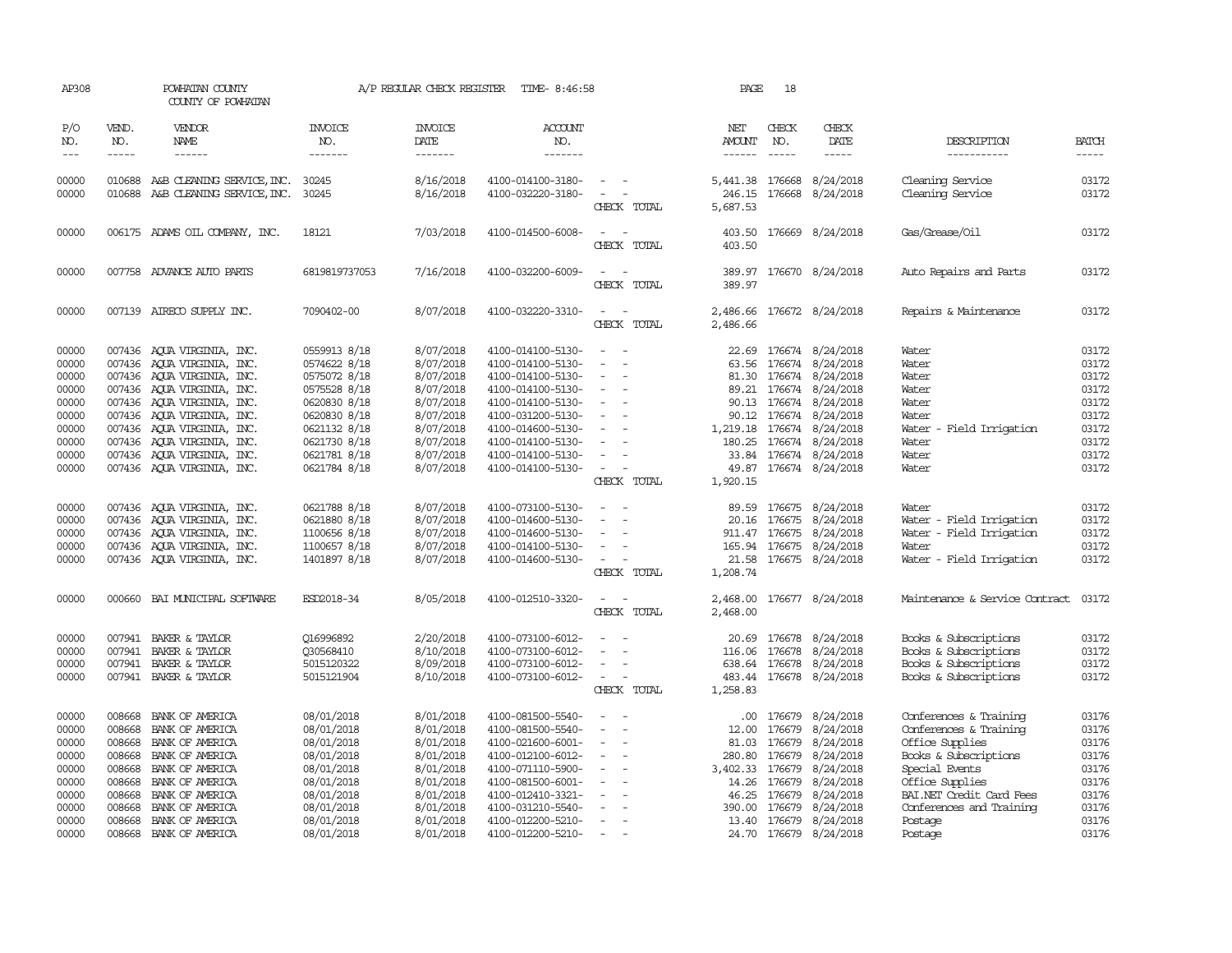AP308 POWHATAN COUNTY A/P REGULAR CHECK REGISTER TIME- 8:46:58 PAGE 18

COUNTY OF POWHATAN

| P/O NO. | VEND. NO. | VENDOR NAME | INVOICE NO. | INVOICE DATE | ACCOUNT NO. | | NET AMOUNT | CHECK NO. | CHECK DATE | DESCRIPTION | BATCH |
|---|---|---|---|---|---|---|---|---|---|---|---|
| --- | ----- | ------ | ------- | ------- | ------- | | ------ | ----- | ----- | ----------- | ----- |
| 00000 | 010688 | A&B CLEANING SERVICE, INC. | 30245 | 8/16/2018 | 4100-014100-3180- | - - | 5,441.38 | 176668 | 8/24/2018 | Cleaning Service | 03172 |
| 00000 | 010688 | A&B CLEANING SERVICE, INC. | 30245 | 8/16/2018 | 4100-032220-3180- | - - | 246.15 | 176668 | 8/24/2018 | Cleaning Service | 03172 |
| | | | | | | CHECK TOTAL | 5,687.53 | | | | |
| 00000 | 006175 | ADAMS OIL COMPANY, INC. | 18121 | 7/03/2018 | 4100-014500-6008- | - - | 403.50 | 176669 | 8/24/2018 | Gas/Grease/Oil | 03172 |
| | | | | | | CHECK TOTAL | 403.50 | | | | |
| 00000 | 007758 | ADVANCE AUTO PARTS | 6819819737053 | 7/16/2018 | 4100-032200-6009- | - - | 389.97 | 176670 | 8/24/2018 | Auto Repairs and Parts | 03172 |
| | | | | | | CHECK TOTAL | 389.97 | | | | |
| 00000 | 007139 | AIRECO SUPPLY INC. | 7090402-00 | 8/07/2018 | 4100-032220-3310- | - - | 2,486.66 | 176672 | 8/24/2018 | Repairs & Maintenance | 03172 |
| | | | | | | CHECK TOTAL | 2,486.66 | | | | |
| 00000 | 007436 | AQUA VIRGINIA, INC. | 0559913 8/18 | 8/07/2018 | 4100-014100-5130- | - - | 22.69 | 176674 | 8/24/2018 | Water | 03172 |
| 00000 | 007436 | AQUA VIRGINIA, INC. | 0574622 8/18 | 8/07/2018 | 4100-014100-5130- | - - | 63.56 | 176674 | 8/24/2018 | Water | 03172 |
| 00000 | 007436 | AQUA VIRGINIA, INC. | 0575072 8/18 | 8/07/2018 | 4100-014100-5130- | - - | 81.30 | 176674 | 8/24/2018 | Water | 03172 |
| 00000 | 007436 | AQUA VIRGINIA, INC. | 0575528 8/18 | 8/07/2018 | 4100-014100-5130- | - - | 89.21 | 176674 | 8/24/2018 | Water | 03172 |
| 00000 | 007436 | AQUA VIRGINIA, INC. | 0620830 8/18 | 8/07/2018 | 4100-014100-5130- | - - | 90.13 | 176674 | 8/24/2018 | Water | 03172 |
| 00000 | 007436 | AQUA VIRGINIA, INC. | 0620830 8/18 | 8/07/2018 | 4100-031200-5130- | - - | 90.12 | 176674 | 8/24/2018 | Water | 03172 |
| 00000 | 007436 | AQUA VIRGINIA, INC. | 0621132 8/18 | 8/07/2018 | 4100-014600-5130- | - - | 1,219.18 | 176674 | 8/24/2018 | Water - Field Irrigation | 03172 |
| 00000 | 007436 | AQUA VIRGINIA, INC. | 0621730 8/18 | 8/07/2018 | 4100-014100-5130- | - - | 180.25 | 176674 | 8/24/2018 | Water | 03172 |
| 00000 | 007436 | AQUA VIRGINIA, INC. | 0621781 8/18 | 8/07/2018 | 4100-014100-5130- | - - | 33.84 | 176674 | 8/24/2018 | Water | 03172 |
| 00000 | 007436 | AQUA VIRGINIA, INC. | 0621784 8/18 | 8/07/2018 | 4100-014100-5130- | - - | 49.87 | 176674 | 8/24/2018 | Water | 03172 |
| | | | | | | CHECK TOTAL | 1,920.15 | | | | |
| 00000 | 007436 | AQUA VIRGINIA, INC. | 0621788 8/18 | 8/07/2018 | 4100-073100-5130- | - - | 89.59 | 176675 | 8/24/2018 | Water | 03172 |
| 00000 | 007436 | AQUA VIRGINIA, INC. | 0621880 8/18 | 8/07/2018 | 4100-014600-5130- | - - | 20.16 | 176675 | 8/24/2018 | Water - Field Irrigation | 03172 |
| 00000 | 007436 | AQUA VIRGINIA, INC. | 1100656 8/18 | 8/07/2018 | 4100-014600-5130- | - - | 911.47 | 176675 | 8/24/2018 | Water - Field Irrigation | 03172 |
| 00000 | 007436 | AQUA VIRGINIA, INC. | 1100657 8/18 | 8/07/2018 | 4100-014100-5130- | - - | 165.94 | 176675 | 8/24/2018 | Water | 03172 |
| 00000 | 007436 | AQUA VIRGINIA, INC. | 1401897 8/18 | 8/07/2018 | 4100-014600-5130- | - - | 21.58 | 176675 | 8/24/2018 | Water - Field Irrigation | 03172 |
| | | | | | | CHECK TOTAL | 1,208.74 | | | | |
| 00000 | 000660 | BAI MUNICIPAL SOFTWARE | ESD2018-34 | 8/05/2018 | 4100-012510-3320- | - - | 2,468.00 | 176677 | 8/24/2018 | Maintenance & Service Contract | 03172 |
| | | | | | | CHECK TOTAL | 2,468.00 | | | | |
| 00000 | 007941 | BAKER & TAYLOR | Q16996892 | 2/20/2018 | 4100-073100-6012- | - - | 20.69 | 176678 | 8/24/2018 | Books & Subscriptions | 03172 |
| 00000 | 007941 | BAKER & TAYLOR | Q30568410 | 8/10/2018 | 4100-073100-6012- | - - | 116.06 | 176678 | 8/24/2018 | Books & Subscriptions | 03172 |
| 00000 | 007941 | BAKER & TAYLOR | 5015120322 | 8/09/2018 | 4100-073100-6012- | - - | 638.64 | 176678 | 8/24/2018 | Books & Subscriptions | 03172 |
| 00000 | 007941 | BAKER & TAYLOR | 5015121904 | 8/10/2018 | 4100-073100-6012- | - - | 483.44 | 176678 | 8/24/2018 | Books & Subscriptions | 03172 |
| | | | | | | CHECK TOTAL | 1,258.83 | | | | |
| 00000 | 008668 | BANK OF AMERICA | 08/01/2018 | 8/01/2018 | 4100-081500-5540- | - - | .00 | 176679 | 8/24/2018 | Conferences & Training | 03176 |
| 00000 | 008668 | BANK OF AMERICA | 08/01/2018 | 8/01/2018 | 4100-081500-5540- | - - | 12.00 | 176679 | 8/24/2018 | Conferences & Training | 03176 |
| 00000 | 008668 | BANK OF AMERICA | 08/01/2018 | 8/01/2018 | 4100-021600-6001- | - - | 81.03 | 176679 | 8/24/2018 | Office Supplies | 03176 |
| 00000 | 008668 | BANK OF AMERICA | 08/01/2018 | 8/01/2018 | 4100-012100-6012- | - - | 280.80 | 176679 | 8/24/2018 | Books & Subscriptions | 03176 |
| 00000 | 008668 | BANK OF AMERICA | 08/01/2018 | 8/01/2018 | 4100-071110-5900- | - - | 3,402.33 | 176679 | 8/24/2018 | Special Events | 03176 |
| 00000 | 008668 | BANK OF AMERICA | 08/01/2018 | 8/01/2018 | 4100-081500-6001- | - - | 14.26 | 176679 | 8/24/2018 | Office Supplies | 03176 |
| 00000 | 008668 | BANK OF AMERICA | 08/01/2018 | 8/01/2018 | 4100-012410-3321- | - - | 46.25 | 176679 | 8/24/2018 | BAI.NET Credit Card Fees | 03176 |
| 00000 | 008668 | BANK OF AMERICA | 08/01/2018 | 8/01/2018 | 4100-031210-5540- | - - | 390.00 | 176679 | 8/24/2018 | Conferences and Training | 03176 |
| 00000 | 008668 | BANK OF AMERICA | 08/01/2018 | 8/01/2018 | 4100-012200-5210- | - - | 13.40 | 176679 | 8/24/2018 | Postage | 03176 |
| 00000 | 008668 | BANK OF AMERICA | 08/01/2018 | 8/01/2018 | 4100-012200-5210- | - - | 24.70 | 176679 | 8/24/2018 | Postage | 03176 |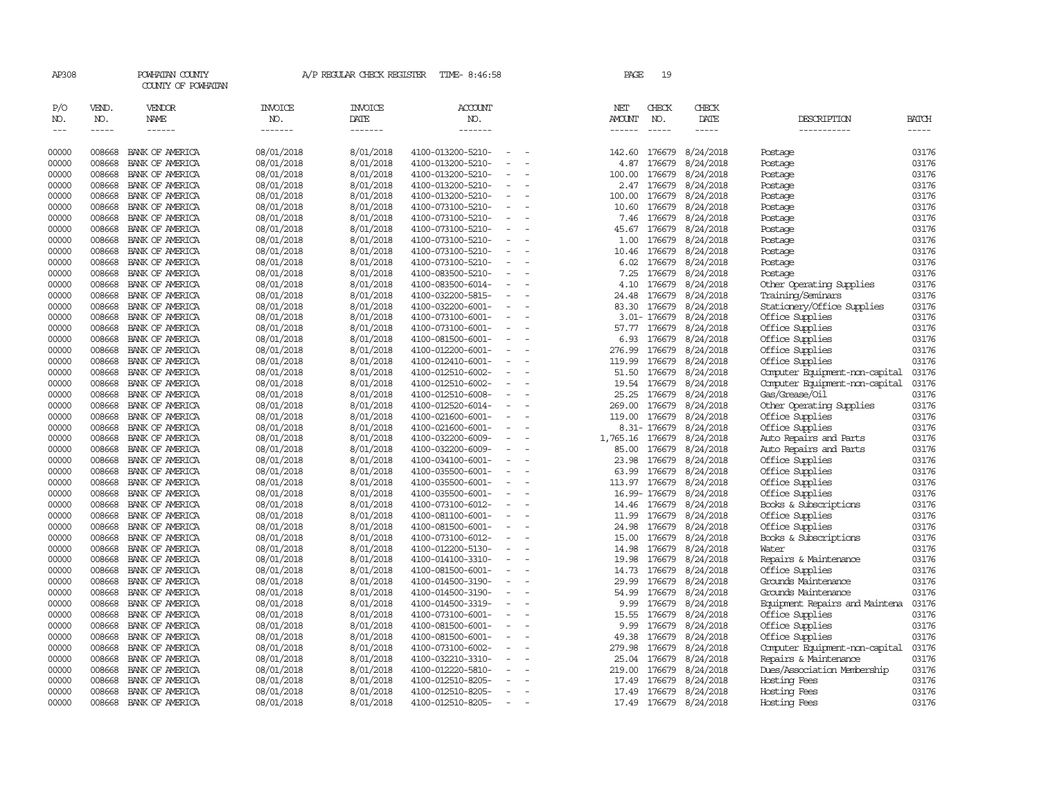AP308 POWHATAN COUNTY A/P REGULAR CHECK REGISTER TIME- 8:46:58 PAGE 19

COUNTY OF POWHATAN

| P/O NO. | VEND. NO. | VENDOR NAME | INVOICE NO. | INVOICE DATE | ACCOUNT NO. | NET AMOUNT | CHECK NO. | CHECK DATE | DESCRIPTION | BATCH |
|---|---|---|---|---|---|---|---|---|---|---|
| --- | ----- | ------ | ------- | ------- | ------- | ------ | ----- | ----- | ----------- | ----- |
| 00000 | 008668 | BANK OF AMERICA | 08/01/2018 | 8/01/2018 | 4100-013200-5210- - - | 142.60 | 176679 | 8/24/2018 | Postage | 03176 |
| 00000 | 008668 | BANK OF AMERICA | 08/01/2018 | 8/01/2018 | 4100-013200-5210- - - | 4.87 | 176679 | 8/24/2018 | Postage | 03176 |
| 00000 | 008668 | BANK OF AMERICA | 08/01/2018 | 8/01/2018 | 4100-013200-5210- - - | 100.00 | 176679 | 8/24/2018 | Postage | 03176 |
| 00000 | 008668 | BANK OF AMERICA | 08/01/2018 | 8/01/2018 | 4100-013200-5210- - - | 2.47 | 176679 | 8/24/2018 | Postage | 03176 |
| 00000 | 008668 | BANK OF AMERICA | 08/01/2018 | 8/01/2018 | 4100-013200-5210- - - | 100.00 | 176679 | 8/24/2018 | Postage | 03176 |
| 00000 | 008668 | BANK OF AMERICA | 08/01/2018 | 8/01/2018 | 4100-073100-5210- - - | 10.60 | 176679 | 8/24/2018 | Postage | 03176 |
| 00000 | 008668 | BANK OF AMERICA | 08/01/2018 | 8/01/2018 | 4100-073100-5210- - - | 7.46 | 176679 | 8/24/2018 | Postage | 03176 |
| 00000 | 008668 | BANK OF AMERICA | 08/01/2018 | 8/01/2018 | 4100-073100-5210- - - | 45.67 | 176679 | 8/24/2018 | Postage | 03176 |
| 00000 | 008668 | BANK OF AMERICA | 08/01/2018 | 8/01/2018 | 4100-073100-5210- - - | 1.00 | 176679 | 8/24/2018 | Postage | 03176 |
| 00000 | 008668 | BANK OF AMERICA | 08/01/2018 | 8/01/2018 | 4100-073100-5210- - - | 10.46 | 176679 | 8/24/2018 | Postage | 03176 |
| 00000 | 008668 | BANK OF AMERICA | 08/01/2018 | 8/01/2018 | 4100-073100-5210- - - | 6.02 | 176679 | 8/24/2018 | Postage | 03176 |
| 00000 | 008668 | BANK OF AMERICA | 08/01/2018 | 8/01/2018 | 4100-083500-5210- - - | 7.25 | 176679 | 8/24/2018 | Postage | 03176 |
| 00000 | 008668 | BANK OF AMERICA | 08/01/2018 | 8/01/2018 | 4100-083500-6014- - - | 4.10 | 176679 | 8/24/2018 | Other Operating Supplies | 03176 |
| 00000 | 008668 | BANK OF AMERICA | 08/01/2018 | 8/01/2018 | 4100-032200-5815- - - | 24.48 | 176679 | 8/24/2018 | Training/Seminars | 03176 |
| 00000 | 008668 | BANK OF AMERICA | 08/01/2018 | 8/01/2018 | 4100-032200-6001- - - | 83.30 | 176679 | 8/24/2018 | Stationery/Office Supplies | 03176 |
| 00000 | 008668 | BANK OF AMERICA | 08/01/2018 | 8/01/2018 | 4100-073100-6001- - - | 3.01- | 176679 | 8/24/2018 | Office Supplies | 03176 |
| 00000 | 008668 | BANK OF AMERICA | 08/01/2018 | 8/01/2018 | 4100-073100-6001- - - | 57.77 | 176679 | 8/24/2018 | Office Supplies | 03176 |
| 00000 | 008668 | BANK OF AMERICA | 08/01/2018 | 8/01/2018 | 4100-081500-6001- - - | 6.93 | 176679 | 8/24/2018 | Office Supplies | 03176 |
| 00000 | 008668 | BANK OF AMERICA | 08/01/2018 | 8/01/2018 | 4100-012200-6001- - - | 276.99 | 176679 | 8/24/2018 | Office Supplies | 03176 |
| 00000 | 008668 | BANK OF AMERICA | 08/01/2018 | 8/01/2018 | 4100-012410-6001- - - | 119.99 | 176679 | 8/24/2018 | Office Supplies | 03176 |
| 00000 | 008668 | BANK OF AMERICA | 08/01/2018 | 8/01/2018 | 4100-012510-6002- - - | 51.50 | 176679 | 8/24/2018 | Computer Equipment-non-capital | 03176 |
| 00000 | 008668 | BANK OF AMERICA | 08/01/2018 | 8/01/2018 | 4100-012510-6002- - - | 19.54 | 176679 | 8/24/2018 | Computer Equipment-non-capital | 03176 |
| 00000 | 008668 | BANK OF AMERICA | 08/01/2018 | 8/01/2018 | 4100-012510-6008- - - | 25.25 | 176679 | 8/24/2018 | Gas/Grease/Oil | 03176 |
| 00000 | 008668 | BANK OF AMERICA | 08/01/2018 | 8/01/2018 | 4100-012520-6014- - - | 269.00 | 176679 | 8/24/2018 | Other Operating Supplies | 03176 |
| 00000 | 008668 | BANK OF AMERICA | 08/01/2018 | 8/01/2018 | 4100-021600-6001- - - | 119.00 | 176679 | 8/24/2018 | Office Supplies | 03176 |
| 00000 | 008668 | BANK OF AMERICA | 08/01/2018 | 8/01/2018 | 4100-021600-6001- - - | 8.31- | 176679 | 8/24/2018 | Office Supplies | 03176 |
| 00000 | 008668 | BANK OF AMERICA | 08/01/2018 | 8/01/2018 | 4100-032200-6009- - - | 1,765.16 | 176679 | 8/24/2018 | Auto Repairs and Parts | 03176 |
| 00000 | 008668 | BANK OF AMERICA | 08/01/2018 | 8/01/2018 | 4100-032200-6009- - - | 85.00 | 176679 | 8/24/2018 | Auto Repairs and Parts | 03176 |
| 00000 | 008668 | BANK OF AMERICA | 08/01/2018 | 8/01/2018 | 4100-034100-6001- - - | 23.98 | 176679 | 8/24/2018 | Office Supplies | 03176 |
| 00000 | 008668 | BANK OF AMERICA | 08/01/2018 | 8/01/2018 | 4100-035500-6001- - - | 63.99 | 176679 | 8/24/2018 | Office Supplies | 03176 |
| 00000 | 008668 | BANK OF AMERICA | 08/01/2018 | 8/01/2018 | 4100-035500-6001- - - | 113.97 | 176679 | 8/24/2018 | Office Supplies | 03176 |
| 00000 | 008668 | BANK OF AMERICA | 08/01/2018 | 8/01/2018 | 4100-035500-6001- - - | 16.99- | 176679 | 8/24/2018 | Office Supplies | 03176 |
| 00000 | 008668 | BANK OF AMERICA | 08/01/2018 | 8/01/2018 | 4100-073100-6012- - - | 14.46 | 176679 | 8/24/2018 | Books & Subscriptions | 03176 |
| 00000 | 008668 | BANK OF AMERICA | 08/01/2018 | 8/01/2018 | 4100-081100-6001- - - | 11.99 | 176679 | 8/24/2018 | Office Supplies | 03176 |
| 00000 | 008668 | BANK OF AMERICA | 08/01/2018 | 8/01/2018 | 4100-081500-6001- - - | 24.98 | 176679 | 8/24/2018 | Office Supplies | 03176 |
| 00000 | 008668 | BANK OF AMERICA | 08/01/2018 | 8/01/2018 | 4100-073100-6012- - - | 15.00 | 176679 | 8/24/2018 | Books & Subscriptions | 03176 |
| 00000 | 008668 | BANK OF AMERICA | 08/01/2018 | 8/01/2018 | 4100-012200-5130- - - | 14.98 | 176679 | 8/24/2018 | Water | 03176 |
| 00000 | 008668 | BANK OF AMERICA | 08/01/2018 | 8/01/2018 | 4100-014100-3310- - - | 19.98 | 176679 | 8/24/2018 | Repairs & Maintenance | 03176 |
| 00000 | 008668 | BANK OF AMERICA | 08/01/2018 | 8/01/2018 | 4100-081500-6001- - - | 14.73 | 176679 | 8/24/2018 | Office Supplies | 03176 |
| 00000 | 008668 | BANK OF AMERICA | 08/01/2018 | 8/01/2018 | 4100-014500-3190- - - | 29.99 | 176679 | 8/24/2018 | Grounds Maintenance | 03176 |
| 00000 | 008668 | BANK OF AMERICA | 08/01/2018 | 8/01/2018 | 4100-014500-3190- - - | 54.99 | 176679 | 8/24/2018 | Grounds Maintenance | 03176 |
| 00000 | 008668 | BANK OF AMERICA | 08/01/2018 | 8/01/2018 | 4100-014500-3319- - - | 9.99 | 176679 | 8/24/2018 | Equipment Repairs and Maintena | 03176 |
| 00000 | 008668 | BANK OF AMERICA | 08/01/2018 | 8/01/2018 | 4100-073100-6001- - - | 15.55 | 176679 | 8/24/2018 | Office Supplies | 03176 |
| 00000 | 008668 | BANK OF AMERICA | 08/01/2018 | 8/01/2018 | 4100-081500-6001- - - | 9.99 | 176679 | 8/24/2018 | Office Supplies | 03176 |
| 00000 | 008668 | BANK OF AMERICA | 08/01/2018 | 8/01/2018 | 4100-081500-6001- - - | 49.38 | 176679 | 8/24/2018 | Office Supplies | 03176 |
| 00000 | 008668 | BANK OF AMERICA | 08/01/2018 | 8/01/2018 | 4100-073100-6002- - - | 279.98 | 176679 | 8/24/2018 | Computer Equipment-non-capital | 03176 |
| 00000 | 008668 | BANK OF AMERICA | 08/01/2018 | 8/01/2018 | 4100-032210-3310- - - | 25.04 | 176679 | 8/24/2018 | Repairs & Maintenance | 03176 |
| 00000 | 008668 | BANK OF AMERICA | 08/01/2018 | 8/01/2018 | 4100-012220-5810- - - | 219.00 | 176679 | 8/24/2018 | Dues/Association Membership | 03176 |
| 00000 | 008668 | BANK OF AMERICA | 08/01/2018 | 8/01/2018 | 4100-012510-8205- - - | 17.49 | 176679 | 8/24/2018 | Hosting Fees | 03176 |
| 00000 | 008668 | BANK OF AMERICA | 08/01/2018 | 8/01/2018 | 4100-012510-8205- - - | 17.49 | 176679 | 8/24/2018 | Hosting Fees | 03176 |
| 00000 | 008668 | BANK OF AMERICA | 08/01/2018 | 8/01/2018 | 4100-012510-8205- - - | 17.49 | 176679 | 8/24/2018 | Hosting Fees | 03176 |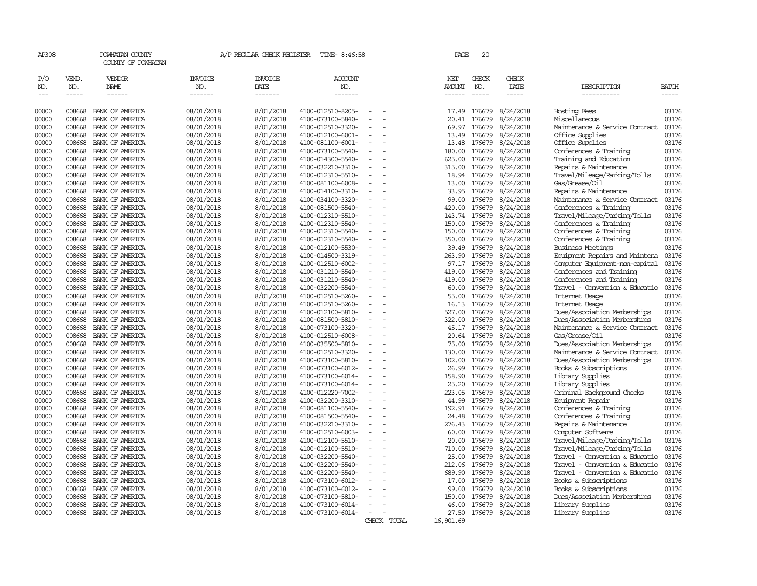AP308 POWHATAN COUNTY A/P REGULAR CHECK REGISTER TIME- 8:46:58

COUNTY OF POWHATAN

| P/O NO. | VEND. NO. | VENDOR NAME | INVOICE NO. | INVOICE DATE | ACCOUNT NO. | | NET AMOUNT | CHECK NO. | CHECK DATE | DESCRIPTION | BATCH |
|---|---|---|---|---|---|---|---|---|---|---|---|
| --- | ----- | ------ | ------- | ------- | ------- | | ------ | ----- | ----- | ----------- | ----- |
| 00000 | 008668 | BANK OF AMERICA | 08/01/2018 | 8/01/2018 | 4100-012510-8205- | - - | 17.49 | 176679 | 8/24/2018 | Hosting Fees | 03176 |
| 00000 | 008668 | BANK OF AMERICA | 08/01/2018 | 8/01/2018 | 4100-073100-5840- | - - | 20.41 | 176679 | 8/24/2018 | Miscellaneous | 03176 |
| 00000 | 008668 | BANK OF AMERICA | 08/01/2018 | 8/01/2018 | 4100-012510-3320- | - - | 69.97 | 176679 | 8/24/2018 | Maintenance & Service Contract | 03176 |
| 00000 | 008668 | BANK OF AMERICA | 08/01/2018 | 8/01/2018 | 4100-012100-6001- | - - | 13.49 | 176679 | 8/24/2018 | Office Supplies | 03176 |
| 00000 | 008668 | BANK OF AMERICA | 08/01/2018 | 8/01/2018 | 4100-081100-6001- | - - | 13.48 | 176679 | 8/24/2018 | Office Supplies | 03176 |
| 00000 | 008668 | BANK OF AMERICA | 08/01/2018 | 8/01/2018 | 4100-073100-5540- | - - | 180.00 | 176679 | 8/24/2018 | Conferences & Training | 03176 |
| 00000 | 008668 | BANK OF AMERICA | 08/01/2018 | 8/01/2018 | 4100-014300-5540- | - - | 625.00 | 176679 | 8/24/2018 | Training and Education | 03176 |
| 00000 | 008668 | BANK OF AMERICA | 08/01/2018 | 8/01/2018 | 4100-032210-3310- | - - | 315.00 | 176679 | 8/24/2018 | Repairs & Maintenance | 03176 |
| 00000 | 008668 | BANK OF AMERICA | 08/01/2018 | 8/01/2018 | 4100-012310-5510- | - - | 18.94 | 176679 | 8/24/2018 | Travel/Mileage/Parking/Tolls | 03176 |
| 00000 | 008668 | BANK OF AMERICA | 08/01/2018 | 8/01/2018 | 4100-081100-6008- | - - | 13.00 | 176679 | 8/24/2018 | Gas/Grease/Oil | 03176 |
| 00000 | 008668 | BANK OF AMERICA | 08/01/2018 | 8/01/2018 | 4100-014100-3310- | - - | 33.95 | 176679 | 8/24/2018 | Repairs & Maintenance | 03176 |
| 00000 | 008668 | BANK OF AMERICA | 08/01/2018 | 8/01/2018 | 4100-034100-3320- | - - | 99.00 | 176679 | 8/24/2018 | Maintenance & Service Contract | 03176 |
| 00000 | 008668 | BANK OF AMERICA | 08/01/2018 | 8/01/2018 | 4100-081500-5540- | - - | 420.00 | 176679 | 8/24/2018 | Conferences & Training | 03176 |
| 00000 | 008668 | BANK OF AMERICA | 08/01/2018 | 8/01/2018 | 4100-012310-5510- | - - | 143.74 | 176679 | 8/24/2018 | Travel/Mileage/Parking/Tolls | 03176 |
| 00000 | 008668 | BANK OF AMERICA | 08/01/2018 | 8/01/2018 | 4100-012310-5540- | - - | 150.00 | 176679 | 8/24/2018 | Conferences & Training | 03176 |
| 00000 | 008668 | BANK OF AMERICA | 08/01/2018 | 8/01/2018 | 4100-012310-5540- | - - | 150.00 | 176679 | 8/24/2018 | Conferences & Training | 03176 |
| 00000 | 008668 | BANK OF AMERICA | 08/01/2018 | 8/01/2018 | 4100-012310-5540- | - - | 350.00 | 176679 | 8/24/2018 | Conferences & Training | 03176 |
| 00000 | 008668 | BANK OF AMERICA | 08/01/2018 | 8/01/2018 | 4100-012100-5530- | - - | 39.49 | 176679 | 8/24/2018 | Business Meetings | 03176 |
| 00000 | 008668 | BANK OF AMERICA | 08/01/2018 | 8/01/2018 | 4100-014500-3319- | - - | 263.90 | 176679 | 8/24/2018 | Equipment Repairs and Maintena | 03176 |
| 00000 | 008668 | BANK OF AMERICA | 08/01/2018 | 8/01/2018 | 4100-012510-6002- | - - | 97.17 | 176679 | 8/24/2018 | Computer Equipment-non-capital | 03176 |
| 00000 | 008668 | BANK OF AMERICA | 08/01/2018 | 8/01/2018 | 4100-031210-5540- | - - | 419.00 | 176679 | 8/24/2018 | Conferences and Training | 03176 |
| 00000 | 008668 | BANK OF AMERICA | 08/01/2018 | 8/01/2018 | 4100-031210-5540- | - - | 419.00 | 176679 | 8/24/2018 | Conferences and Training | 03176 |
| 00000 | 008668 | BANK OF AMERICA | 08/01/2018 | 8/01/2018 | 4100-032200-5540- | - - | 60.00 | 176679 | 8/24/2018 | Travel - Convention & Educatio | 03176 |
| 00000 | 008668 | BANK OF AMERICA | 08/01/2018 | 8/01/2018 | 4100-012510-5260- | - - | 55.00 | 176679 | 8/24/2018 | Internet Usage | 03176 |
| 00000 | 008668 | BANK OF AMERICA | 08/01/2018 | 8/01/2018 | 4100-012510-5260- | - - | 16.13 | 176679 | 8/24/2018 | Internet Usage | 03176 |
| 00000 | 008668 | BANK OF AMERICA | 08/01/2018 | 8/01/2018 | 4100-012100-5810- | - - | 527.00 | 176679 | 8/24/2018 | Dues/Association Memberships | 03176 |
| 00000 | 008668 | BANK OF AMERICA | 08/01/2018 | 8/01/2018 | 4100-081500-5810- | - - | 322.00 | 176679 | 8/24/2018 | Dues/Association Memberships | 03176 |
| 00000 | 008668 | BANK OF AMERICA | 08/01/2018 | 8/01/2018 | 4100-073100-3320- | - - | 45.17 | 176679 | 8/24/2018 | Maintenance & Service Contract | 03176 |
| 00000 | 008668 | BANK OF AMERICA | 08/01/2018 | 8/01/2018 | 4100-012510-6008- | - - | 20.64 | 176679 | 8/24/2018 | Gas/Grease/Oil | 03176 |
| 00000 | 008668 | BANK OF AMERICA | 08/01/2018 | 8/01/2018 | 4100-035500-5810- | - - | 75.00 | 176679 | 8/24/2018 | Dues/Association Memberships | 03176 |
| 00000 | 008668 | BANK OF AMERICA | 08/01/2018 | 8/01/2018 | 4100-012510-3320- | - - | 130.00 | 176679 | 8/24/2018 | Maintenance & Service Contract | 03176 |
| 00000 | 008668 | BANK OF AMERICA | 08/01/2018 | 8/01/2018 | 4100-073100-5810- | - - | 102.00 | 176679 | 8/24/2018 | Dues/Association Memberships | 03176 |
| 00000 | 008668 | BANK OF AMERICA | 08/01/2018 | 8/01/2018 | 4100-073100-6012- | - - | 26.99 | 176679 | 8/24/2018 | Books & Subscriptions | 03176 |
| 00000 | 008668 | BANK OF AMERICA | 08/01/2018 | 8/01/2018 | 4100-073100-6014- | - - | 158.90 | 176679 | 8/24/2018 | Library Supplies | 03176 |
| 00000 | 008668 | BANK OF AMERICA | 08/01/2018 | 8/01/2018 | 4100-073100-6014- | - - | 25.20 | 176679 | 8/24/2018 | Library Supplies | 03176 |
| 00000 | 008668 | BANK OF AMERICA | 08/01/2018 | 8/01/2018 | 4100-012220-7002- | - - | 223.05 | 176679 | 8/24/2018 | Criminal Background Checks | 03176 |
| 00000 | 008668 | BANK OF AMERICA | 08/01/2018 | 8/01/2018 | 4100-032200-3310- | - - | 44.99 | 176679 | 8/24/2018 | Equipment Repair | 03176 |
| 00000 | 008668 | BANK OF AMERICA | 08/01/2018 | 8/01/2018 | 4100-081100-5540- | - - | 192.91 | 176679 | 8/24/2018 | Conferences & Training | 03176 |
| 00000 | 008668 | BANK OF AMERICA | 08/01/2018 | 8/01/2018 | 4100-081500-5540- | - - | 24.48 | 176679 | 8/24/2018 | Conferences & Training | 03176 |
| 00000 | 008668 | BANK OF AMERICA | 08/01/2018 | 8/01/2018 | 4100-032210-3310- | - - | 276.43 | 176679 | 8/24/2018 | Repairs & Maintenance | 03176 |
| 00000 | 008668 | BANK OF AMERICA | 08/01/2018 | 8/01/2018 | 4100-012510-6003- | - - | 60.00 | 176679 | 8/24/2018 | Computer Software | 03176 |
| 00000 | 008668 | BANK OF AMERICA | 08/01/2018 | 8/01/2018 | 4100-012100-5510- | - - | 20.00 | 176679 | 8/24/2018 | Travel/Mileage/Parking/Tolls | 03176 |
| 00000 | 008668 | BANK OF AMERICA | 08/01/2018 | 8/01/2018 | 4100-012100-5510- | - - | 710.00 | 176679 | 8/24/2018 | Travel/Mileage/Parking/Tolls | 03176 |
| 00000 | 008668 | BANK OF AMERICA | 08/01/2018 | 8/01/2018 | 4100-032200-5540- | - - | 25.00 | 176679 | 8/24/2018 | Travel - Convention & Educatio | 03176 |
| 00000 | 008668 | BANK OF AMERICA | 08/01/2018 | 8/01/2018 | 4100-032200-5540- | - - | 212.06 | 176679 | 8/24/2018 | Travel - Convention & Educatio | 03176 |
| 00000 | 008668 | BANK OF AMERICA | 08/01/2018 | 8/01/2018 | 4100-032200-5540- | - - | 689.90 | 176679 | 8/24/2018 | Travel - Convention & Educatio | 03176 |
| 00000 | 008668 | BANK OF AMERICA | 08/01/2018 | 8/01/2018 | 4100-073100-6012- | - - | 17.00 | 176679 | 8/24/2018 | Books & Subscriptions | 03176 |
| 00000 | 008668 | BANK OF AMERICA | 08/01/2018 | 8/01/2018 | 4100-073100-6012- | - - | 99.00 | 176679 | 8/24/2018 | Books & Subscriptions | 03176 |
| 00000 | 008668 | BANK OF AMERICA | 08/01/2018 | 8/01/2018 | 4100-073100-5810- | - - | 150.00 | 176679 | 8/24/2018 | Dues/Association Memberships | 03176 |
| 00000 | 008668 | BANK OF AMERICA | 08/01/2018 | 8/01/2018 | 4100-073100-6014- | - - | 46.00 | 176679 | 8/24/2018 | Library Supplies | 03176 |
| 00000 | 008668 | BANK OF AMERICA | 08/01/2018 | 8/01/2018 | 4100-073100-6014- | - - | 27.50 | 176679 | 8/24/2018 | Library Supplies | 03176 |
| | | | | | | CHECK TOTAL | 16,901.69 | | | | |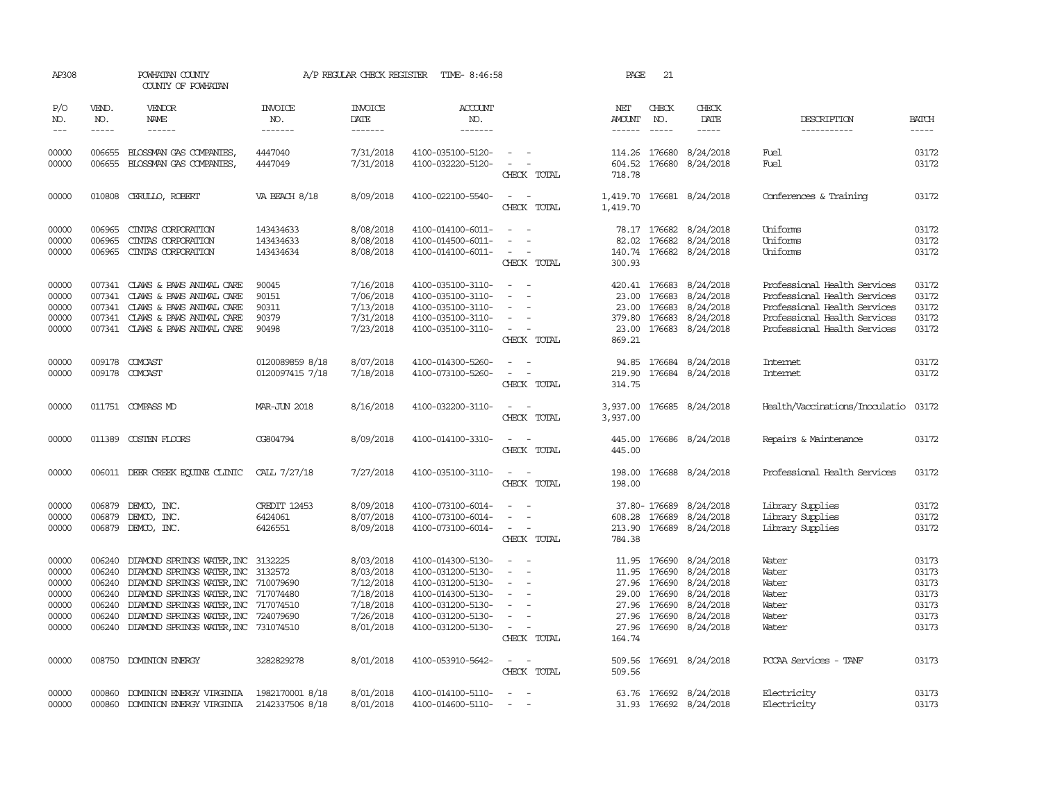AP308 POWHATAN COUNTY A/P REGULAR CHECK REGISTER TIME- 8:46:58 PAGE 21

COUNTY OF POWHATAN

| P/O NO. | VEND. NO. | VENDOR NAME | INVOICE NO. | INVOICE DATE | ACCOUNT NO. | | NET AMOUNT | CHECK NO. | CHECK DATE | DESCRIPTION | BATCH |
|---|---|---|---|---|---|---|---|---|---|---|---|
| 00000 | 006655 | BLOSSMAN GAS COMPANIES, | 4447040 | 7/31/2018 | 4100-035100-5120- | - - | 114.26 | 176680 | 8/24/2018 | Fuel | 03172 |
| 00000 | 006655 | BLOSSMAN GAS COMPANIES, | 4447049 | 7/31/2018 | 4100-032220-5120- | - - | 604.52 | 176680 | 8/24/2018 | Fuel | 03172 |
| | | | | | | CHECK TOTAL | 718.78 | | | | |
| 00000 | 010808 | CERULLO, ROBERT | VA BEACH 8/18 | 8/09/2018 | 4100-022100-5540- | - - | 1,419.70 | 176681 | 8/24/2018 | Conferences & Training | 03172 |
| | | | | | | CHECK TOTAL | 1,419.70 | | | | |
| 00000 | 006965 | CINTAS CORPORATION | 143434633 | 8/08/2018 | 4100-014100-6011- | - - | 78.17 | 176682 | 8/24/2018 | Uniforms | 03172 |
| 00000 | 006965 | CINTAS CORPORATION | 143434633 | 8/08/2018 | 4100-014500-6011- | - - | 82.02 | 176682 | 8/24/2018 | Uniforms | 03172 |
| 00000 | 006965 | CINTAS CORPORATION | 143434634 | 8/08/2018 | 4100-014100-6011- | - - | 140.74 | 176682 | 8/24/2018 | Uniforms | 03172 |
| | | | | | | CHECK TOTAL | 300.93 | | | | |
| 00000 | 007341 | CLAWS & PAWS ANIMAL CARE | 90045 | 7/16/2018 | 4100-035100-3110- | - - | 420.41 | 176683 | 8/24/2018 | Professional Health Services | 03172 |
| 00000 | 007341 | CLAWS & PAWS ANIMAL CARE | 90151 | 7/06/2018 | 4100-035100-3110- | - - | 23.00 | 176683 | 8/24/2018 | Professional Health Services | 03172 |
| 00000 | 007341 | CLAWS & PAWS ANIMAL CARE | 90311 | 7/13/2018 | 4100-035100-3110- | - - | 23.00 | 176683 | 8/24/2018 | Professional Health Services | 03172 |
| 00000 | 007341 | CLAWS & PAWS ANIMAL CARE | 90379 | 7/31/2018 | 4100-035100-3110- | - - | 379.80 | 176683 | 8/24/2018 | Professional Health Services | 03172 |
| 00000 | 007341 | CLAWS & PAWS ANIMAL CARE | 90498 | 7/23/2018 | 4100-035100-3110- | - - | 23.00 | 176683 | 8/24/2018 | Professional Health Services | 03172 |
| | | | | | | CHECK TOTAL | 869.21 | | | | |
| 00000 | 009178 | COMCAST | 0120089859 8/18 | 8/07/2018 | 4100-014300-5260- | - - | 94.85 | 176684 | 8/24/2018 | Internet | 03172 |
| 00000 | 009178 | COMCAST | 0120097415 7/18 | 7/18/2018 | 4100-073100-5260- | - - | 219.90 | 176684 | 8/24/2018 | Internet | 03172 |
| | | | | | | CHECK TOTAL | 314.75 | | | | |
| 00000 | 011751 | COMPASS MD | MAR-JUN 2018 | 8/16/2018 | 4100-032200-3110- | - - | 3,937.00 | 176685 | 8/24/2018 | Health/Vaccinations/Inoculatio | 03172 |
| | | | | | | CHECK TOTAL | 3,937.00 | | | | |
| 00000 | 011389 | COSTEN FLOORS | CG804794 | 8/09/2018 | 4100-014100-3310- | - - | 445.00 | 176686 | 8/24/2018 | Repairs & Maintenance | 03172 |
| | | | | | | CHECK TOTAL | 445.00 | | | | |
| 00000 | 006011 | DEER CREEK EQUINE CLINIC | CALL 7/27/18 | 7/27/2018 | 4100-035100-3110- | - - | 198.00 | 176688 | 8/24/2018 | Professional Health Services | 03172 |
| | | | | | | CHECK TOTAL | 198.00 | | | | |
| 00000 | 006879 | DEMCO, INC. | CREDIT 12453 | 8/09/2018 | 4100-073100-6014- | - - | 37.80- | 176689 | 8/24/2018 | Library Supplies | 03172 |
| 00000 | 006879 | DEMCO, INC. | 6424061 | 8/07/2018 | 4100-073100-6014- | - - | 608.28 | 176689 | 8/24/2018 | Library Supplies | 03172 |
| 00000 | 006879 | DEMCO, INC. | 6426551 | 8/09/2018 | 4100-073100-6014- | - - | 213.90 | 176689 | 8/24/2018 | Library Supplies | 03172 |
| | | | | | | CHECK TOTAL | 784.38 | | | | |
| 00000 | 006240 | DIAMOND SPRINGS WATER, INC | 3132225 | 8/03/2018 | 4100-014300-5130- | - - | 11.95 | 176690 | 8/24/2018 | Water | 03173 |
| 00000 | 006240 | DIAMOND SPRINGS WATER, INC | 3132572 | 8/03/2018 | 4100-031200-5130- | - - | 11.95 | 176690 | 8/24/2018 | Water | 03173 |
| 00000 | 006240 | DIAMOND SPRINGS WATER, INC | 710079690 | 7/12/2018 | 4100-031200-5130- | - - | 27.96 | 176690 | 8/24/2018 | Water | 03173 |
| 00000 | 006240 | DIAMOND SPRINGS WATER, INC | 717074480 | 7/18/2018 | 4100-014300-5130- | - - | 29.00 | 176690 | 8/24/2018 | Water | 03173 |
| 00000 | 006240 | DIAMOND SPRINGS WATER, INC | 717074510 | 7/18/2018 | 4100-031200-5130- | - - | 27.96 | 176690 | 8/24/2018 | Water | 03173 |
| 00000 | 006240 | DIAMOND SPRINGS WATER, INC | 724079690 | 7/26/2018 | 4100-031200-5130- | - - | 27.96 | 176690 | 8/24/2018 | Water | 03173 |
| 00000 | 006240 | DIAMOND SPRINGS WATER, INC | 731074510 | 8/01/2018 | 4100-031200-5130- | - - | 27.96 | 176690 | 8/24/2018 | Water | 03173 |
| | | | | | | CHECK TOTAL | 164.74 | | | | |
| 00000 | 008750 | DOMINION ENERGY | 3282829278 | 8/01/2018 | 4100-053910-5642- | - - | 509.56 | 176691 | 8/24/2018 | PCCAA Services - TANF | 03173 |
| | | | | | | CHECK TOTAL | 509.56 | | | | |
| 00000 | 000860 | DOMINION ENERGY VIRGINIA | 1982170001 8/18 | 8/01/2018 | 4100-014100-5110- | - - | 63.76 | 176692 | 8/24/2018 | Electricity | 03173 |
| 00000 | 000860 | DOMINION ENERGY VIRGINIA | 2142337506 8/18 | 8/01/2018 | 4100-014600-5110- | - - | 31.93 | 176692 | 8/24/2018 | Electricity | 03173 |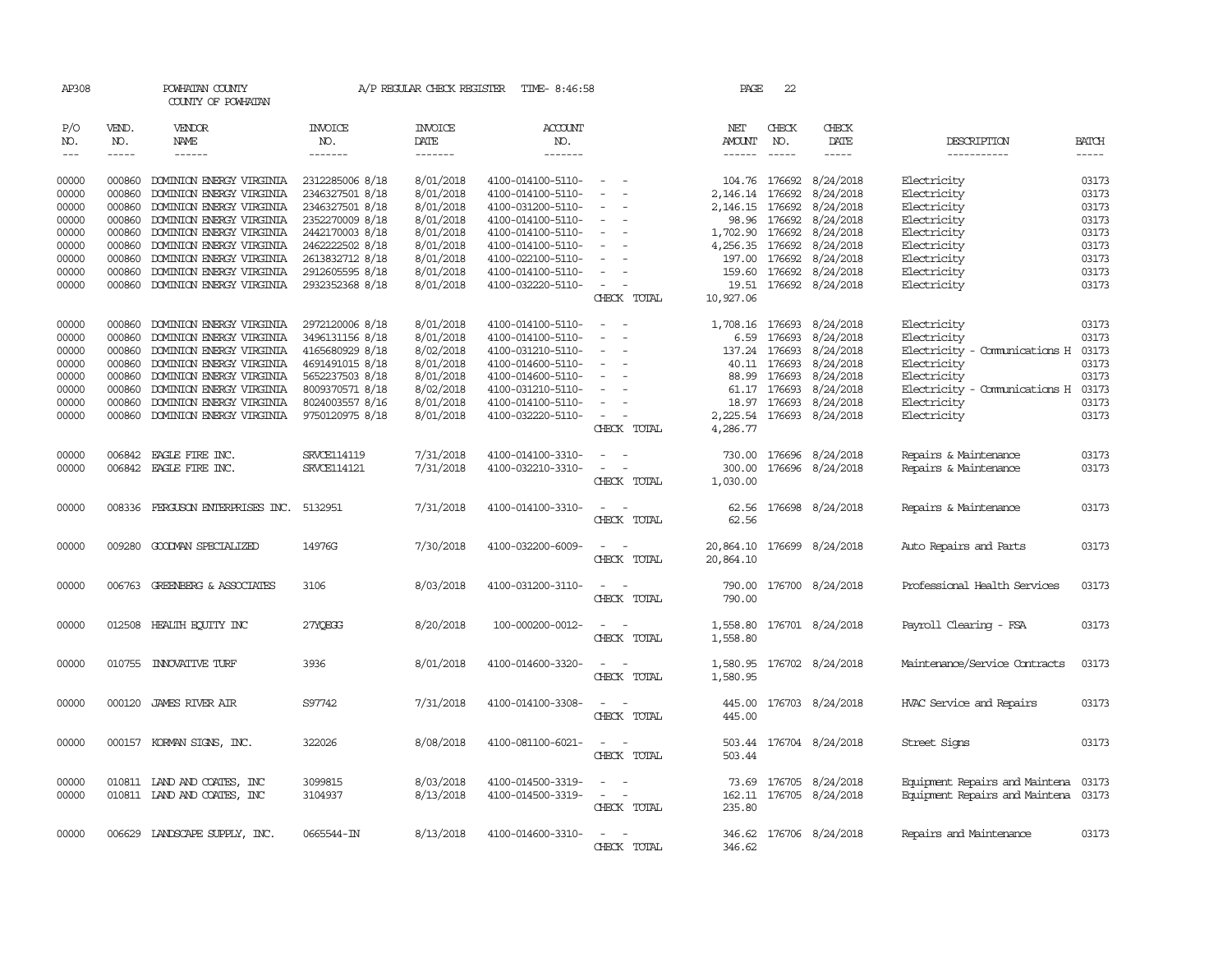AP308 POWHATAN COUNTY A/P REGULAR CHECK REGISTER TIME- 8:46:58 PAGE 22

COUNTY OF POWHATAN

| P/O NO. | VEND. NO. | VENDOR NAME | INVOICE NO. | INVOICE DATE | ACCOUNT NO. | | NET AMOUNT | CHECK NO. | CHECK DATE | DESCRIPTION | BATCH |
|---|---|---|---|---|---|---|---|---|---|---|---|
| 00000 | 000860 | DOMINION ENERGY VIRGINIA | 2312285006 8/18 | 8/01/2018 | 4100-014100-5110- | - - | 104.76 | 176692 | 8/24/2018 | Electricity | 03173 |
| 00000 | 000860 | DOMINION ENERGY VIRGINIA | 2346327501 8/18 | 8/01/2018 | 4100-014100-5110- | - - | 2,146.14 | 176692 | 8/24/2018 | Electricity | 03173 |
| 00000 | 000860 | DOMINION ENERGY VIRGINIA | 2346327501 8/18 | 8/01/2018 | 4100-031200-5110- | - - | 2,146.15 | 176692 | 8/24/2018 | Electricity | 03173 |
| 00000 | 000860 | DOMINION ENERGY VIRGINIA | 2352270009 8/18 | 8/01/2018 | 4100-014100-5110- | - - | 98.96 | 176692 | 8/24/2018 | Electricity | 03173 |
| 00000 | 000860 | DOMINION ENERGY VIRGINIA | 2442170003 8/18 | 8/01/2018 | 4100-014100-5110- | - - | 1,702.90 | 176692 | 8/24/2018 | Electricity | 03173 |
| 00000 | 000860 | DOMINION ENERGY VIRGINIA | 2462222502 8/18 | 8/01/2018 | 4100-014100-5110- | - - | 4,256.35 | 176692 | 8/24/2018 | Electricity | 03173 |
| 00000 | 000860 | DOMINION ENERGY VIRGINIA | 2613832712 8/18 | 8/01/2018 | 4100-022100-5110- | - - | 197.00 | 176692 | 8/24/2018 | Electricity | 03173 |
| 00000 | 000860 | DOMINION ENERGY VIRGINIA | 2912605595 8/18 | 8/01/2018 | 4100-014100-5110- | - - | 159.60 | 176692 | 8/24/2018 | Electricity | 03173 |
| 00000 | 000860 | DOMINION ENERGY VIRGINIA | 2932352368 8/18 | 8/01/2018 | 4100-032220-5110- | - - | 19.51 | 176692 | 8/24/2018 | Electricity | 03173 |
| | | | | | | CHECK TOTAL | 10,927.06 | | | | |
| 00000 | 000860 | DOMINION ENERGY VIRGINIA | 2972120006 8/18 | 8/01/2018 | 4100-014100-5110- | - - | 1,708.16 | 176693 | 8/24/2018 | Electricity | 03173 |
| 00000 | 000860 | DOMINION ENERGY VIRGINIA | 3496131156 8/18 | 8/01/2018 | 4100-014100-5110- | - - | 6.59 | 176693 | 8/24/2018 | Electricity | 03173 |
| 00000 | 000860 | DOMINION ENERGY VIRGINIA | 4165680929 8/18 | 8/02/2018 | 4100-031210-5110- | - - | 137.24 | 176693 | 8/24/2018 | Electricity - Communications H | 03173 |
| 00000 | 000860 | DOMINION ENERGY VIRGINIA | 4691491015 8/18 | 8/01/2018 | 4100-014600-5110- | - - | 40.11 | 176693 | 8/24/2018 | Electricity | 03173 |
| 00000 | 000860 | DOMINION ENERGY VIRGINIA | 5652237503 8/18 | 8/01/2018 | 4100-014600-5110- | - - | 88.99 | 176693 | 8/24/2018 | Electricity | 03173 |
| 00000 | 000860 | DOMINION ENERGY VIRGINIA | 8009370571 8/18 | 8/02/2018 | 4100-031210-5110- | - - | 61.17 | 176693 | 8/24/2018 | Electricity - Communications H | 03173 |
| 00000 | 000860 | DOMINION ENERGY VIRGINIA | 8024003557 8/16 | 8/01/2018 | 4100-014100-5110- | - - | 18.97 | 176693 | 8/24/2018 | Electricity | 03173 |
| 00000 | 000860 | DOMINION ENERGY VIRGINIA | 9750120975 8/18 | 8/01/2018 | 4100-032220-5110- | - - | 2,225.54 | 176693 | 8/24/2018 | Electricity | 03173 |
| | | | | | | CHECK TOTAL | 4,286.77 | | | | |
| 00000 | 006842 | EAGLE FIRE INC. | SRVCE114119 | 7/31/2018 | 4100-014100-3310- | - - | 730.00 | 176696 | 8/24/2018 | Repairs & Maintenance | 03173 |
| 00000 | 006842 | EAGLE FIRE INC. | SRVCE114121 | 7/31/2018 | 4100-032210-3310- | - - | 300.00 | 176696 | 8/24/2018 | Repairs & Maintenance | 03173 |
| | | | | | | CHECK TOTAL | 1,030.00 | | | | |
| 00000 | 008336 | FERGUSON ENTERPRISES INC. | 5132951 | 7/31/2018 | 4100-014100-3310- | - - | 62.56 | 176698 | 8/24/2018 | Repairs & Maintenance | 03173 |
| | | | | | | CHECK TOTAL | 62.56 | | | | |
| 00000 | 009280 | GOODMAN SPECIALIZED | 14976G | 7/30/2018 | 4100-032200-6009- | - - | 20,864.10 | 176699 | 8/24/2018 | Auto Repairs and Parts | 03173 |
| | | | | | | CHECK TOTAL | 20,864.10 | | | | |
| 00000 | 006763 | GREENBERG & ASSOCIATES | 3106 | 8/03/2018 | 4100-031200-3110- | - - | 790.00 | 176700 | 8/24/2018 | Professional Health Services | 03173 |
| | | | | | | CHECK TOTAL | 790.00 | | | | |
| 00000 | 012508 | HEALTH EQUITY INC | 27YQEGG | 8/20/2018 | 100-000200-0012- | - - | 1,558.80 | 176701 | 8/24/2018 | Payroll Clearing - FSA | 03173 |
| | | | | | | CHECK TOTAL | 1,558.80 | | | | |
| 00000 | 010755 | INNOVATIVE TURF | 3936 | 8/01/2018 | 4100-014600-3320- | - - | 1,580.95 | 176702 | 8/24/2018 | Maintenance/Service Contracts | 03173 |
| | | | | | | CHECK TOTAL | 1,580.95 | | | | |
| 00000 | 000120 | JAMES RIVER AIR | S97742 | 7/31/2018 | 4100-014100-3308- | - - | 445.00 | 176703 | 8/24/2018 | HVAC Service and Repairs | 03173 |
| | | | | | | CHECK TOTAL | 445.00 | | | | |
| 00000 | 000157 | KORMAN SIGNS, INC. | 322026 | 8/08/2018 | 4100-081100-6021- | - - | 503.44 | 176704 | 8/24/2018 | Street Signs | 03173 |
| | | | | | | CHECK TOTAL | 503.44 | | | | |
| 00000 | 010811 | LAND AND COATES, INC | 3099815 | 8/03/2018 | 4100-014500-3319- | - - | 73.69 | 176705 | 8/24/2018 | Equipment Repairs and Maintena | 03173 |
| 00000 | 010811 | LAND AND COATES, INC | 3104937 | 8/13/2018 | 4100-014500-3319- | - - | 162.11 | 176705 | 8/24/2018 | Equipment Repairs and Maintena | 03173 |
| | | | | | | CHECK TOTAL | 235.80 | | | | |
| 00000 | 006629 | LANDSCAPE SUPPLY, INC. | 0665544-IN | 8/13/2018 | 4100-014600-3310- | - - | 346.62 | 176706 | 8/24/2018 | Repairs and Maintenance | 03173 |
| | | | | | | CHECK TOTAL | 346.62 | | | | |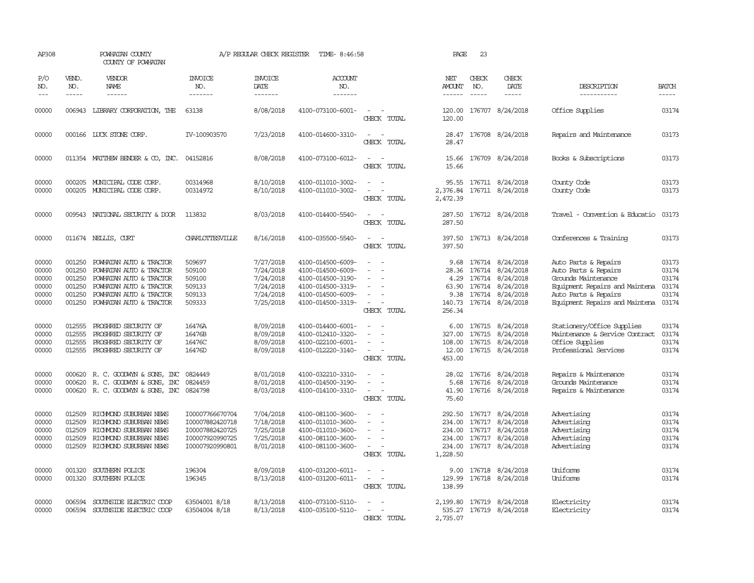AP308 POWHATAN COUNTY A/P REGULAR CHECK REGISTER TIME- 8:46:58 PAGE 23

COUNTY OF POWHATAN

| P/O NO. | VEND. NO. | VENDOR NAME | INVOICE NO. | INVOICE DATE | ACCOUNT NO. | | NET AMOUNT | CHECK NO. | CHECK DATE | DESCRIPTION | BATCH |
|---|---|---|---|---|---|---|---|---|---|---|---|
| --- | ----- | ------ | ------- | ------- | ------- | | ------ | ----- | ----- | ----------- | ----- |
| 00000 | 006943 | LIBRARY CORPORATION, THE | 63138 | 8/08/2018 | 4100-073100-6001- | - - | 120.00 | 176707 | 8/24/2018 | Office Supplies | 03174 |
| | | | | | | CHECK TOTAL | 120.00 | | | | |
| 00000 | 000166 | LUCK STONE CORP. | IV-100903570 | 7/23/2018 | 4100-014600-3310- | - - | 28.47 | 176708 | 8/24/2018 | Repairs and Maintenance | 03173 |
| | | | | | | CHECK TOTAL | 28.47 | | | | |
| 00000 | 011354 | MATTHEW BENDER & CO, INC. | 04152816 | 8/08/2018 | 4100-073100-6012- | - - | 15.66 | 176709 | 8/24/2018 | Books & Subscriptions | 03173 |
| | | | | | | CHECK TOTAL | 15.66 | | | | |
| 00000 | 000205 | MUNICIPAL CODE CORP. | 00314968 | 8/10/2018 | 4100-011010-3002- | - - | 95.55 | 176711 | 8/24/2018 | County Code | 03173 |
| 00000 | 000205 | MUNICIPAL CODE CORP. | 00314972 | 8/10/2018 | 4100-011010-3002- | - - | 2,376.84 | 176711 | 8/24/2018 | County Code | 03173 |
| | | | | | | CHECK TOTAL | 2,472.39 | | | | |
| 00000 | 009543 | NATIONAL SECURITY & DOOR | 113832 | 8/03/2018 | 4100-014400-5540- | - - | 287.50 | 176712 | 8/24/2018 | Travel - Convention & Educatio | 03173 |
| | | | | | | CHECK TOTAL | 287.50 | | | | |
| 00000 | 011674 | NELLIS, CURT | CHARLOTTESVILLE | 8/16/2018 | 4100-035500-5540- | - - | 397.50 | 176713 | 8/24/2018 | Conferences & Training | 03173 |
| | | | | | | CHECK TOTAL | 397.50 | | | | |
| 00000 | 001250 | POWHATAN AUTO & TRACTOR | 509697 | 7/27/2018 | 4100-014500-6009- | - - | 9.68 | 176714 | 8/24/2018 | Auto Parts & Repairs | 03173 |
| 00000 | 001250 | POWHATAN AUTO & TRACTOR | 509100 | 7/24/2018 | 4100-014500-6009- | - - | 28.36 | 176714 | 8/24/2018 | Auto Parts & Repairs | 03174 |
| 00000 | 001250 | POWHATAN AUTO & TRACTOR | 509100 | 7/24/2018 | 4100-014500-3190- | - - | 4.29 | 176714 | 8/24/2018 | Grounds Maintenance | 03174 |
| 00000 | 001250 | POWHATAN AUTO & TRACTOR | 509133 | 7/24/2018 | 4100-014500-3319- | - - | 63.90 | 176714 | 8/24/2018 | Equipment Repairs and Maintena | 03174 |
| 00000 | 001250 | POWHATAN AUTO & TRACTOR | 509133 | 7/24/2018 | 4100-014500-6009- | - - | 9.38 | 176714 | 8/24/2018 | Auto Parts & Repairs | 03174 |
| 00000 | 001250 | POWHATAN AUTO & TRACTOR | 509333 | 7/25/2018 | 4100-014500-3319- | - - | 140.73 | 176714 | 8/24/2018 | Equipment Repairs and Maintena | 03174 |
| | | | | | | CHECK TOTAL | 256.34 | | | | |
| 00000 | 012555 | PROSHRED SECURITY OF | 16476A | 8/09/2018 | 4100-014400-6001- | - - | 6.00 | 176715 | 8/24/2018 | Stationery/Office Supplies | 03174 |
| 00000 | 012555 | PROSHRED SECURITY OF | 16476B | 8/09/2018 | 4100-012410-3320- | - - | 327.00 | 176715 | 8/24/2018 | Maintenance & Service Contract | 03174 |
| 00000 | 012555 | PROSHRED SECURITY OF | 16476C | 8/09/2018 | 4100-022100-6001- | - - | 108.00 | 176715 | 8/24/2018 | Office Supplies | 03174 |
| 00000 | 012555 | PROSHRED SECURITY OF | 16476D | 8/09/2018 | 4100-012220-3140- | - - | 12.00 | 176715 | 8/24/2018 | Professional Services | 03174 |
| | | | | | | CHECK TOTAL | 453.00 | | | | |
| 00000 | 000620 | R. C. GOODWYN & SONS, INC | 0824449 | 8/01/2018 | 4100-032210-3310- | - - | 28.02 | 176716 | 8/24/2018 | Repairs & Maintenance | 03174 |
| 00000 | 000620 | R. C. GOODWYN & SONS, INC | 0824459 | 8/01/2018 | 4100-014500-3190- | - - | 5.68 | 176716 | 8/24/2018 | Grounds Maintenance | 03174 |
| 00000 | 000620 | R. C. GOODWYN & SONS, INC | 0824798 | 8/03/2018 | 4100-014100-3310- | - - | 41.90 | 176716 | 8/24/2018 | Repairs & Maintenance | 03174 |
| | | | | | | CHECK TOTAL | 75.60 | | | | |
| 00000 | 012509 | RICHMOND SUBURBAN NEWS | I00007766670704 | 7/04/2018 | 4100-081100-3600- | - - | 292.50 | 176717 | 8/24/2018 | Advertising | 03174 |
| 00000 | 012509 | RICHMOND SUBURBAN NEWS | I00007882420718 | 7/18/2018 | 4100-011010-3600- | - - | 234.00 | 176717 | 8/24/2018 | Advertising | 03174 |
| 00000 | 012509 | RICHMOND SUBURBAN NEWS | I00007882420725 | 7/25/2018 | 4100-011010-3600- | - - | 234.00 | 176717 | 8/24/2018 | Advertising | 03174 |
| 00000 | 012509 | RICHMOND SUBURBAN NEWS | I00007920990725 | 7/25/2018 | 4100-081100-3600- | - - | 234.00 | 176717 | 8/24/2018 | Advertising | 03174 |
| 00000 | 012509 | RICHMOND SUBURBAN NEWS | I00007920990801 | 8/01/2018 | 4100-081100-3600- | - - | 234.00 | 176717 | 8/24/2018 | Advertising | 03174 |
| | | | | | | CHECK TOTAL | 1,228.50 | | | | |
| 00000 | 001320 | SOUTHERN POLICE | 196304 | 8/09/2018 | 4100-031200-6011- | - - | 9.00 | 176718 | 8/24/2018 | Uniforms | 03174 |
| 00000 | 001320 | SOUTHERN POLICE | 196345 | 8/13/2018 | 4100-031200-6011- | - - | 129.99 | 176718 | 8/24/2018 | Uniforms | 03174 |
| | | | | | | CHECK TOTAL | 138.99 | | | | |
| 00000 | 006594 | SOUTHSIDE ELECTRIC COOP | 63504001 8/18 | 8/13/2018 | 4100-073100-5110- | - - | 2,199.80 | 176719 | 8/24/2018 | Electricity | 03174 |
| 00000 | 006594 | SOUTHSIDE ELECTRIC COOP | 63504004 8/18 | 8/13/2018 | 4100-035100-5110- | - - | 535.27 | 176719 | 8/24/2018 | Electricity | 03174 |
| | | | | | | CHECK TOTAL | 2,735.07 | | | | |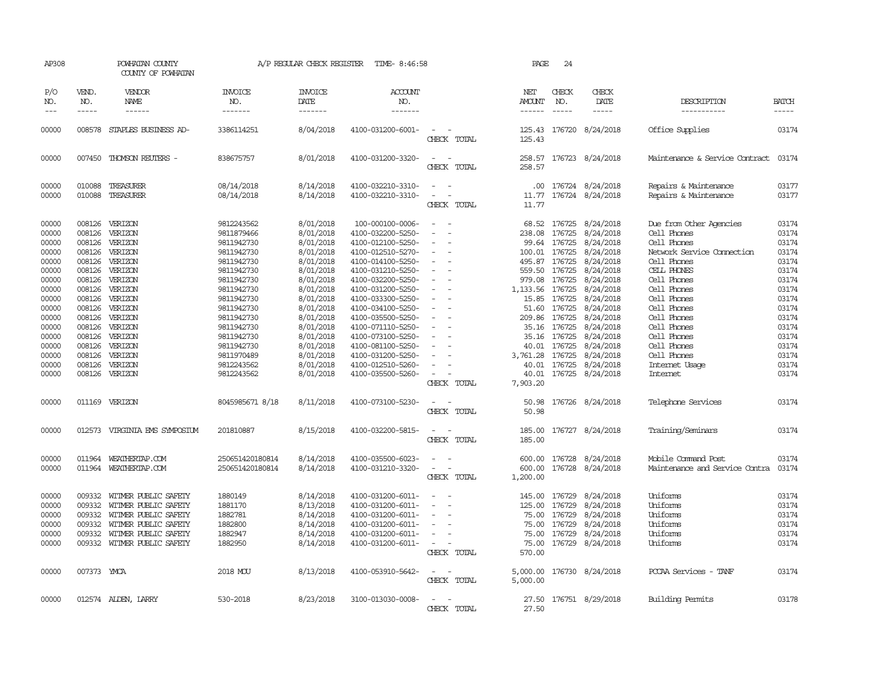AP308 POWHATAN COUNTY A/P REGULAR CHECK REGISTER TIME- 8:46:58 PAGE 24

COUNTY OF POWHATAN

| P/O NO. | VEND. NO. | VENDOR NAME | INVOICE NO. | INVOICE DATE | ACCOUNT NO. | | NET AMOUNT | CHECK NO. | CHECK DATE | DESCRIPTION | BATCH |
|---|---|---|---|---|---|---|---|---|---|---|---|
| --- | ----- | ------ | ------- | ------- | ------- | | ------ | ----- | ----- | ----------- | ----- |
| 00000 | 008578 | STAPLES BUSINESS AD- | 3386114251 | 8/04/2018 | 4100-031200-6001- | - - | 125.43 | 176720 | 8/24/2018 | Office Supplies | 03174 |
| | | | | | | CHECK TOTAL | 125.43 | | | | |
| 00000 | 007450 | THOMSON REUTERS - | 838675757 | 8/01/2018 | 4100-031200-3320- | - - | 258.57 | 176723 | 8/24/2018 | Maintenance & Service Contract | 03174 |
| | | | | | | CHECK TOTAL | 258.57 | | | | |
| 00000 | 010088 | TREASURER | 08/14/2018 | 8/14/2018 | 4100-032210-3310- | - - | .00 | 176724 | 8/24/2018 | Repairs & Maintenance | 03177 |
| 00000 | 010088 | TREASURER | 08/14/2018 | 8/14/2018 | 4100-032210-3310- | - - | 11.77 | 176724 | 8/24/2018 | Repairs & Maintenance | 03177 |
| | | | | | | CHECK TOTAL | 11.77 | | | | |
| 00000 | 008126 | VERIZON | 9812243562 | 8/01/2018 | 100-000100-0006- | - - | 68.52 | 176725 | 8/24/2018 | Due from Other Agencies | 03174 |
| 00000 | 008126 | VERIZON | 9811879466 | 8/01/2018 | 4100-032200-5250- | - - | 238.08 | 176725 | 8/24/2018 | Cell Phones | 03174 |
| 00000 | 008126 | VERIZON | 9811942730 | 8/01/2018 | 4100-012100-5250- | - - | 99.64 | 176725 | 8/24/2018 | Cell Phones | 03174 |
| 00000 | 008126 | VERIZON | 9811942730 | 8/01/2018 | 4100-012510-5270- | - - | 100.01 | 176725 | 8/24/2018 | Network Service Connection | 03174 |
| 00000 | 008126 | VERIZON | 9811942730 | 8/01/2018 | 4100-014100-5250- | - - | 495.87 | 176725 | 8/24/2018 | Cell Phones | 03174 |
| 00000 | 008126 | VERIZON | 9811942730 | 8/01/2018 | 4100-031210-5250- | - - | 559.50 | 176725 | 8/24/2018 | CELL PHONES | 03174 |
| 00000 | 008126 | VERIZON | 9811942730 | 8/01/2018 | 4100-032200-5250- | - - | 979.08 | 176725 | 8/24/2018 | Cell Phones | 03174 |
| 00000 | 008126 | VERIZON | 9811942730 | 8/01/2018 | 4100-031200-5250- | - - | 1,133.56 | 176725 | 8/24/2018 | Cell Phones | 03174 |
| 00000 | 008126 | VERIZON | 9811942730 | 8/01/2018 | 4100-033300-5250- | - - | 15.85 | 176725 | 8/24/2018 | Cell Phones | 03174 |
| 00000 | 008126 | VERIZON | 9811942730 | 8/01/2018 | 4100-034100-5250- | - - | 51.60 | 176725 | 8/24/2018 | Cell Phones | 03174 |
| 00000 | 008126 | VERIZON | 9811942730 | 8/01/2018 | 4100-035500-5250- | - - | 209.86 | 176725 | 8/24/2018 | Cell Phones | 03174 |
| 00000 | 008126 | VERIZON | 9811942730 | 8/01/2018 | 4100-071110-5250- | - - | 35.16 | 176725 | 8/24/2018 | Cell Phones | 03174 |
| 00000 | 008126 | VERIZON | 9811942730 | 8/01/2018 | 4100-073100-5250- | - - | 35.16 | 176725 | 8/24/2018 | Cell Phones | 03174 |
| 00000 | 008126 | VERIZON | 9811942730 | 8/01/2018 | 4100-081100-5250- | - - | 40.01 | 176725 | 8/24/2018 | Cell Phones | 03174 |
| 00000 | 008126 | VERIZON | 9811970489 | 8/01/2018 | 4100-031200-5250- | - - | 3,761.28 | 176725 | 8/24/2018 | Cell Phones | 03174 |
| 00000 | 008126 | VERIZON | 9812243562 | 8/01/2018 | 4100-012510-5260- | - - | 40.01 | 176725 | 8/24/2018 | Internet Usage | 03174 |
| 00000 | 008126 | VERIZON | 9812243562 | 8/01/2018 | 4100-035500-5260- | - - | 40.01 | 176725 | 8/24/2018 | Internet | 03174 |
| | | | | | | CHECK TOTAL | 7,903.20 | | | | |
| 00000 | 011169 | VERIZON | 8045985671 8/18 | 8/11/2018 | 4100-073100-5230- | - - | 50.98 | 176726 | 8/24/2018 | Telephone Services | 03174 |
| | | | | | | CHECK TOTAL | 50.98 | | | | |
| 00000 | 012573 | VIRGINIA EMS SYMPOSIUM | 201810887 | 8/15/2018 | 4100-032200-5815- | - - | 185.00 | 176727 | 8/24/2018 | Training/Seminars | 03174 |
| | | | | | | CHECK TOTAL | 185.00 | | | | |
| 00000 | 011964 | WEATHERTAP.COM | 250651420180814 | 8/14/2018 | 4100-035500-6023- | - - | 600.00 | 176728 | 8/24/2018 | Mobile Command Post | 03174 |
| 00000 | 011964 | WEATHERTAP.COM | 250651420180814 | 8/14/2018 | 4100-031210-3320- | - - | 600.00 | 176728 | 8/24/2018 | Maintenance and Service Contra | 03174 |
| | | | | | | CHECK TOTAL | 1,200.00 | | | | |
| 00000 | 009332 | WITMER PUBLIC SAFETY | 1880149 | 8/14/2018 | 4100-031200-6011- | - - | 145.00 | 176729 | 8/24/2018 | Uniforms | 03174 |
| 00000 | 009332 | WITMER PUBLIC SAFETY | 1881170 | 8/13/2018 | 4100-031200-6011- | - - | 125.00 | 176729 | 8/24/2018 | Uniforms | 03174 |
| 00000 | 009332 | WITMER PUBLIC SAFETY | 1882781 | 8/14/2018 | 4100-031200-6011- | - - | 75.00 | 176729 | 8/24/2018 | Uniforms | 03174 |
| 00000 | 009332 | WITMER PUBLIC SAFETY | 1882800 | 8/14/2018 | 4100-031200-6011- | - - | 75.00 | 176729 | 8/24/2018 | Uniforms | 03174 |
| 00000 | 009332 | WITMER PUBLIC SAFETY | 1882947 | 8/14/2018 | 4100-031200-6011- | - - | 75.00 | 176729 | 8/24/2018 | Uniforms | 03174 |
| 00000 | 009332 | WITMER PUBLIC SAFETY | 1882950 | 8/14/2018 | 4100-031200-6011- | - - | 75.00 | 176729 | 8/24/2018 | Uniforms | 03174 |
| | | | | | | CHECK TOTAL | 570.00 | | | | |
| 00000 | 007373 | YMCA | 2018 MOU | 8/13/2018 | 4100-053910-5642- | - - | 5,000.00 | 176730 | 8/24/2018 | PCCAA Services - TANF | 03174 |
| | | | | | | CHECK TOTAL | 5,000.00 | | | | |
| 00000 | 012574 | ALDEN, LARRY | 530-2018 | 8/23/2018 | 3100-013030-0008- | - - | 27.50 | 176751 | 8/29/2018 | Building Permits | 03178 |
| | | | | | | CHECK TOTAL | 27.50 | | | | |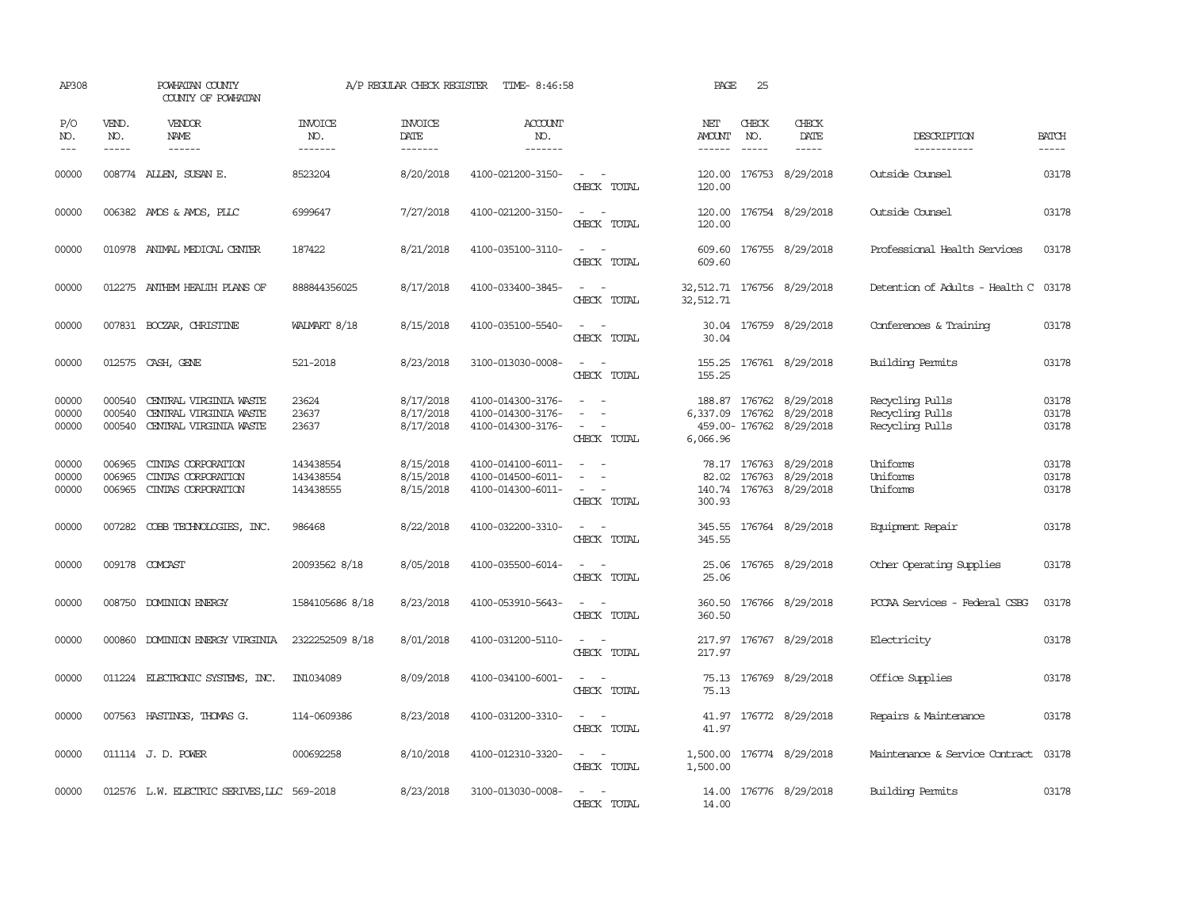AP308 POWHATAN COUNTY A/P REGULAR CHECK REGISTER TIME- 8:46:58 PAGE 25

COUNTY OF POWHATAN

| P/O NO. | VEND. NO. | VENDOR NAME | INVOICE NO. | INVOICE DATE | ACCOUNT NO. | | NET AMOUNT | CHECK NO. | CHECK DATE | DESCRIPTION | BATCH |
|---|---|---|---|---|---|---|---|---|---|---|---|
| 00000 | 008774 | ALLEN, SUSAN E. | 8523204 | 8/20/2018 | 4100-021200-3150- | - - | 120.00 | 176753 | 8/29/2018 | Outside Counsel | 03178 |
| | | | | | | CHECK TOTAL | 120.00 | | | | |
| 00000 | 006382 | AMOS & AMOS, PLLC | 6999647 | 7/27/2018 | 4100-021200-3150- | - - | 120.00 | 176754 | 8/29/2018 | Outside Counsel | 03178 |
| | | | | | | CHECK TOTAL | 120.00 | | | | |
| 00000 | 010978 | ANIMAL MEDICAL CENTER | 187422 | 8/21/2018 | 4100-035100-3110- | - - | 609.60 | 176755 | 8/29/2018 | Professional Health Services | 03178 |
| | | | | | | CHECK TOTAL | 609.60 | | | | |
| 00000 | 012275 | ANTHEM HEALTH PLANS OF | 888844356025 | 8/17/2018 | 4100-033400-3845- | - - | 32,512.71 | 176756 | 8/29/2018 | Detention of Adults - Health C | 03178 |
| | | | | | | CHECK TOTAL | 32,512.71 | | | | |
| 00000 | 007831 | BOCZAR, CHRISTINE | WALMART 8/18 | 8/15/2018 | 4100-035100-5540- | - - | 30.04 | 176759 | 8/29/2018 | Conferences & Training | 03178 |
| | | | | | | CHECK TOTAL | 30.04 | | | | |
| 00000 | 012575 | CASH, GENE | 521-2018 | 8/23/2018 | 3100-013030-0008- | - - | 155.25 | 176761 | 8/29/2018 | Building Permits | 03178 |
| | | | | | | CHECK TOTAL | 155.25 | | | | |
| 00000 | 000540 | CENTRAL VIRGINIA WASTE | 23624 | 8/17/2018 | 4100-014300-3176- | - - | 188.87 | 176762 | 8/29/2018 | Recycling Pulls | 03178 |
| 00000 | 000540 | CENTRAL VIRGINIA WASTE | 23637 | 8/17/2018 | 4100-014300-3176- | - - | 6,337.09 | 176762 | 8/29/2018 | Recycling Pulls | 03178 |
| 00000 | 000540 | CENTRAL VIRGINIA WASTE | 23637 | 8/17/2018 | 4100-014300-3176- | - - | 459.00- | 176762 | 8/29/2018 | Recycling Pulls | 03178 |
| | | | | | | CHECK TOTAL | 6,066.96 | | | | |
| 00000 | 006965 | CINTAS CORPORATION | 143438554 | 8/15/2018 | 4100-014100-6011- | - - | 78.17 | 176763 | 8/29/2018 | Uniforms | 03178 |
| 00000 | 006965 | CINTAS CORPORATION | 143438554 | 8/15/2018 | 4100-014500-6011- | - - | 82.02 | 176763 | 8/29/2018 | Uniforms | 03178 |
| 00000 | 006965 | CINTAS CORPORATION | 143438555 | 8/15/2018 | 4100-014300-6011- | - - | 140.74 | 176763 | 8/29/2018 | Uniforms | 03178 |
| | | | | | | CHECK TOTAL | 300.93 | | | | |
| 00000 | 007282 | COBB TECHNOLOGIES, INC. | 986468 | 8/22/2018 | 4100-032200-3310- | - - | 345.55 | 176764 | 8/29/2018 | Equipment Repair | 03178 |
| | | | | | | CHECK TOTAL | 345.55 | | | | |
| 00000 | 009178 | COMCAST | 20093562 8/18 | 8/05/2018 | 4100-035500-6014- | - - | 25.06 | 176765 | 8/29/2018 | Other Operating Supplies | 03178 |
| | | | | | | CHECK TOTAL | 25.06 | | | | |
| 00000 | 008750 | DOMINION ENERGY | 1584105686 8/18 | 8/23/2018 | 4100-053910-5643- | - - | 360.50 | 176766 | 8/29/2018 | PCCAA Services - Federal CSBG | 03178 |
| | | | | | | CHECK TOTAL | 360.50 | | | | |
| 00000 | 000860 | DOMINION ENERGY VIRGINIA | 2322252509 8/18 | 8/01/2018 | 4100-031200-5110- | - - | 217.97 | 176767 | 8/29/2018 | Electricity | 03178 |
| | | | | | | CHECK TOTAL | 217.97 | | | | |
| 00000 | 011224 | ELECTRONIC SYSTEMS, INC. | IN1034089 | 8/09/2018 | 4100-034100-6001- | - - | 75.13 | 176769 | 8/29/2018 | Office Supplies | 03178 |
| | | | | | | CHECK TOTAL | 75.13 | | | | |
| 00000 | 007563 | HASTINGS, THOMAS G. | 114-0609386 | 8/23/2018 | 4100-031200-3310- | - - | 41.97 | 176772 | 8/29/2018 | Repairs & Maintenance | 03178 |
| | | | | | | CHECK TOTAL | 41.97 | | | | |
| 00000 | 011114 | J. D. POWER | 000692258 | 8/10/2018 | 4100-012310-3320- | - - | 1,500.00 | 176774 | 8/29/2018 | Maintenance & Service Contract | 03178 |
| | | | | | | CHECK TOTAL | 1,500.00 | | | | |
| 00000 | 012576 | L.W. ELECTRIC SERIVES,LLC | 569-2018 | 8/23/2018 | 3100-013030-0008- | - - | 14.00 | 176776 | 8/29/2018 | Building Permits | 03178 |
| | | | | | | CHECK TOTAL | 14.00 | | | | |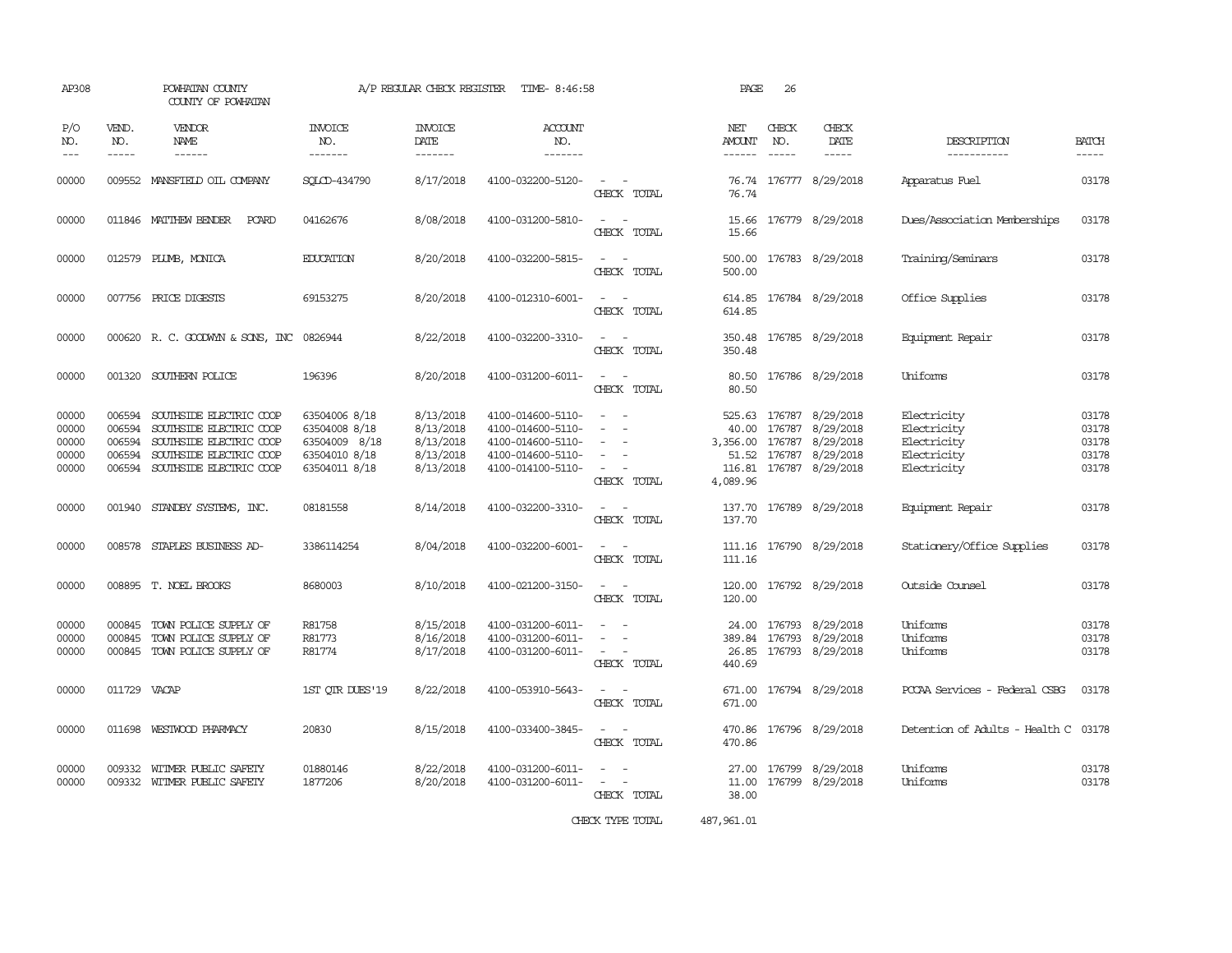AP308 POWHATAN COUNTY A/P REGULAR CHECK REGISTER TIME- 8:46:58 PAGE 26

COUNTY OF POWHATAN

| P/O NO. | VEND. NO. | VENDOR NAME | INVOICE NO. | INVOICE DATE | ACCOUNT NO. | | NET AMOUNT | CHECK NO. | CHECK DATE | DESCRIPTION | BATCH |
|---|---|---|---|---|---|---|---|---|---|---|---|
| 00000 | 009552 | MANSFIELD OIL COMPANY | SQLCD-434790 | 8/17/2018 | 4100-032200-5120- | - - | 76.74 | 176777 | 8/29/2018 | Apparatus Fuel | 03178 |
| | | | | | | CHECK TOTAL | 76.74 | | | | |
| 00000 | 011846 | MATTHEW BENDER PCARD | 04162676 | 8/08/2018 | 4100-031200-5810- | - - | 15.66 | 176779 | 8/29/2018 | Dues/Association Memberships | 03178 |
| | | | | | | CHECK TOTAL | 15.66 | | | | |
| 00000 | 012579 | PLUMB, MONICA | EDUCATION | 8/20/2018 | 4100-032200-5815- | - - | 500.00 | 176783 | 8/29/2018 | Training/Seminars | 03178 |
| | | | | | | CHECK TOTAL | 500.00 | | | | |
| 00000 | 007756 | PRICE DIGESTS | 69153275 | 8/20/2018 | 4100-012310-6001- | - - | 614.85 | 176784 | 8/29/2018 | Office Supplies | 03178 |
| | | | | | | CHECK TOTAL | 614.85 | | | | |
| 00000 | 000620 | R. C. GOODWYN & SONS, INC | 0826944 | 8/22/2018 | 4100-032200-3310- | - - | 350.48 | 176785 | 8/29/2018 | Equipment Repair | 03178 |
| | | | | | | CHECK TOTAL | 350.48 | | | | |
| 00000 | 001320 | SOUTHERN POLICE | 196396 | 8/20/2018 | 4100-031200-6011- | - - | 80.50 | 176786 | 8/29/2018 | Uniforms | 03178 |
| | | | | | | CHECK TOTAL | 80.50 | | | | |
| 00000 | 006594 | SOUTHSIDE ELECTRIC COOP | 63504006 8/18 | 8/13/2018 | 4100-014600-5110- | - - | 525.63 | 176787 | 8/29/2018 | Electricity | 03178 |
| 00000 | 006594 | SOUTHSIDE ELECTRIC COOP | 63504008 8/18 | 8/13/2018 | 4100-014600-5110- | - - | 40.00 | 176787 | 8/29/2018 | Electricity | 03178 |
| 00000 | 006594 | SOUTHSIDE ELECTRIC COOP | 63504009 8/18 | 8/13/2018 | 4100-014600-5110- | - - | 3,356.00 | 176787 | 8/29/2018 | Electricity | 03178 |
| 00000 | 006594 | SOUTHSIDE ELECTRIC COOP | 63504010 8/18 | 8/13/2018 | 4100-014600-5110- | - - | 51.52 | 176787 | 8/29/2018 | Electricity | 03178 |
| 00000 | 006594 | SOUTHSIDE ELECTRIC COOP | 63504011 8/18 | 8/13/2018 | 4100-014100-5110- | - - | 116.81 | 176787 | 8/29/2018 | Electricity | 03178 |
| | | | | | | CHECK TOTAL | 4,089.96 | | | | |
| 00000 | 001940 | STANDBY SYSTEMS, INC. | 08181558 | 8/14/2018 | 4100-032200-3310- | - - | 137.70 | 176789 | 8/29/2018 | Equipment Repair | 03178 |
| | | | | | | CHECK TOTAL | 137.70 | | | | |
| 00000 | 008578 | STAPLES BUSINESS AD- | 3386114254 | 8/04/2018 | 4100-032200-6001- | - - | 111.16 | 176790 | 8/29/2018 | Stationery/Office Supplies | 03178 |
| | | | | | | CHECK TOTAL | 111.16 | | | | |
| 00000 | 008895 | T. NOEL BROOKS | 8680003 | 8/10/2018 | 4100-021200-3150- | - - | 120.00 | 176792 | 8/29/2018 | Outside Counsel | 03178 |
| | | | | | | CHECK TOTAL | 120.00 | | | | |
| 00000 | 000845 | TOWN POLICE SUPPLY OF | R81758 | 8/15/2018 | 4100-031200-6011- | - - | 24.00 | 176793 | 8/29/2018 | Uniforms | 03178 |
| 00000 | 000845 | TOWN POLICE SUPPLY OF | R81773 | 8/16/2018 | 4100-031200-6011- | - - | 389.84 | 176793 | 8/29/2018 | Uniforms | 03178 |
| 00000 | 000845 | TOWN POLICE SUPPLY OF | R81774 | 8/17/2018 | 4100-031200-6011- | - - | 26.85 | 176793 | 8/29/2018 | Uniforms | 03178 |
| | | | | | | CHECK TOTAL | 440.69 | | | | |
| 00000 | 011729 | VACAP | 1ST QTR DUES'19 | 8/22/2018 | 4100-053910-5643- | - - | 671.00 | 176794 | 8/29/2018 | PCCAA Services - Federal CSBG | 03178 |
| | | | | | | CHECK TOTAL | 671.00 | | | | |
| 00000 | 011698 | WESTWOOD PHARMACY | 20830 | 8/15/2018 | 4100-033400-3845- | - - | 470.86 | 176796 | 8/29/2018 | Detention of Adults - Health C | 03178 |
| | | | | | | CHECK TOTAL | 470.86 | | | | |
| 00000 | 009332 | WITMER PUBLIC SAFETY | 01880146 | 8/22/2018 | 4100-031200-6011- | - - | 27.00 | 176799 | 8/29/2018 | Uniforms | 03178 |
| 00000 | 009332 | WITMER PUBLIC SAFETY | 1877206 | 8/20/2018 | 4100-031200-6011- | - - | 11.00 | 176799 | 8/29/2018 | Uniforms | 03178 |
| | | | | | | CHECK TOTAL | 38.00 | | | | |
| | | | | | | CHECK TYPE TOTAL | 487,961.01 | | | | |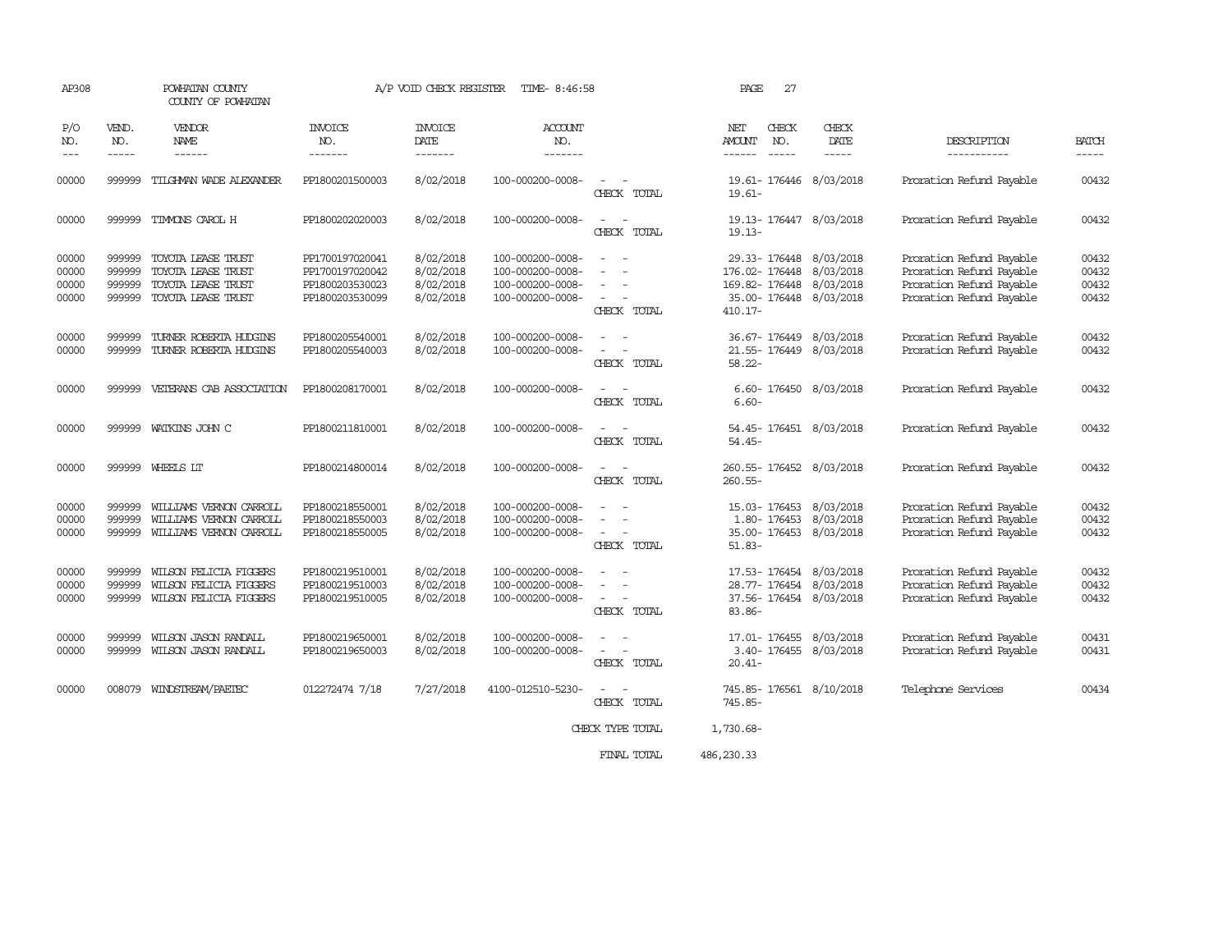AP308 POWHATAN COUNTY A/P VOID CHECK REGISTER TIME- 8:46:58 PAGE 27

COUNTY OF POWHATAN

| P/O NO. | VEND. NO. | VENDOR NAME | INVOICE NO. | INVOICE DATE | ACCOUNT NO. | | NET AMOUNT | CHECK NO. | CHECK DATE | DESCRIPTION | BATCH |
|---|---|---|---|---|---|---|---|---|---|---|---|
| 00000 | 999999 | TILGHMAN WADE ALEXANDER | PP1800201500003 | 8/02/2018 | 100-000200-0008- | - - | 19.61- | 176446 | 8/03/2018 | Proration Refund Payable | 00432 |
| | | | | | | CHECK TOTAL | 19.61- | | | | |
| 00000 | 999999 | TIMMONS CAROL H | PP1800202020003 | 8/02/2018 | 100-000200-0008- | - - | 19.13- | 176447 | 8/03/2018 | Proration Refund Payable | 00432 |
| | | | | | | CHECK TOTAL | 19.13- | | | | |
| 00000 | 999999 | TOYOTA LEASE TRUST | PP1700197020041 | 8/02/2018 | 100-000200-0008- | - - | 29.33- | 176448 | 8/03/2018 | Proration Refund Payable | 00432 |
| 00000 | 999999 | TOYOTA LEASE TRUST | PP1700197020042 | 8/02/2018 | 100-000200-0008- | - - | 176.02- | 176448 | 8/03/2018 | Proration Refund Payable | 00432 |
| 00000 | 999999 | TOYOTA LEASE TRUST | PP1800203530023 | 8/02/2018 | 100-000200-0008- | - - | 169.82- | 176448 | 8/03/2018 | Proration Refund Payable | 00432 |
| 00000 | 999999 | TOYOTA LEASE TRUST | PP1800203530099 | 8/02/2018 | 100-000200-0008- | - - | 35.00- | 176448 | 8/03/2018 | Proration Refund Payable | 00432 |
| | | | | | | CHECK TOTAL | 410.17- | | | | |
| 00000 | 999999 | TURNER ROBERTA HUDGINS | PP1800205540001 | 8/02/2018 | 100-000200-0008- | - - | 36.67- | 176449 | 8/03/2018 | Proration Refund Payable | 00432 |
| 00000 | 999999 | TURNER ROBERTA HUDGINS | PP1800205540003 | 8/02/2018 | 100-000200-0008- | - - | 21.55- | 176449 | 8/03/2018 | Proration Refund Payable | 00432 |
| | | | | | | CHECK TOTAL | 58.22- | | | | |
| 00000 | 999999 | VETERANS CAB ASSOCIATION | PP1800208170001 | 8/02/2018 | 100-000200-0008- | - - | 6.60- | 176450 | 8/03/2018 | Proration Refund Payable | 00432 |
| | | | | | | CHECK TOTAL | 6.60- | | | | |
| 00000 | 999999 | WATKINS JOHN C | PP1800211810001 | 8/02/2018 | 100-000200-0008- | - - | 54.45- | 176451 | 8/03/2018 | Proration Refund Payable | 00432 |
| | | | | | | CHECK TOTAL | 54.45- | | | | |
| 00000 | 999999 | WHEELS LT | PP1800214800014 | 8/02/2018 | 100-000200-0008- | - - | 260.55- | 176452 | 8/03/2018 | Proration Refund Payable | 00432 |
| | | | | | | CHECK TOTAL | 260.55- | | | | |
| 00000 | 999999 | WILLIAMS VERNON CARROLL | PP1800218550001 | 8/02/2018 | 100-000200-0008- | - - | 15.03- | 176453 | 8/03/2018 | Proration Refund Payable | 00432 |
| 00000 | 999999 | WILLIAMS VERNON CARROLL | PP1800218550003 | 8/02/2018 | 100-000200-0008- | - - | 1.80- | 176453 | 8/03/2018 | Proration Refund Payable | 00432 |
| 00000 | 999999 | WILLIAMS VERNON CARROLL | PP1800218550005 | 8/02/2018 | 100-000200-0008- | - - | 35.00- | 176453 | 8/03/2018 | Proration Refund Payable | 00432 |
| | | | | | | CHECK TOTAL | 51.83- | | | | |
| 00000 | 999999 | WILSON FELICIA FIGGERS | PP1800219510001 | 8/02/2018 | 100-000200-0008- | - - | 17.53- | 176454 | 8/03/2018 | Proration Refund Payable | 00432 |
| 00000 | 999999 | WILSON FELICIA FIGGERS | PP1800219510003 | 8/02/2018 | 100-000200-0008- | - - | 28.77- | 176454 | 8/03/2018 | Proration Refund Payable | 00432 |
| 00000 | 999999 | WILSON FELICIA FIGGERS | PP1800219510005 | 8/02/2018 | 100-000200-0008- | - - | 37.56- | 176454 | 8/03/2018 | Proration Refund Payable | 00432 |
| | | | | | | CHECK TOTAL | 83.86- | | | | |
| 00000 | 999999 | WILSON JASON RANDALL | PP1800219650001 | 8/02/2018 | 100-000200-0008- | - - | 17.01- | 176455 | 8/03/2018 | Proration Refund Payable | 00431 |
| 00000 | 999999 | WILSON JASON RANDALL | PP1800219650003 | 8/02/2018 | 100-000200-0008- | - - | 3.40- | 176455 | 8/03/2018 | Proration Refund Payable | 00431 |
| | | | | | | CHECK TOTAL | 20.41- | | | | |
| 00000 | 008079 | WINDSTREAM/PAETEC | 012272474 7/18 | 7/27/2018 | 4100-012510-5230- | - - | 745.85- | 176561 | 8/10/2018 | Telephone Services | 00434 |
| | | | | | | CHECK TOTAL | 745.85- | | | | |
| | | | | | | CHECK TYPE TOTAL | 1,730.68- | | | | |
| | | | | | | FINAL TOTAL | 486,230.33 | | | | |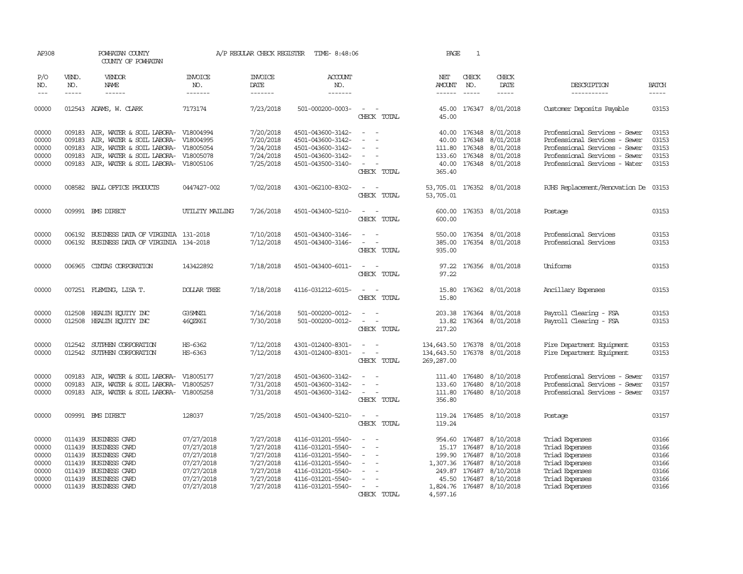AP308 POWHATAN COUNTY A/P REGULAR CHECK REGISTER TIME- 8:48:06 PAGE 1

COUNTY OF POWHATAN

| P/O NO. | VEND. NO. | VENDOR NAME | INVOICE NO. | INVOICE DATE | ACCOUNT NO. | | NET AMOUNT | CHECK NO. | CHECK DATE | DESCRIPTION | BATCH |
|---|---|---|---|---|---|---|---|---|---|---|---|
| 00000 | 012543 | ADAMS, W. CLARK | 7173174 | 7/23/2018 | 501-000200-0003- | - - | 45.00 | 176347 | 8/01/2018 | Customer Deposits Payable | 03153 |
| | | | | | | CHECK TOTAL | 45.00 | | | | |
| 00000 | 009183 | AIR, WATER & SOIL LABORA- | V18004994 | 7/20/2018 | 4501-043600-3142- | - - | 40.00 | 176348 | 8/01/2018 | Professional Services - Sewer | 03153 |
| 00000 | 009183 | AIR, WATER & SOIL LABORA- | V18004995 | 7/20/2018 | 4501-043600-3142- | - - | 40.00 | 176348 | 8/01/2018 | Professional Services - Sewer | 03153 |
| 00000 | 009183 | AIR, WATER & SOIL LABORA- | V18005054 | 7/24/2018 | 4501-043600-3142- | - - | 111.80 | 176348 | 8/01/2018 | Professional Services - Sewer | 03153 |
| 00000 | 009183 | AIR, WATER & SOIL LABORA- | V18005078 | 7/24/2018 | 4501-043600-3142- | - - | 133.60 | 176348 | 8/01/2018 | Professional Services - Sewer | 03153 |
| 00000 | 009183 | AIR, WATER & SOIL LABORA- | V18005106 | 7/25/2018 | 4501-043500-3140- | - - | 40.00 | 176348 | 8/01/2018 | Professional Services - Water | 03153 |
| | | | | | | CHECK TOTAL | 365.40 | | | | |
| 00000 | 008582 | BALL OFFICE PRODUCTS | 0447427-002 | 7/02/2018 | 4301-062100-8302- | - - | 53,705.01 | 176352 | 8/01/2018 | PJHS Replacement/Renovation De | 03153 |
| | | | | | | CHECK TOTAL | 53,705.01 | | | | |
| 00000 | 009991 | BMS DIRECT | UTILITY MAILING | 7/26/2018 | 4501-043400-5210- | - - | 600.00 | 176353 | 8/01/2018 | Postage | 03153 |
| | | | | | | CHECK TOTAL | 600.00 | | | | |
| 00000 | 006192 | BUSINESS DATA OF VIRGINIA | 131-2018 | 7/10/2018 | 4501-043400-3146- | - - | 550.00 | 176354 | 8/01/2018 | Professional Services | 03153 |
| 00000 | 006192 | BUSINESS DATA OF VIRGINIA | 134-2018 | 7/12/2018 | 4501-043400-3146- | - - | 385.00 | 176354 | 8/01/2018 | Professional Services | 03153 |
| | | | | | | CHECK TOTAL | 935.00 | | | | |
| 00000 | 006965 | CINTAS CORPORATION | 143422892 | 7/18/2018 | 4501-043400-6011- | - - | 97.22 | 176356 | 8/01/2018 | Uniforms | 03153 |
| | | | | | | CHECK TOTAL | 97.22 | | | | |
| 00000 | 007251 | FLEMING, LISA T. | DOLLAR TREE | 7/18/2018 | 4116-031212-6015- | - - | 15.80 | 176362 | 8/01/2018 | Ancillary Expenses | 03153 |
| | | | | | | CHECK TOTAL | 15.80 | | | | |
| 00000 | 012508 | HEALTH EQUITY INC | G35MNZ1 | 7/16/2018 | 501-000200-0012- | - - | 203.38 | 176364 | 8/01/2018 | Payroll Clearing - FSA | 03153 |
| 00000 | 012508 | HEALTH EQUITY INC | 46QZK6I | 7/30/2018 | 501-000200-0012- | - - | 13.82 | 176364 | 8/01/2018 | Payroll Clearing - FSA | 03153 |
| | | | | | | CHECK TOTAL | 217.20 | | | | |
| 00000 | 012542 | SUTPHEN CORPORATION | HS-6362 | 7/12/2018 | 4301-012400-8301- | - - | 134,643.50 | 176378 | 8/01/2018 | Fire Department Equipment | 03153 |
| 00000 | 012542 | SUTPHEN CORPORATION | HS-6363 | 7/12/2018 | 4301-012400-8301- | - - | 134,643.50 | 176378 | 8/01/2018 | Fire Department Equipment | 03153 |
| | | | | | | CHECK TOTAL | 269,287.00 | | | | |
| 00000 | 009183 | AIR, WATER & SOIL LABORA- | V18005177 | 7/27/2018 | 4501-043600-3142- | - - | 111.40 | 176480 | 8/10/2018 | Professional Services - Sewer | 03157 |
| 00000 | 009183 | AIR, WATER & SOIL LABORA- | V18005257 | 7/31/2018 | 4501-043600-3142- | - - | 133.60 | 176480 | 8/10/2018 | Professional Services - Sewer | 03157 |
| 00000 | 009183 | AIR, WATER & SOIL LABORA- | V18005258 | 7/31/2018 | 4501-043600-3142- | - - | 111.80 | 176480 | 8/10/2018 | Professional Services - Sewer | 03157 |
| | | | | | | CHECK TOTAL | 356.80 | | | | |
| 00000 | 009991 | BMS DIRECT | 128037 | 7/25/2018 | 4501-043400-5210- | - - | 119.24 | 176485 | 8/10/2018 | Postage | 03157 |
| | | | | | | CHECK TOTAL | 119.24 | | | | |
| 00000 | 011439 | BUSINESS CARD | 07/27/2018 | 7/27/2018 | 4116-031201-5540- | - - | 954.60 | 176487 | 8/10/2018 | Triad Expenses | 03166 |
| 00000 | 011439 | BUSINESS CARD | 07/27/2018 | 7/27/2018 | 4116-031201-5540- | - - | 15.17 | 176487 | 8/10/2018 | Triad Expenses | 03166 |
| 00000 | 011439 | BUSINESS CARD | 07/27/2018 | 7/27/2018 | 4116-031201-5540- | - - | 199.90 | 176487 | 8/10/2018 | Triad Expenses | 03166 |
| 00000 | 011439 | BUSINESS CARD | 07/27/2018 | 7/27/2018 | 4116-031201-5540- | - - | 1,307.36 | 176487 | 8/10/2018 | Triad Expenses | 03166 |
| 00000 | 011439 | BUSINESS CARD | 07/27/2018 | 7/27/2018 | 4116-031201-5540- | - - | 249.87 | 176487 | 8/10/2018 | Triad Expenses | 03166 |
| 00000 | 011439 | BUSINESS CARD | 07/27/2018 | 7/27/2018 | 4116-031201-5540- | - - | 45.50 | 176487 | 8/10/2018 | Triad Expenses | 03166 |
| 00000 | 011439 | BUSINESS CARD | 07/27/2018 | 7/27/2018 | 4116-031201-5540- | - - | 1,824.76 | 176487 | 8/10/2018 | Triad Expenses | 03166 |
| | | | | | | CHECK TOTAL | 4,597.16 | | | | |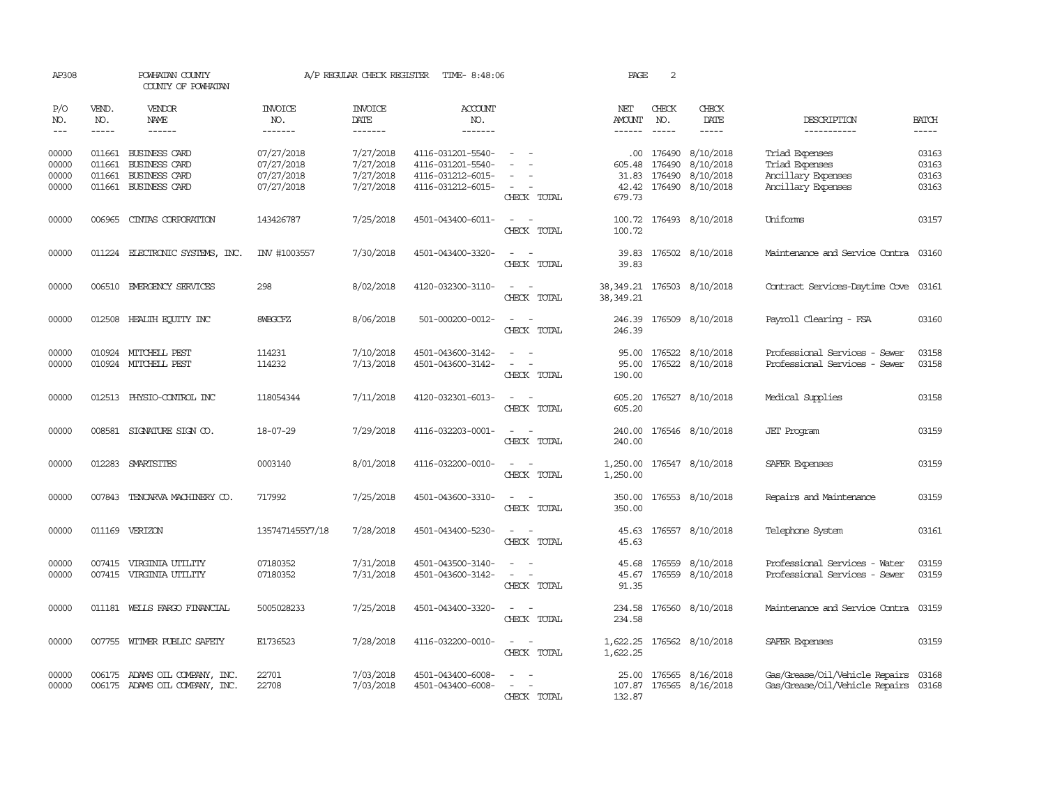AP308 POWHATAN COUNTY A/P REGULAR CHECK REGISTER TIME- 8:48:06 PAGE 2

COUNTY OF POWHATAN

| P/O NO. | VEND. NO. | VENDOR NAME | INVOICE NO. | INVOICE DATE | ACCOUNT NO. | | NET AMOUNT | CHECK NO. | CHECK DATE | DESCRIPTION | BATCH |
|---|---|---|---|---|---|---|---|---|---|---|---|
| --- | ----- | ------ | ------- | ------- | ------- | | ------ | ----- | ----- | ----------- | ----- |
| 00000 | 011661 | BUSINESS CARD | 07/27/2018 | 7/27/2018 | 4116-031201-5540- | - - | .00 | 176490 | 8/10/2018 | Triad Expenses | 03163 |
| 00000 | 011661 | BUSINESS CARD | 07/27/2018 | 7/27/2018 | 4116-031201-5540- | - - | 605.48 | 176490 | 8/10/2018 | Triad Expenses | 03163 |
| 00000 | 011661 | BUSINESS CARD | 07/27/2018 | 7/27/2018 | 4116-031212-6015- | - - | 31.83 | 176490 | 8/10/2018 | Ancillary Expenses | 03163 |
| 00000 | 011661 | BUSINESS CARD | 07/27/2018 | 7/27/2018 | 4116-031212-6015- | - - | 42.42 | 176490 | 8/10/2018 | Ancillary Expenses | 03163 |
| | | | | | | CHECK TOTAL | 679.73 | | | | |
| 00000 | 006965 | CINTAS CORPORATION | 143426787 | 7/25/2018 | 4501-043400-6011- | - - | 100.72 | 176493 | 8/10/2018 | Uniforms | 03157 |
| | | | | | | CHECK TOTAL | 100.72 | | | | |
| 00000 | 011224 | ELECTRONIC SYSTEMS, INC. | INV #1003557 | 7/30/2018 | 4501-043400-3320- | - - | 39.83 | 176502 | 8/10/2018 | Maintenance and Service Contra | 03160 |
| | | | | | | CHECK TOTAL | 39.83 | | | | |
| 00000 | 006510 | EMERGENCY SERVICES | 298 | 8/02/2018 | 4120-032300-3110- | - - | 38,349.21 | 176503 | 8/10/2018 | Contract Services-Daytime Cove | 03161 |
| | | | | | | CHECK TOTAL | 38,349.21 | | | | |
| 00000 | 012508 | HEALTH EQUITY INC | 8WBGCFZ | 8/06/2018 | 501-000200-0012- | - - | 246.39 | 176509 | 8/10/2018 | Payroll Clearing - FSA | 03160 |
| | | | | | | CHECK TOTAL | 246.39 | | | | |
| 00000 | 010924 | MITCHELL PEST | 114231 | 7/10/2018 | 4501-043600-3142- | - - | 95.00 | 176522 | 8/10/2018 | Professional Services - Sewer | 03158 |
| 00000 | 010924 | MITCHELL PEST | 114232 | 7/13/2018 | 4501-043600-3142- | - - | 95.00 | 176522 | 8/10/2018 | Professional Services - Sewer | 03158 |
| | | | | | | CHECK TOTAL | 190.00 | | | | |
| 00000 | 012513 | PHYSIO-CONTROL INC | 118054344 | 7/11/2018 | 4120-032301-6013- | - - | 605.20 | 176527 | 8/10/2018 | Medical Supplies | 03158 |
| | | | | | | CHECK TOTAL | 605.20 | | | | |
| 00000 | 008581 | SIGNATURE SIGN CO. | 18-07-29 | 7/29/2018 | 4116-032203-0001- | - - | 240.00 | 176546 | 8/10/2018 | JET Program | 03159 |
| | | | | | | CHECK TOTAL | 240.00 | | | | |
| 00000 | 012283 | SMARTSITES | 0003140 | 8/01/2018 | 4116-032200-0010- | - - | 1,250.00 | 176547 | 8/10/2018 | SAFER Expenses | 03159 |
| | | | | | | CHECK TOTAL | 1,250.00 | | | | |
| 00000 | 007843 | TENCARVA MACHINERY CO. | 717992 | 7/25/2018 | 4501-043600-3310- | - - | 350.00 | 176553 | 8/10/2018 | Repairs and Maintenance | 03159 |
| | | | | | | CHECK TOTAL | 350.00 | | | | |
| 00000 | 011169 | VERIZON | 1357471455Y7/18 | 7/28/2018 | 4501-043400-5230- | - - | 45.63 | 176557 | 8/10/2018 | Telephone System | 03161 |
| | | | | | | CHECK TOTAL | 45.63 | | | | |
| 00000 | 007415 | VIRGINIA UTILITY | 07180352 | 7/31/2018 | 4501-043500-3140- | - - | 45.68 | 176559 | 8/10/2018 | Professional Services - Water | 03159 |
| 00000 | 007415 | VIRGINIA UTILITY | 07180352 | 7/31/2018 | 4501-043600-3142- | - - | 45.67 | 176559 | 8/10/2018 | Professional Services - Sewer | 03159 |
| | | | | | | CHECK TOTAL | 91.35 | | | | |
| 00000 | 011181 | WELLS FARGO FINANCIAL | 5005028233 | 7/25/2018 | 4501-043400-3320- | - - | 234.58 | 176560 | 8/10/2018 | Maintenance and Service Contra | 03159 |
| | | | | | | CHECK TOTAL | 234.58 | | | | |
| 00000 | 007755 | WITMER PUBLIC SAFETY | E1736523 | 7/28/2018 | 4116-032200-0010- | - - | 1,622.25 | 176562 | 8/10/2018 | SAFER Expenses | 03159 |
| | | | | | | CHECK TOTAL | 1,622.25 | | | | |
| 00000 | 006175 | ADAMS OIL COMPANY, INC. | 22701 | 7/03/2018 | 4501-043400-6008- | - - | 25.00 | 176565 | 8/16/2018 | Gas/Grease/Oil/Vehicle Repairs | 03168 |
| 00000 | 006175 | ADAMS OIL COMPANY, INC. | 22708 | 7/03/2018 | 4501-043400-6008- | - - | 107.87 | 176565 | 8/16/2018 | Gas/Grease/Oil/Vehicle Repairs | 03168 |
| | | | | | | CHECK TOTAL | 132.87 | | | | |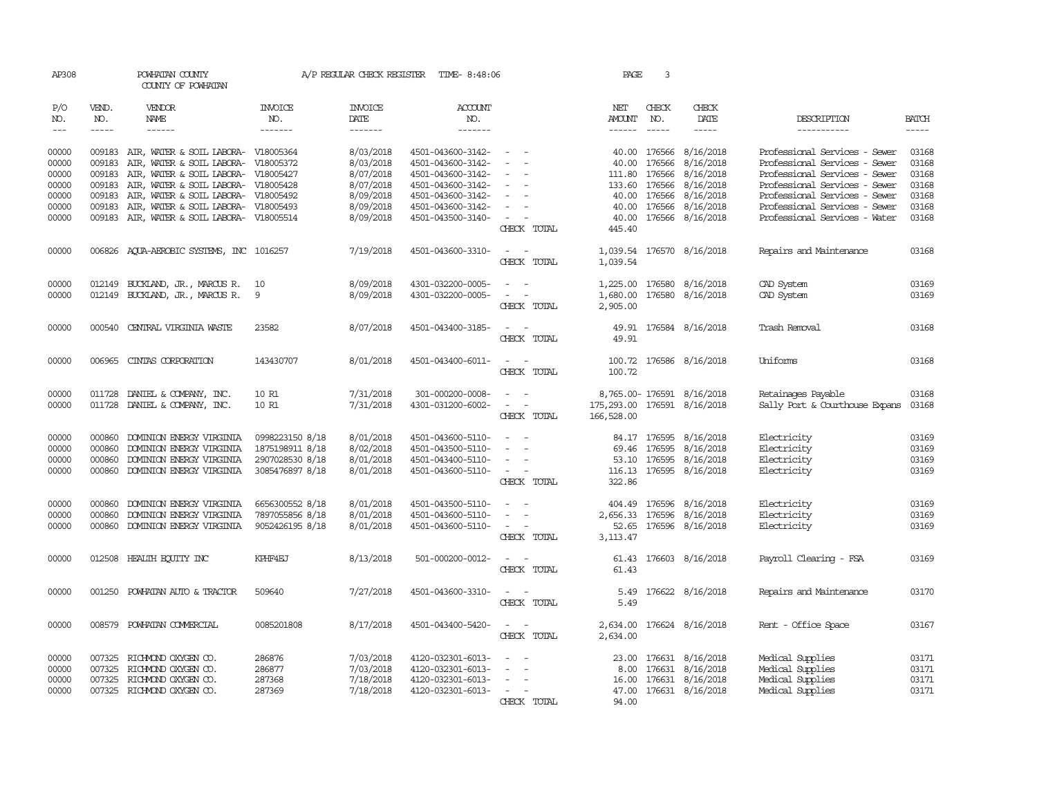AP308 POWHATAN COUNTY A/P REGULAR CHECK REGISTER TIME- 8:48:06 PAGE 3

COUNTY OF POWHATAN

| P/O NO. | VEND. NO. | VENDOR NAME | INVOICE NO. | INVOICE DATE | ACCOUNT NO. | | NET AMOUNT | CHECK NO. | CHECK DATE | DESCRIPTION | BATCH |
|---|---|---|---|---|---|---|---|---|---|---|---|
| --- | ----- | ------ | ------- | ------- | ------- | | ------ | ----- | ----- | ----------- | ----- |
| 00000 | 009183 | AIR, WATER & SOIL LABORA- | V18005364 | 8/03/2018 | 4501-043600-3142- | - - | 40.00 | 176566 | 8/16/2018 | Professional Services - Sewer | 03168 |
| 00000 | 009183 | AIR, WATER & SOIL LABORA- | V18005372 | 8/03/2018 | 4501-043600-3142- | - - | 40.00 | 176566 | 8/16/2018 | Professional Services - Sewer | 03168 |
| 00000 | 009183 | AIR, WATER & SOIL LABORA- | V18005427 | 8/07/2018 | 4501-043600-3142- | - - | 111.80 | 176566 | 8/16/2018 | Professional Services - Sewer | 03168 |
| 00000 | 009183 | AIR, WATER & SOIL LABORA- | V18005428 | 8/07/2018 | 4501-043600-3142- | - - | 133.60 | 176566 | 8/16/2018 | Professional Services - Sewer | 03168 |
| 00000 | 009183 | AIR, WATER & SOIL LABORA- | V18005492 | 8/09/2018 | 4501-043600-3142- | - - | 40.00 | 176566 | 8/16/2018 | Professional Services - Sewer | 03168 |
| 00000 | 009183 | AIR, WATER & SOIL LABORA- | V18005493 | 8/09/2018 | 4501-043600-3142- | - - | 40.00 | 176566 | 8/16/2018 | Professional Services - Sewer | 03168 |
| 00000 | 009183 | AIR, WATER & SOIL LABORA- | V18005514 | 8/09/2018 | 4501-043500-3140- | - - | 40.00 | 176566 | 8/16/2018 | Professional Services - Water | 03168 |
| | | | | | | CHECK TOTAL | 445.40 | | | | |
| 00000 | 006826 | AQUA-AEROBIC SYSTEMS, INC | 1016257 | 7/19/2018 | 4501-043600-3310- | - - | 1,039.54 | 176570 | 8/16/2018 | Repairs and Maintenance | 03168 |
| | | | | | | CHECK TOTAL | 1,039.54 | | | | |
| 00000 | 012149 | BUCKLAND, JR., MARCUS R. | 10 | 8/09/2018 | 4301-032200-0005- | - - | 1,225.00 | 176580 | 8/16/2018 | CAD System | 03169 |
| 00000 | 012149 | BUCKLAND, JR., MARCUS R. | 9 | 8/09/2018 | 4301-032200-0005- | - - | 1,680.00 | 176580 | 8/16/2018 | CAD System | 03169 |
| | | | | | | CHECK TOTAL | 2,905.00 | | | | |
| 00000 | 000540 | CENTRAL VIRGINIA WASTE | 23582 | 8/07/2018 | 4501-043400-3185- | - - | 49.91 | 176584 | 8/16/2018 | Trash Removal | 03168 |
| | | | | | | CHECK TOTAL | 49.91 | | | | |
| 00000 | 006965 | CINTAS CORPORATION | 143430707 | 8/01/2018 | 4501-043400-6011- | - - | 100.72 | 176586 | 8/16/2018 | Uniforms | 03168 |
| | | | | | | CHECK TOTAL | 100.72 | | | | |
| 00000 | 011728 | DANIEL & COMPANY, INC. | 10 R1 | 7/31/2018 | 301-000200-0008- | - - | 8,765.00- | 176591 | 8/16/2018 | Retainages Payable | 03168 |
| 00000 | 011728 | DANIEL & COMPANY, INC. | 10 R1 | 7/31/2018 | 4301-031200-6002- | - - | 175,293.00 | 176591 | 8/16/2018 | Sally Port & Courthouse Expans | 03168 |
| | | | | | | CHECK TOTAL | 166,528.00 | | | | |
| 00000 | 000860 | DOMINION ENERGY VIRGINIA | 0998223150 8/18 | 8/01/2018 | 4501-043600-5110- | - - | 84.17 | 176595 | 8/16/2018 | Electricity | 03169 |
| 00000 | 000860 | DOMINION ENERGY VIRGINIA | 1875198911 8/18 | 8/02/2018 | 4501-043500-5110- | - - | 69.46 | 176595 | 8/16/2018 | Electricity | 03169 |
| 00000 | 000860 | DOMINION ENERGY VIRGINIA | 2907028530 8/18 | 8/01/2018 | 4501-043400-5110- | - - | 53.10 | 176595 | 8/16/2018 | Electricity | 03169 |
| 00000 | 000860 | DOMINION ENERGY VIRGINIA | 3085476897 8/18 | 8/01/2018 | 4501-043600-5110- | - - | 116.13 | 176595 | 8/16/2018 | Electricity | 03169 |
| | | | | | | CHECK TOTAL | 322.86 | | | | |
| 00000 | 000860 | DOMINION ENERGY VIRGINIA | 6656300552 8/18 | 8/01/2018 | 4501-043500-5110- | - - | 404.49 | 176596 | 8/16/2018 | Electricity | 03169 |
| 00000 | 000860 | DOMINION ENERGY VIRGINIA | 7897055856 8/18 | 8/01/2018 | 4501-043600-5110- | - - | 2,656.33 | 176596 | 8/16/2018 | Electricity | 03169 |
| 00000 | 000860 | DOMINION ENERGY VIRGINIA | 9052426195 8/18 | 8/01/2018 | 4501-043600-5110- | - - | 52.65 | 176596 | 8/16/2018 | Electricity | 03169 |
| | | | | | | CHECK TOTAL | 3,113.47 | | | | |
| 00000 | 012508 | HEALTH EQUITY INC | KPHF4EJ | 8/13/2018 | 501-000200-0012- | - - | 61.43 | 176603 | 8/16/2018 | Payroll Clearing - FSA | 03169 |
| | | | | | | CHECK TOTAL | 61.43 | | | | |
| 00000 | 001250 | POWHATAN AUTO & TRACTOR | 509640 | 7/27/2018 | 4501-043600-3310- | - - | 5.49 | 176622 | 8/16/2018 | Repairs and Maintenance | 03170 |
| | | | | | | CHECK TOTAL | 5.49 | | | | |
| 00000 | 008579 | POWHATAN COMMERCIAL | 0085201808 | 8/17/2018 | 4501-043400-5420- | - - | 2,634.00 | 176624 | 8/16/2018 | Rent - Office Space | 03167 |
| | | | | | | CHECK TOTAL | 2,634.00 | | | | |
| 00000 | 007325 | RICHMOND OXYGEN CO. | 286876 | 7/03/2018 | 4120-032301-6013- | - - | 23.00 | 176631 | 8/16/2018 | Medical Supplies | 03171 |
| 00000 | 007325 | RICHMOND OXYGEN CO. | 286877 | 7/03/2018 | 4120-032301-6013- | - - | 8.00 | 176631 | 8/16/2018 | Medical Supplies | 03171 |
| 00000 | 007325 | RICHMOND OXYGEN CO. | 287368 | 7/18/2018 | 4120-032301-6013- | - - | 16.00 | 176631 | 8/16/2018 | Medical Supplies | 03171 |
| 00000 | 007325 | RICHMOND OXYGEN CO. | 287369 | 7/18/2018 | 4120-032301-6013- | - - | 47.00 | 176631 | 8/16/2018 | Medical Supplies | 03171 |
| | | | | | | CHECK TOTAL | 94.00 | | | | |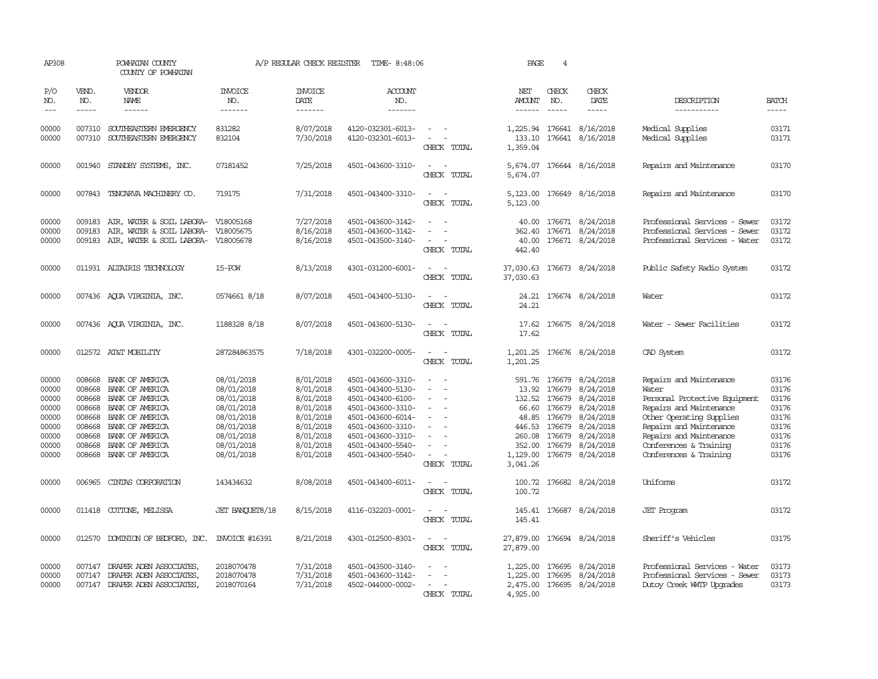AP308 POWHATAN COUNTY A/P REGULAR CHECK REGISTER TIME- 8:48:06 PAGE 4

COUNTY OF POWHATAN

| P/O NO. | VEND. NO. | VENDOR NAME | INVOICE NO. | INVOICE DATE | ACCOUNT NO. | | NET AMOUNT | CHECK NO. | CHECK DATE | DESCRIPTION | BATCH |
|---|---|---|---|---|---|---|---|---|---|---|---|
| --- | ----- | ------ | ------- | ------- | ------- | | ------ | ----- | ----- | ----------- | ----- |
| 00000 | 007310 | SOUTHEASTERN EMERGENCY | 831282 | 8/07/2018 | 4120-032301-6013- | - - | 1,225.94 | 176641 | 8/16/2018 | Medical Supplies | 03171 |
| 00000 | 007310 | SOUTHEASTERN EMERGENCY | 832104 | 7/30/2018 | 4120-032301-6013- | - - | 133.10 | 176641 | 8/16/2018 | Medical Supplies | 03171 |
| | | | | | | CHECK TOTAL | 1,359.04 | | | | |
| 00000 | 001940 | STANDBY SYSTEMS, INC. | 07181452 | 7/25/2018 | 4501-043600-3310- | - - | 5,674.07 | 176644 | 8/16/2018 | Repairs and Maintenance | 03170 |
| | | | | | | CHECK TOTAL | 5,674.07 | | | | |
| 00000 | 007843 | TENCARVA MACHINERY CO. | 719175 | 7/31/2018 | 4501-043400-3310- | - - | 5,123.00 | 176649 | 8/16/2018 | Repairs and Maintenance | 03170 |
| | | | | | | CHECK TOTAL | 5,123.00 | | | | |
| 00000 | 009183 | AIR, WATER & SOIL LABORA- | V18005168 | 7/27/2018 | 4501-043600-3142- | - - | 40.00 | 176671 | 8/24/2018 | Professional Services - Sewer | 03172 |
| 00000 | 009183 | AIR, WATER & SOIL LABORA- | V18005675 | 8/16/2018 | 4501-043600-3142- | - - | 362.40 | 176671 | 8/24/2018 | Professional Services - Sewer | 03172 |
| 00000 | 009183 | AIR, WATER & SOIL LABORA- | V18005678 | 8/16/2018 | 4501-043500-3140- | - - | 40.00 | 176671 | 8/24/2018 | Professional Services - Water | 03172 |
| | | | | | | CHECK TOTAL | 442.40 | | | | |
| 00000 | 011931 | ALTAIRIS TECHNOLOGY | 15-POW | 8/13/2018 | 4301-031200-6001- | - - | 37,030.63 | 176673 | 8/24/2018 | Public Safety Radio System | 03172 |
| | | | | | | CHECK TOTAL | 37,030.63 | | | | |
| 00000 | 007436 | AQUA VIRGINIA, INC. | 0574661 8/18 | 8/07/2018 | 4501-043400-5130- | - - | 24.21 | 176674 | 8/24/2018 | Water | 03172 |
| | | | | | | CHECK TOTAL | 24.21 | | | | |
| 00000 | 007436 | AQUA VIRGINIA, INC. | 1188328 8/18 | 8/07/2018 | 4501-043600-5130- | - - | 17.62 | 176675 | 8/24/2018 | Water - Sewer Facilities | 03172 |
| | | | | | | CHECK TOTAL | 17.62 | | | | |
| 00000 | 012572 | AT&T MOBILITY | 287284863575 | 7/18/2018 | 4301-032200-0005- | - - | 1,201.25 | 176676 | 8/24/2018 | CAD System | 03172 |
| | | | | | | CHECK TOTAL | 1,201.25 | | | | |
| 00000 | 008668 | BANK OF AMERICA | 08/01/2018 | 8/01/2018 | 4501-043600-3310- | - - | 591.76 | 176679 | 8/24/2018 | Repairs and Maintenance | 03176 |
| 00000 | 008668 | BANK OF AMERICA | 08/01/2018 | 8/01/2018 | 4501-043400-5130- | - - | 13.92 | 176679 | 8/24/2018 | Water | 03176 |
| 00000 | 008668 | BANK OF AMERICA | 08/01/2018 | 8/01/2018 | 4501-043400-6100- | - - | 132.52 | 176679 | 8/24/2018 | Personal Protective Equipment | 03176 |
| 00000 | 008668 | BANK OF AMERICA | 08/01/2018 | 8/01/2018 | 4501-043600-3310- | - - | 66.60 | 176679 | 8/24/2018 | Repairs and Maintenance | 03176 |
| 00000 | 008668 | BANK OF AMERICA | 08/01/2018 | 8/01/2018 | 4501-043600-6014- | - - | 48.85 | 176679 | 8/24/2018 | Other Operating Supplies | 03176 |
| 00000 | 008668 | BANK OF AMERICA | 08/01/2018 | 8/01/2018 | 4501-043600-3310- | - - | 446.53 | 176679 | 8/24/2018 | Repairs and Maintenance | 03176 |
| 00000 | 008668 | BANK OF AMERICA | 08/01/2018 | 8/01/2018 | 4501-043600-3310- | - - | 260.08 | 176679 | 8/24/2018 | Repairs and Maintenance | 03176 |
| 00000 | 008668 | BANK OF AMERICA | 08/01/2018 | 8/01/2018 | 4501-043400-5540- | - - | 352.00 | 176679 | 8/24/2018 | Conferences & Training | 03176 |
| 00000 | 008668 | BANK OF AMERICA | 08/01/2018 | 8/01/2018 | 4501-043400-5540- | - - | 1,129.00 | 176679 | 8/24/2018 | Conferences & Training | 03176 |
| | | | | | | CHECK TOTAL | 3,041.26 | | | | |
| 00000 | 006965 | CINTAS CORPORATION | 143434632 | 8/08/2018 | 4501-043400-6011- | - - | 100.72 | 176682 | 8/24/2018 | Uniforms | 03172 |
| | | | | | | CHECK TOTAL | 100.72 | | | | |
| 00000 | 011418 | COTTONE, MELISSA | JET BANQUET8/18 | 8/15/2018 | 4116-032203-0001- | - - | 145.41 | 176687 | 8/24/2018 | JET Program | 03172 |
| | | | | | | CHECK TOTAL | 145.41 | | | | |
| 00000 | 012570 | DOMINION OF BEDFORD, INC. | INVOICE #16391 | 8/21/2018 | 4301-012500-8301- | - - | 27,879.00 | 176694 | 8/24/2018 | Sheriff's Vehicles | 03175 |
| | | | | | | CHECK TOTAL | 27,879.00 | | | | |
| 00000 | 007147 | DRAPER ADEN ASSOCIATES, | 2018070478 | 7/31/2018 | 4501-043500-3140- | - - | 1,225.00 | 176695 | 8/24/2018 | Professional Services - Water | 03173 |
| 00000 | 007147 | DRAPER ADEN ASSOCIATES, | 2018070478 | 7/31/2018 | 4501-043600-3142- | - - | 1,225.00 | 176695 | 8/24/2018 | Professional Services - Sewer | 03173 |
| 00000 | 007147 | DRAPER ADEN ASSOCIATES, | 2018070164 | 7/31/2018 | 4502-044000-0002- | - - | 2,475.00 | 176695 | 8/24/2018 | Dutoy Creek WWTP Upgrades | 03173 |
| | | | | | | CHECK TOTAL | 4,925.00 | | | | |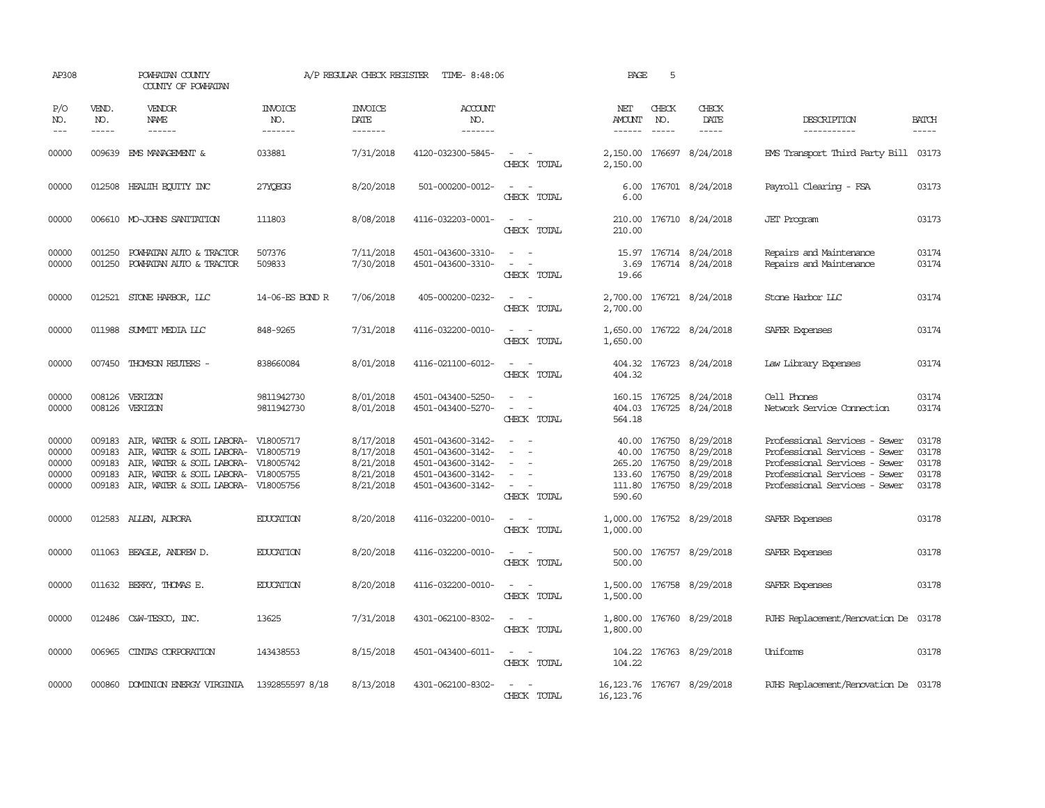AP308 POWHATAN COUNTY A/P REGULAR CHECK REGISTER TIME- 8:48:06 PAGE 5

COUNTY OF POWHATAN

| P/O NO. | VEND. NO. | VENDOR NAME | INVOICE NO. | INVOICE DATE | ACCOUNT NO. | | NET AMOUNT | CHECK NO. | CHECK DATE | DESCRIPTION | BATCH |
|---|---|---|---|---|---|---|---|---|---|---|---|
| --- | ----- | ------ | ------- | ------- | ------- | | ------ | ----- | ----- | ----------- | ----- |
| 00000 | 009639 | EMS MANAGEMENT & | 033881 | 7/31/2018 | 4120-032300-5845- | - - | 2,150.00 | 176697 | 8/24/2018 | EMS Transport Third Party Bill | 03173 |
| | | | | | | CHECK TOTAL | 2,150.00 | | | | |
| 00000 | 012508 | HEALTH EQUITY INC | 27YQBGG | 8/20/2018 | 501-000200-0012- | - - | 6.00 | 176701 | 8/24/2018 | Payroll Clearing - FSA | 03173 |
| | | | | | | CHECK TOTAL | 6.00 | | | | |
| 00000 | 006610 | MO-JOHNS SANITATION | 111803 | 8/08/2018 | 4116-032203-0001- | - - | 210.00 | 176710 | 8/24/2018 | JET Program | 03173 |
| | | | | | | CHECK TOTAL | 210.00 | | | | |
| 00000 | 001250 | POWHATAN AUTO & TRACTOR | 507376 | 7/11/2018 | 4501-043600-3310- | - - | 15.97 | 176714 | 8/24/2018 | Repairs and Maintenance | 03174 |
| 00000 | 001250 | POWHATAN AUTO & TRACTOR | 509833 | 7/30/2018 | 4501-043600-3310- | - - | 3.69 | 176714 | 8/24/2018 | Repairs and Maintenance | 03174 |
| | | | | | | CHECK TOTAL | 19.66 | | | | |
| 00000 | 012521 | STONE HARBOR, LLC | 14-06-ES BOND R | 7/06/2018 | 405-000200-0232- | - - | 2,700.00 | 176721 | 8/24/2018 | Stone Harbor LLC | 03174 |
| | | | | | | CHECK TOTAL | 2,700.00 | | | | |
| 00000 | 011988 | SUMMIT MEDIA LLC | 848-9265 | 7/31/2018 | 4116-032200-0010- | - - | 1,650.00 | 176722 | 8/24/2018 | SAFER Expenses | 03174 |
| | | | | | | CHECK TOTAL | 1,650.00 | | | | |
| 00000 | 007450 | THOMSON REUTERS - | 838660084 | 8/01/2018 | 4116-021100-6012- | - - | 404.32 | 176723 | 8/24/2018 | Law Library Expenses | 03174 |
| | | | | | | CHECK TOTAL | 404.32 | | | | |
| 00000 | 008126 | VERIZON | 9811942730 | 8/01/2018 | 4501-043400-5250- | - - | 160.15 | 176725 | 8/24/2018 | Cell Phones | 03174 |
| 00000 | 008126 | VERIZON | 9811942730 | 8/01/2018 | 4501-043400-5270- | - - | 404.03 | 176725 | 8/24/2018 | Network Service Connection | 03174 |
| | | | | | | CHECK TOTAL | 564.18 | | | | |
| 00000 | 009183 | AIR, WATER & SOIL LABORA- | V18005717 | 8/17/2018 | 4501-043600-3142- | - - | 40.00 | 176750 | 8/29/2018 | Professional Services - Sewer | 03178 |
| 00000 | 009183 | AIR, WATER & SOIL LABORA- | V18005719 | 8/17/2018 | 4501-043600-3142- | - - | 40.00 | 176750 | 8/29/2018 | Professional Services - Sewer | 03178 |
| 00000 | 009183 | AIR, WATER & SOIL LABORA- | V18005742 | 8/21/2018 | 4501-043600-3142- | - - | 265.20 | 176750 | 8/29/2018 | Professional Services - Sewer | 03178 |
| 00000 | 009183 | AIR, WATER & SOIL LABORA- | V18005755 | 8/21/2018 | 4501-043600-3142- | - - | 133.60 | 176750 | 8/29/2018 | Professional Services - Sewer | 03178 |
| 00000 | 009183 | AIR, WATER & SOIL LABORA- | V18005756 | 8/21/2018 | 4501-043600-3142- | - - | 111.80 | 176750 | 8/29/2018 | Professional Services - Sewer | 03178 |
| | | | | | | CHECK TOTAL | 590.60 | | | | |
| 00000 | 012583 | ALLEN, AURORA | EDUCATION | 8/20/2018 | 4116-032200-0010- | - - | 1,000.00 | 176752 | 8/29/2018 | SAFER Expenses | 03178 |
| | | | | | | CHECK TOTAL | 1,000.00 | | | | |
| 00000 | 011063 | BEAGLE, ANDREW D. | EDUCATION | 8/20/2018 | 4116-032200-0010- | - - | 500.00 | 176757 | 8/29/2018 | SAFER Expenses | 03178 |
| | | | | | | CHECK TOTAL | 500.00 | | | | |
| 00000 | 011632 | BERRY, THOMAS E. | EDUCATION | 8/20/2018 | 4116-032200-0010- | - - | 1,500.00 | 176758 | 8/29/2018 | SAFER Expenses | 03178 |
| | | | | | | CHECK TOTAL | 1,500.00 | | | | |
| 00000 | 012486 | C&W-TESCO, INC. | 13625 | 7/31/2018 | 4301-062100-8302- | - - | 1,800.00 | 176760 | 8/29/2018 | PJHS Replacement/Renovation De | 03178 |
| | | | | | | CHECK TOTAL | 1,800.00 | | | | |
| 00000 | 006965 | CINTAS CORPORATION | 143438553 | 8/15/2018 | 4501-043400-6011- | - - | 104.22 | 176763 | 8/29/2018 | Uniforms | 03178 |
| | | | | | | CHECK TOTAL | 104.22 | | | | |
| 00000 | 000860 | DOMINION ENERGY VIRGINIA | 1392855597 8/18 | 8/13/2018 | 4301-062100-8302- | - - | 16,123.76 | 176767 | 8/29/2018 | PJHS Replacement/Renovation De | 03178 |
| | | | | | | CHECK TOTAL | 16,123.76 | | | | |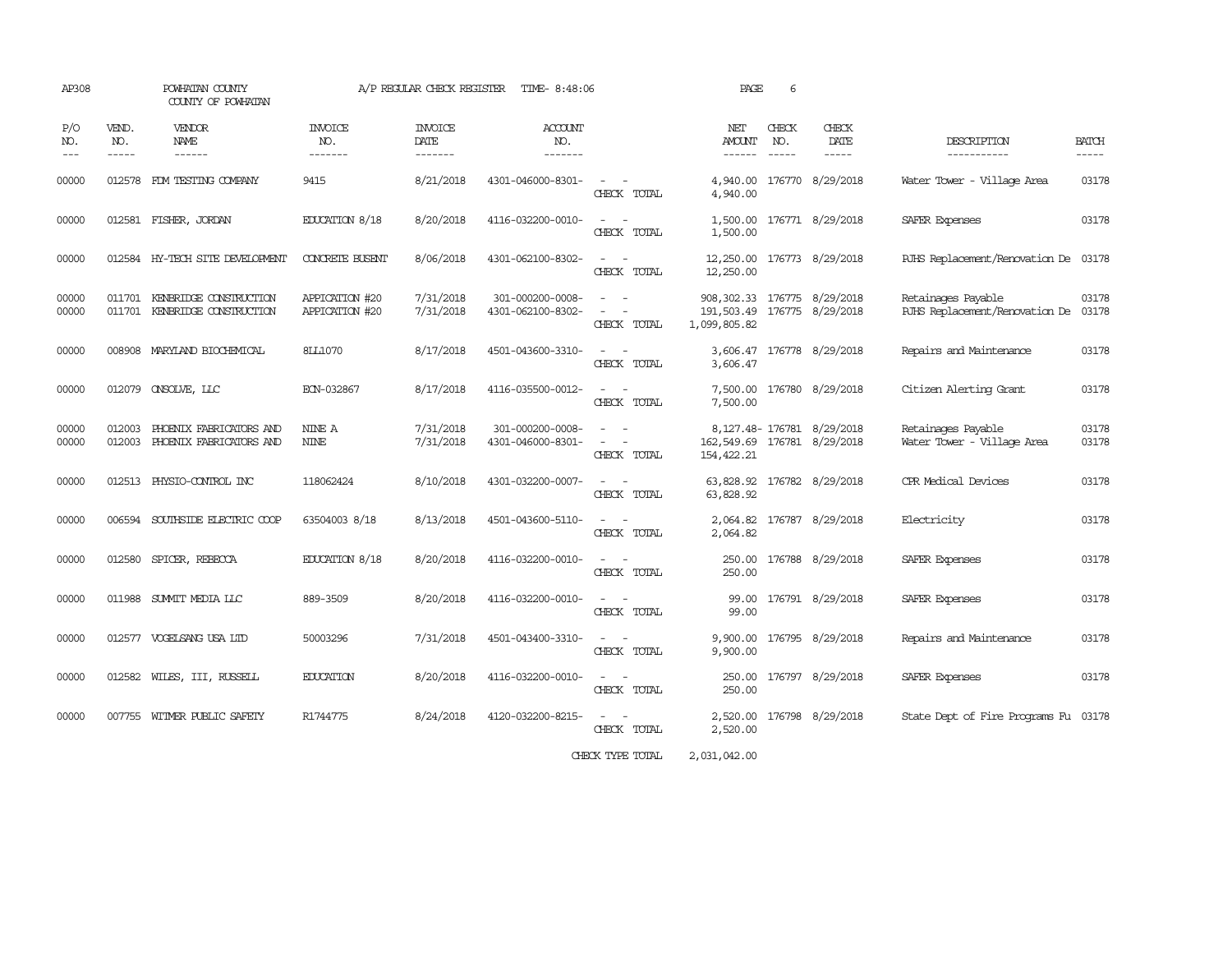AP308 POWHATAN COUNTY A/P REGULAR CHECK REGISTER TIME- 8:48:06 PAGE 6
COUNTY OF POWHATAN

| P/O NO. | VEND. NO. | VENDOR NAME | INVOICE NO. | INVOICE DATE | ACCOUNT NO. | | NET AMOUNT | CHECK NO. | CHECK DATE | DESCRIPTION | BATCH |
|---|---|---|---|---|---|---|---|---|---|---|---|
| 00000 | 012578 | FDM TESTING COMPANY | 9415 | 8/21/2018 | 4301-046000-8301- | - - | 4,940.00 | 176770 | 8/29/2018 | Water Tower - Village Area | 03178 |
| | | | | | | CHECK TOTAL | 4,940.00 | | | | |
| 00000 | 012581 | FISHER, JORDAN | EDUCATION 8/18 | 8/20/2018 | 4116-032200-0010- | - - | 1,500.00 | 176771 | 8/29/2018 | SAFER Expenses | 03178 |
| | | | | | | CHECK TOTAL | 1,500.00 | | | | |
| 00000 | 012584 | HY-TECH SITE DEVELOPMENT | CONCRETE BUSENT | 8/06/2018 | 4301-062100-8302- | - - | 12,250.00 | 176773 | 8/29/2018 | PJHS Replacement/Renovation De | 03178 |
| | | | | | | CHECK TOTAL | 12,250.00 | | | | |
| 00000 | 011701 | KENBRIDGE CONSTRUCTION | APPICATION #20 | 7/31/2018 | 301-000200-0008- | - - | 908,302.33 | 176775 | 8/29/2018 | Retainages Payable | 03178 |
| 00000 | 011701 | KENBRIDGE CONSTRUCTION | APPICATION #20 | 7/31/2018 | 4301-062100-8302- | - - | 191,503.49 | 176775 | 8/29/2018 | PJHS Replacement/Renovation De | 03178 |
| | | | | | | CHECK TOTAL | 1,099,805.82 | | | | |
| 00000 | 008908 | MARYLAND BIOCHEMICAL | 8LL1070 | 8/17/2018 | 4501-043600-3310- | - - | 3,606.47 | 176778 | 8/29/2018 | Repairs and Maintenance | 03178 |
| | | | | | | CHECK TOTAL | 3,606.47 | | | | |
| 00000 | 012079 | ONSOLVE, LLC | ECN-032867 | 8/17/2018 | 4116-035500-0012- | - - | 7,500.00 | 176780 | 8/29/2018 | Citizen Alerting Grant | 03178 |
| | | | | | | CHECK TOTAL | 7,500.00 | | | | |
| 00000 | 012003 | PHOENIX FABRICATORS AND | NINE A | 7/31/2018 | 301-000200-0008- | - - | 8,127.48- | 176781 | 8/29/2018 | Retainages Payable | 03178 |
| 00000 | 012003 | PHOENIX FABRICATORS AND | NINE | 7/31/2018 | 4301-046000-8301- | - - | 162,549.69 | 176781 | 8/29/2018 | Water Tower - Village Area | 03178 |
| | | | | | | CHECK TOTAL | 154,422.21 | | | | |
| 00000 | 012513 | PHYSIO-CONTROL INC | 118062424 | 8/10/2018 | 4301-032200-0007- | - - | 63,828.92 | 176782 | 8/29/2018 | CPR Medical Devices | 03178 |
| | | | | | | CHECK TOTAL | 63,828.92 | | | | |
| 00000 | 006594 | SOUTHSIDE ELECTRIC COOP | 63504003 8/18 | 8/13/2018 | 4501-043600-5110- | - - | 2,064.82 | 176787 | 8/29/2018 | Electricity | 03178 |
| | | | | | | CHECK TOTAL | 2,064.82 | | | | |
| 00000 | 012580 | SPICER, REBECCA | EDUCATION 8/18 | 8/20/2018 | 4116-032200-0010- | - - | 250.00 | 176788 | 8/29/2018 | SAFER Expenses | 03178 |
| | | | | | | CHECK TOTAL | 250.00 | | | | |
| 00000 | 011988 | SUMMIT MEDIA LLC | 889-3509 | 8/20/2018 | 4116-032200-0010- | - - | 99.00 | 176791 | 8/29/2018 | SAFER Expenses | 03178 |
| | | | | | | CHECK TOTAL | 99.00 | | | | |
| 00000 | 012577 | VOGELSANG USA LTD | 50003296 | 7/31/2018 | 4501-043400-3310- | - - | 9,900.00 | 176795 | 8/29/2018 | Repairs and Maintenance | 03178 |
| | | | | | | CHECK TOTAL | 9,900.00 | | | | |
| 00000 | 012582 | WILES, III, RUSSELL | EDUCATION | 8/20/2018 | 4116-032200-0010- | - - | 250.00 | 176797 | 8/29/2018 | SAFER Expenses | 03178 |
| | | | | | | CHECK TOTAL | 250.00 | | | | |
| 00000 | 007755 | WITMER PUBLIC SAFETY | R1744775 | 8/24/2018 | 4120-032200-8215- | - - | 2,520.00 | 176798 | 8/29/2018 | State Dept of Fire Programs Fu | 03178 |
| | | | | | | CHECK TOTAL | 2,520.00 | | | | |
| | | | | | | CHECK TYPE TOTAL | 2,031,042.00 | | | | |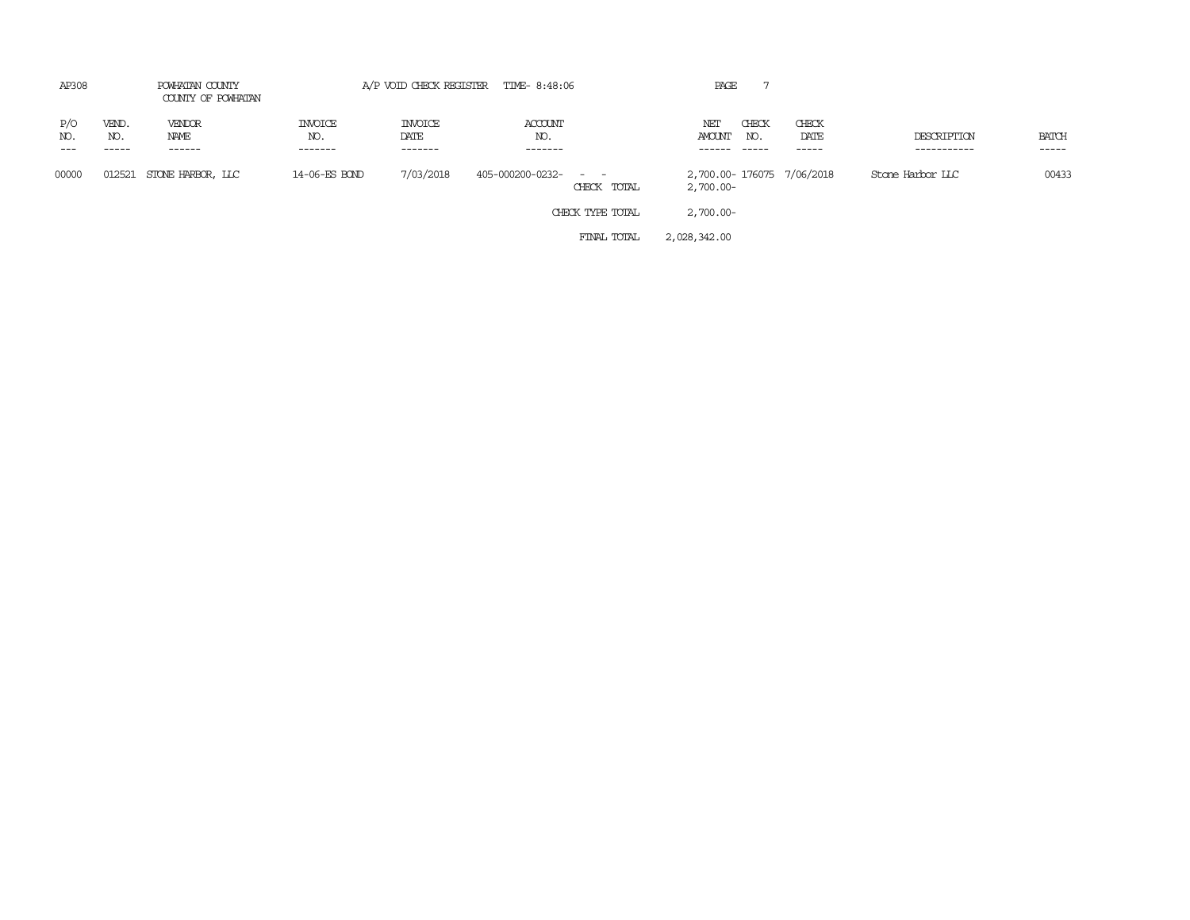AP308 POWHATAN COUNTY A/P VOID CHECK REGISTER TIME- 8:48:06

COUNTY OF POWHATAN

| P/O NO. | VEND. NO. | VENDOR NAME | INVOICE NO. | INVOICE DATE | ACCOUNT NO. | | NET AMOUNT | CHECK NO. | CHECK DATE | DESCRIPTION | BATCH |
|---|---|---|---|---|---|---|---|---|---|---|---|
| 00000 | 012521 | STONE HARBOR, LLC | 14-06-ES BOND | 7/03/2018 | 405-000200-0232- - - | | 2,700.00- | 176075 | 7/06/2018 | Stone Harbor LLC | 00433 |
| | | | | | | CHECK TOTAL | 2,700.00- | | | | |
| | | | | | | CHECK TYPE TOTAL | 2,700.00- | | | | |
| | | | | | | FINAL TOTAL | 2,028,342.00 | | | | |